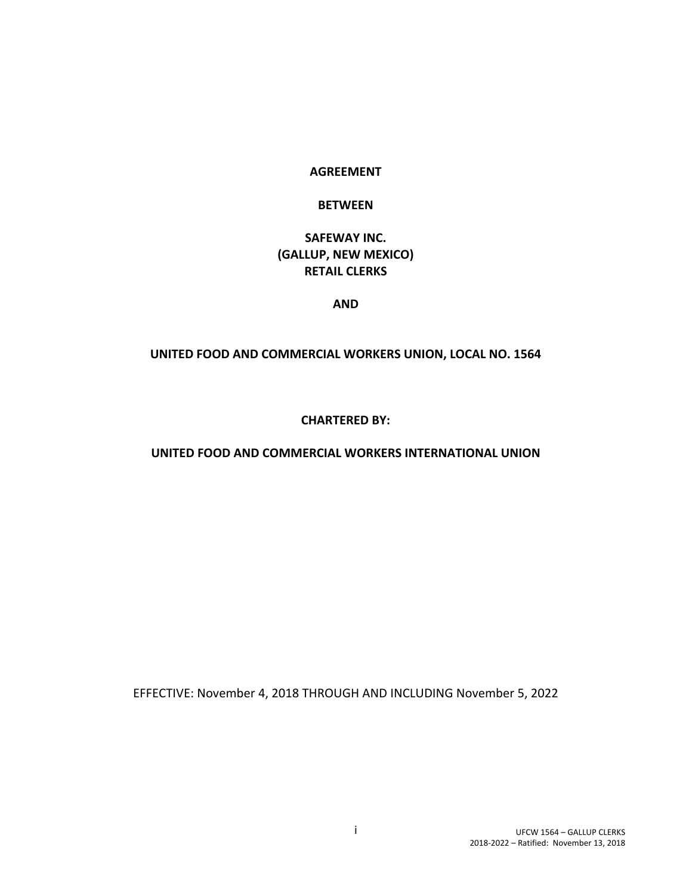**AGREEMENT**

**BETWEEN**

**SAFEWAY INC.**
**(GALLUP, NEW MEXICO)**
**RETAIL CLERKS**

**AND**

**UNITED FOOD AND COMMERCIAL WORKERS UNION, LOCAL NO. 1564**

**CHARTERED BY:**

**UNITED FOOD AND COMMERCIAL WORKERS INTERNATIONAL UNION**

EFFECTIVE: November 4, 2018 THROUGH AND INCLUDING November 5, 2022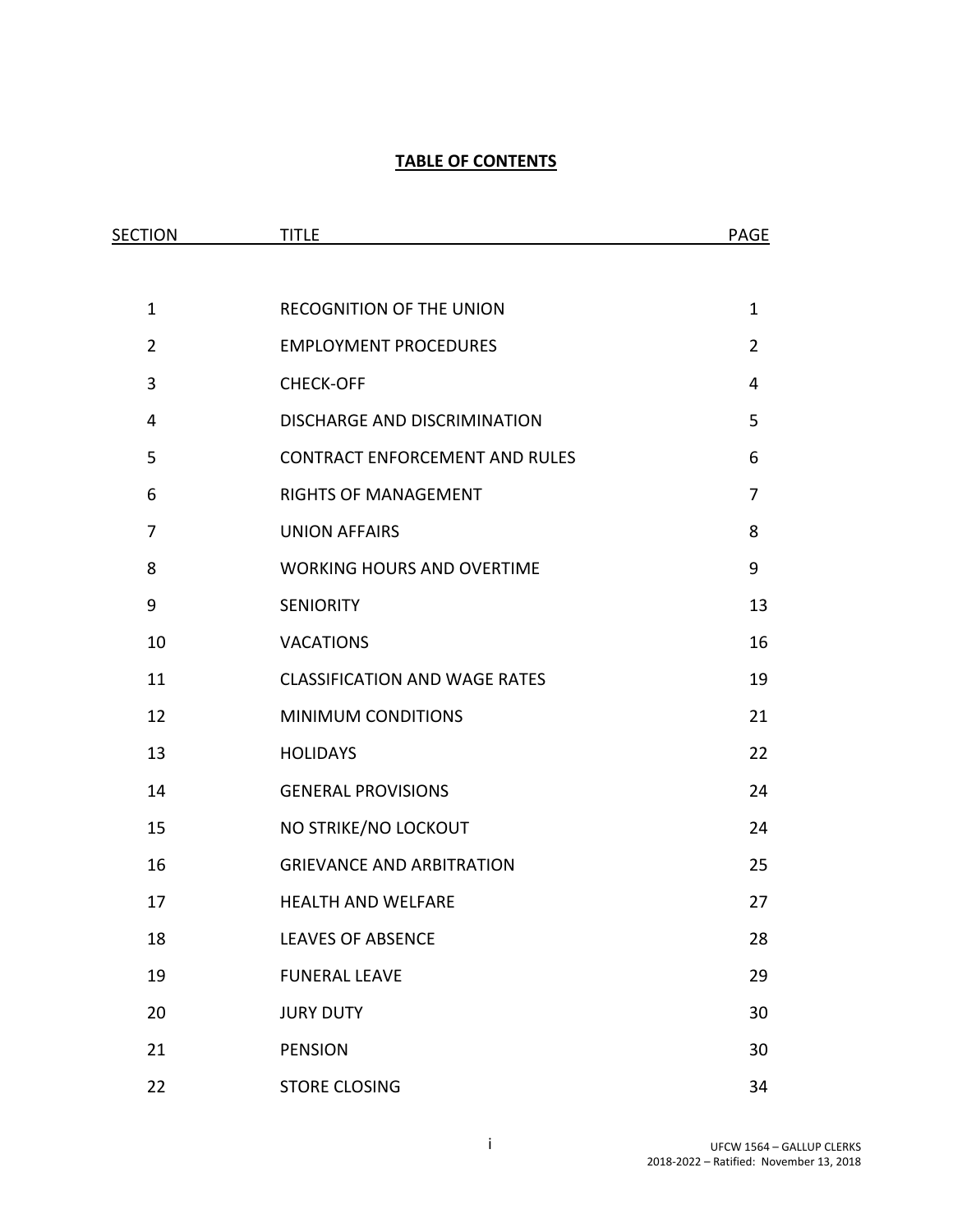# TABLE OF CONTENTS

| SECTION | TITLE | PAGE |
|---|---|---|
| 1 | RECOGNITION OF THE UNION | 1 |
| 2 | EMPLOYMENT PROCEDURES | 2 |
| 3 | CHECK-OFF | 4 |
| 4 | DISCHARGE AND DISCRIMINATION | 5 |
| 5 | CONTRACT ENFORCEMENT AND RULES | 6 |
| 6 | RIGHTS OF MANAGEMENT | 7 |
| 7 | UNION AFFAIRS | 8 |
| 8 | WORKING HOURS AND OVERTIME | 9 |
| 9 | SENIORITY | 13 |
| 10 | VACATIONS | 16 |
| 11 | CLASSIFICATION AND WAGE RATES | 19 |
| 12 | MINIMUM CONDITIONS | 21 |
| 13 | HOLIDAYS | 22 |
| 14 | GENERAL PROVISIONS | 24 |
| 15 | NO STRIKE/NO LOCKOUT | 24 |
| 16 | GRIEVANCE AND ARBITRATION | 25 |
| 17 | HEALTH AND WELFARE | 27 |
| 18 | LEAVES OF ABSENCE | 28 |
| 19 | FUNERAL LEAVE | 29 |
| 20 | JURY DUTY | 30 |
| 21 | PENSION | 30 |
| 22 | STORE CLOSING | 34 |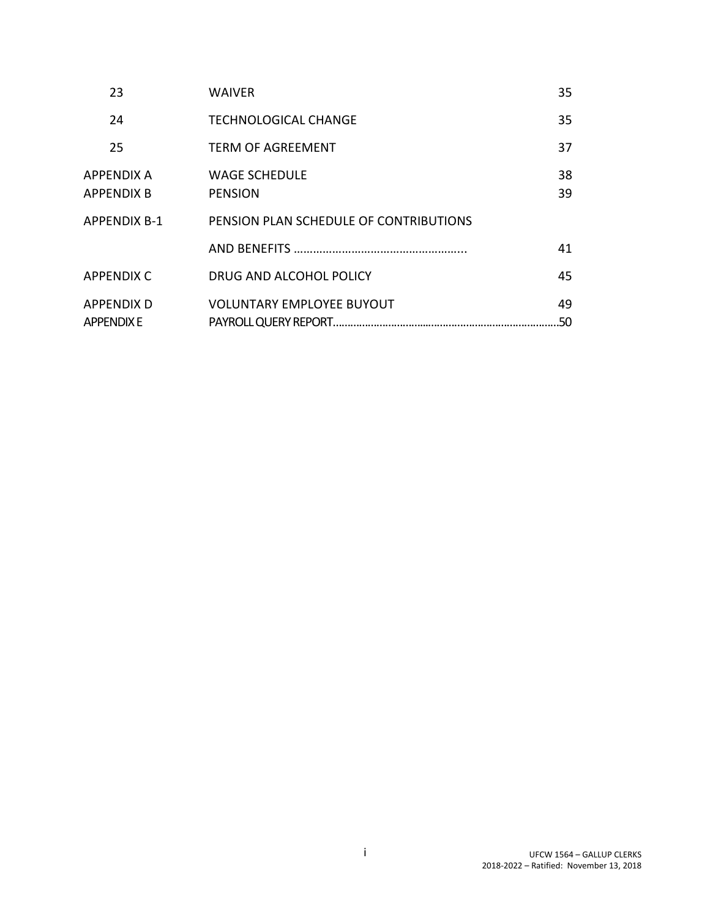| | | |
|---|---|---|
| 23 | WAIVER | 35 |
| 24 | TECHNOLOGICAL CHANGE | 35 |
| 25 | TERM OF AGREEMENT | 37 |
| APPENDIX A | WAGE SCHEDULE | 38 |
| APPENDIX B | PENSION | 39 |
| APPENDIX B-1 | PENSION PLAN SCHEDULE OF CONTRIBUTIONS AND BENEFITS ..................................................... | 41 |
| APPENDIX C | DRUG AND ALCOHOL POLICY | 45 |
| APPENDIX D | VOLUNTARY EMPLOYEE BUYOUT | 49 |
| APPENDIX E | PAYROLL QUERY REPORT............................................................................. | 50 |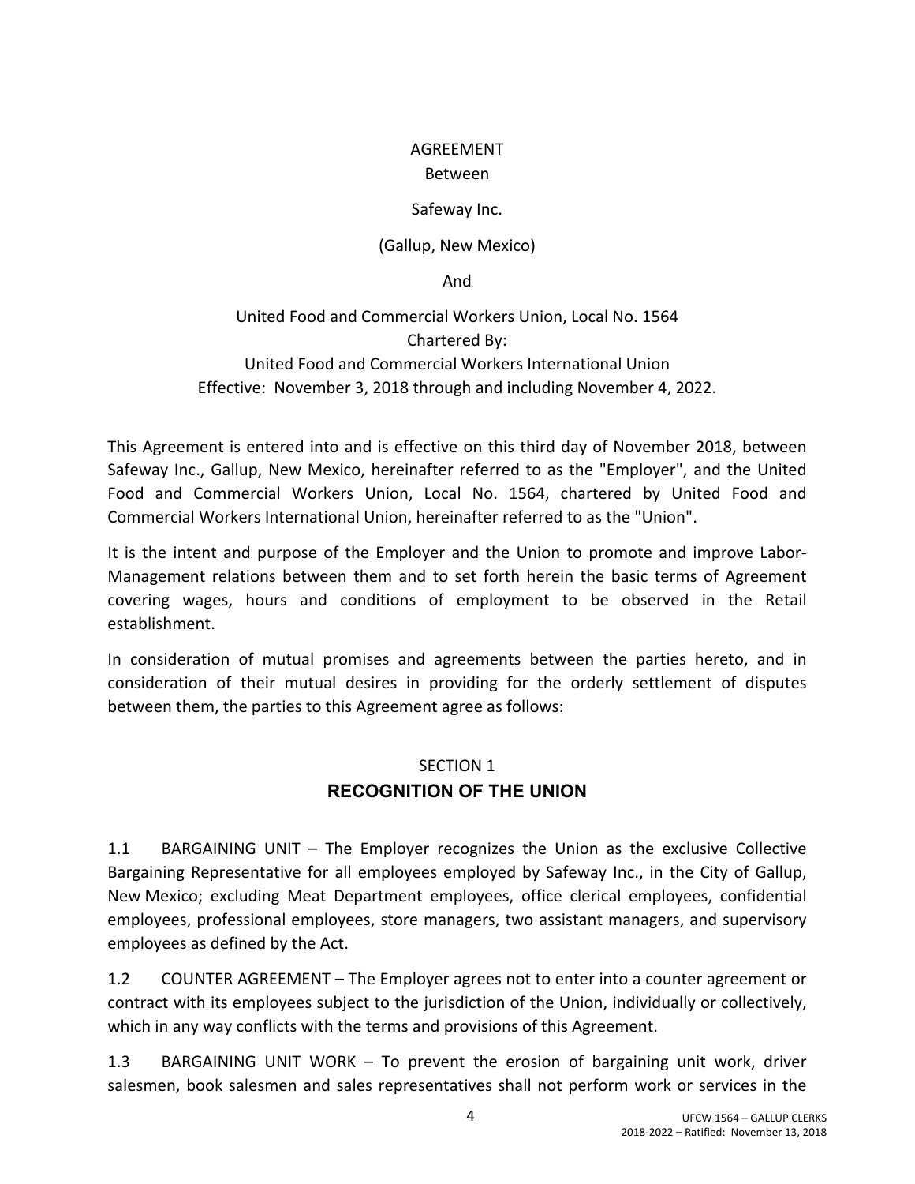AGREEMENT

Between

Safeway Inc.

(Gallup, New Mexico)

And

United Food and Commercial Workers Union, Local No. 1564
Chartered By:
United Food and Commercial Workers International Union
Effective: November 3, 2018 through and including November 4, 2022.

This Agreement is entered into and is effective on this third day of November 2018, between Safeway Inc., Gallup, New Mexico, hereinafter referred to as the "Employer", and the United Food and Commercial Workers Union, Local No. 1564, chartered by United Food and Commercial Workers International Union, hereinafter referred to as the "Union".

It is the intent and purpose of the Employer and the Union to promote and improve Labor-Management relations between them and to set forth herein the basic terms of Agreement covering wages, hours and conditions of employment to be observed in the Retail establishment.

In consideration of mutual promises and agreements between the parties hereto, and in consideration of their mutual desires in providing for the orderly settlement of disputes between them, the parties to this Agreement agree as follows:

## SECTION 1
## RECOGNITION OF THE UNION

1.1 BARGAINING UNIT – The Employer recognizes the Union as the exclusive Collective Bargaining Representative for all employees employed by Safeway Inc., in the City of Gallup, New Mexico; excluding Meat Department employees, office clerical employees, confidential employees, professional employees, store managers, two assistant managers, and supervisory employees as defined by the Act.

1.2 COUNTER AGREEMENT – The Employer agrees not to enter into a counter agreement or contract with its employees subject to the jurisdiction of the Union, individually or collectively, which in any way conflicts with the terms and provisions of this Agreement.

1.3 BARGAINING UNIT WORK – To prevent the erosion of bargaining unit work, driver salesmen, book salesmen and sales representatives shall not perform work or services in the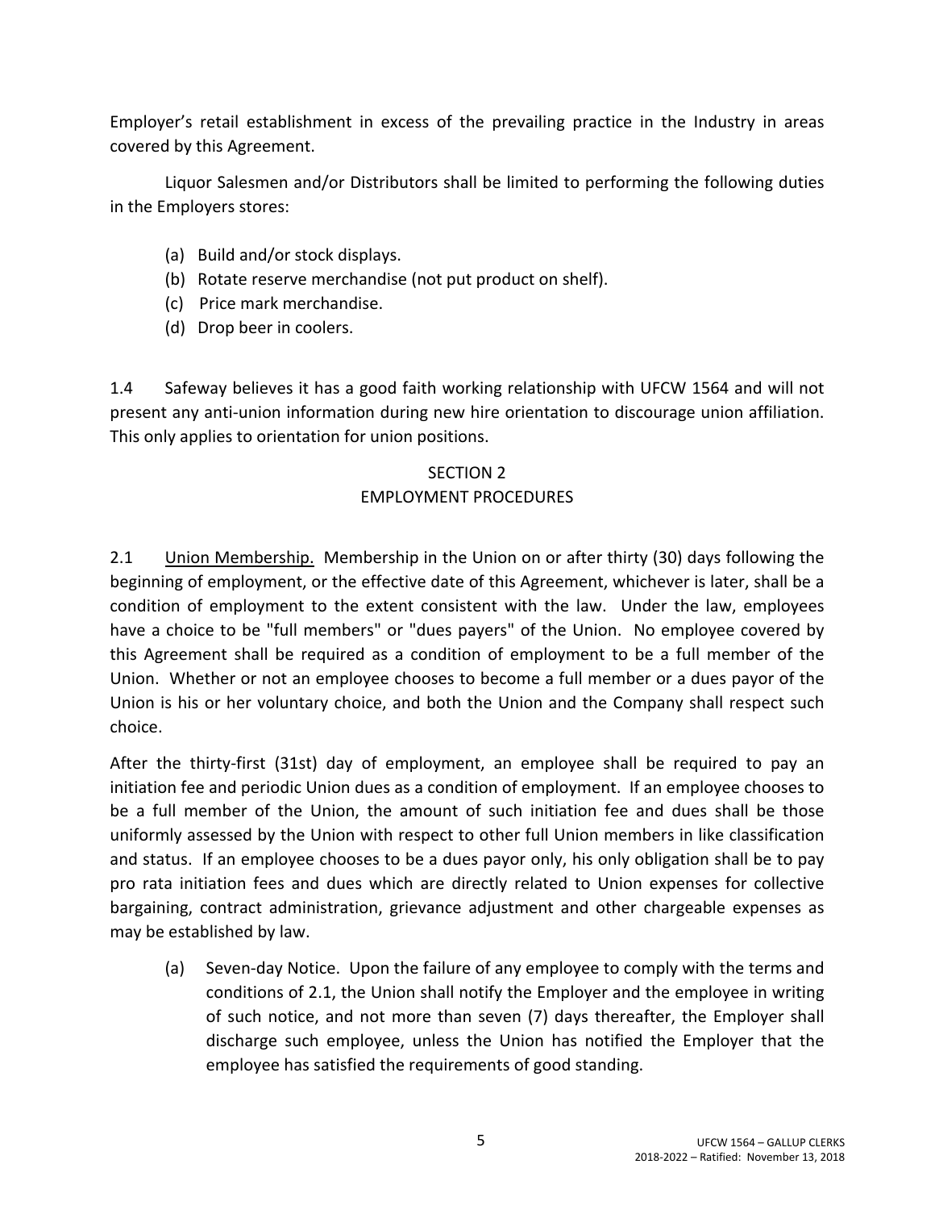Employer's retail establishment in excess of the prevailing practice in the Industry in areas covered by this Agreement.

Liquor Salesmen and/or Distributors shall be limited to performing the following duties in the Employers stores:

(a) Build and/or stock displays.
(b) Rotate reserve merchandise (not put product on shelf).
(c) Price mark merchandise.
(d) Drop beer in coolers.

1.4 Safeway believes it has a good faith working relationship with UFCW 1564 and will not present any anti-union information during new hire orientation to discourage union affiliation. This only applies to orientation for union positions.

## SECTION 2
## EMPLOYMENT PROCEDURES

2.1 Union Membership. Membership in the Union on or after thirty (30) days following the beginning of employment, or the effective date of this Agreement, whichever is later, shall be a condition of employment to the extent consistent with the law. Under the law, employees have a choice to be "full members" or "dues payers" of the Union. No employee covered by this Agreement shall be required as a condition of employment to be a full member of the Union. Whether or not an employee chooses to become a full member or a dues payor of the Union is his or her voluntary choice, and both the Union and the Company shall respect such choice.

After the thirty-first (31st) day of employment, an employee shall be required to pay an initiation fee and periodic Union dues as a condition of employment. If an employee chooses to be a full member of the Union, the amount of such initiation fee and dues shall be those uniformly assessed by the Union with respect to other full Union members in like classification and status. If an employee chooses to be a dues payor only, his only obligation shall be to pay pro rata initiation fees and dues which are directly related to Union expenses for collective bargaining, contract administration, grievance adjustment and other chargeable expenses as may be established by law.

(a) Seven-day Notice. Upon the failure of any employee to comply with the terms and conditions of 2.1, the Union shall notify the Employer and the employee in writing of such notice, and not more than seven (7) days thereafter, the Employer shall discharge such employee, unless the Union has notified the Employer that the employee has satisfied the requirements of good standing.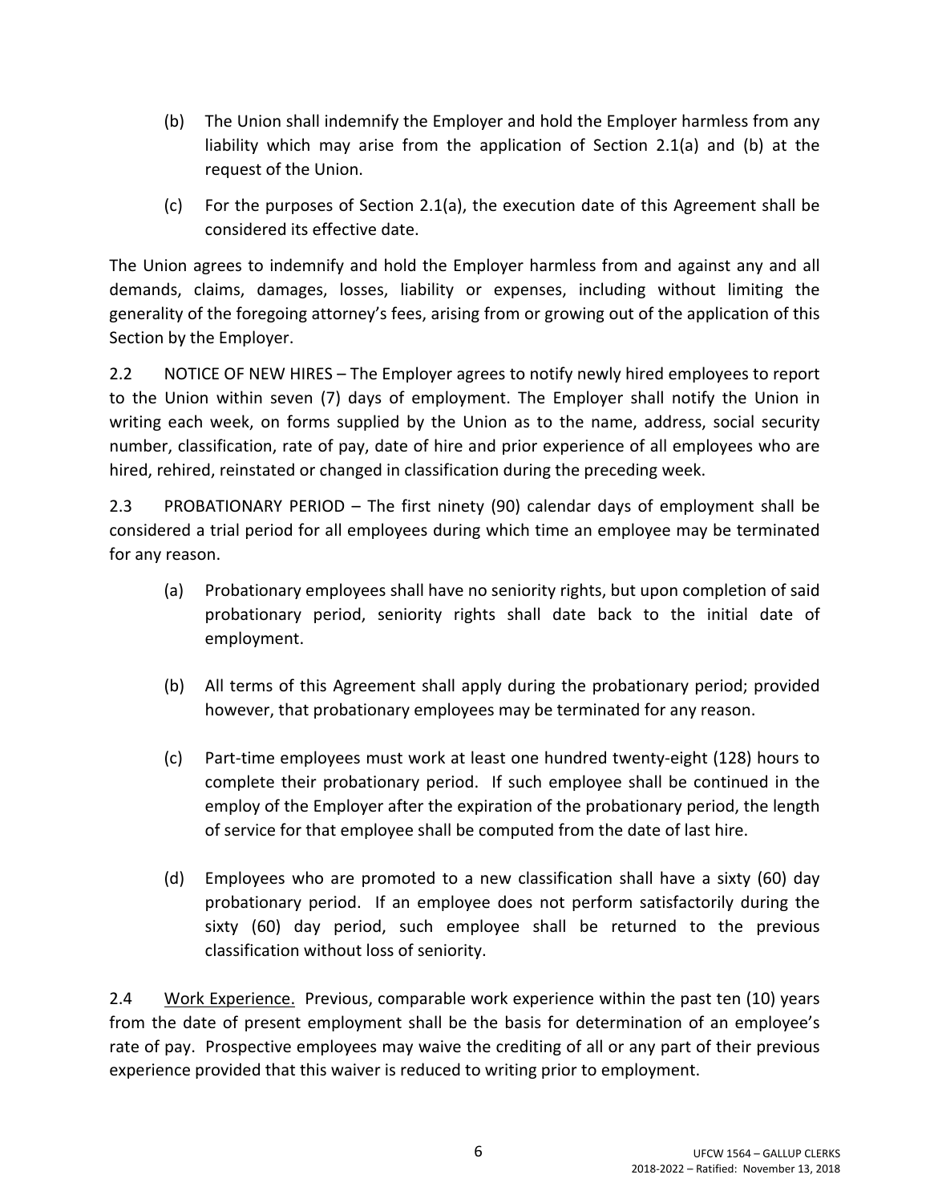(b) The Union shall indemnify the Employer and hold the Employer harmless from any liability which may arise from the application of Section 2.1(a) and (b) at the request of the Union.

(c) For the purposes of Section 2.1(a), the execution date of this Agreement shall be considered its effective date.

The Union agrees to indemnify and hold the Employer harmless from and against any and all demands, claims, damages, losses, liability or expenses, including without limiting the generality of the foregoing attorney's fees, arising from or growing out of the application of this Section by the Employer.

2.2 NOTICE OF NEW HIRES – The Employer agrees to notify newly hired employees to report to the Union within seven (7) days of employment. The Employer shall notify the Union in writing each week, on forms supplied by the Union as to the name, address, social security number, classification, rate of pay, date of hire and prior experience of all employees who are hired, rehired, reinstated or changed in classification during the preceding week.

2.3 PROBATIONARY PERIOD – The first ninety (90) calendar days of employment shall be considered a trial period for all employees during which time an employee may be terminated for any reason.

(a) Probationary employees shall have no seniority rights, but upon completion of said probationary period, seniority rights shall date back to the initial date of employment.

(b) All terms of this Agreement shall apply during the probationary period; provided however, that probationary employees may be terminated for any reason.

(c) Part-time employees must work at least one hundred twenty-eight (128) hours to complete their probationary period. If such employee shall be continued in the employ of the Employer after the expiration of the probationary period, the length of service for that employee shall be computed from the date of last hire.

(d) Employees who are promoted to a new classification shall have a sixty (60) day probationary period. If an employee does not perform satisfactorily during the sixty (60) day period, such employee shall be returned to the previous classification without loss of seniority.

2.4 <u>Work Experience.</u> Previous, comparable work experience within the past ten (10) years from the date of present employment shall be the basis for determination of an employee's rate of pay. Prospective employees may waive the crediting of all or any part of their previous experience provided that this waiver is reduced to writing prior to employment.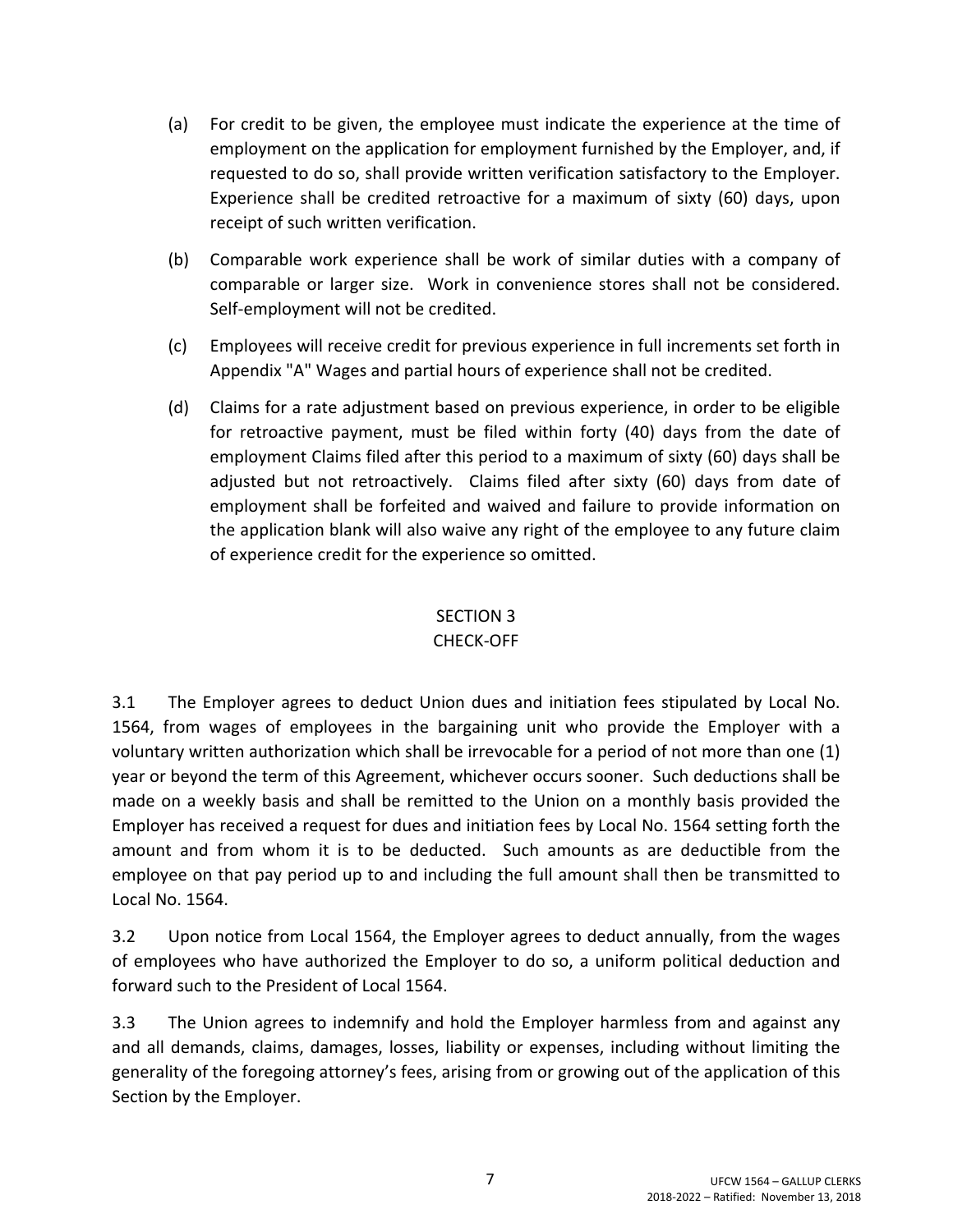(a) For credit to be given, the employee must indicate the experience at the time of employment on the application for employment furnished by the Employer, and, if requested to do so, shall provide written verification satisfactory to the Employer. Experience shall be credited retroactive for a maximum of sixty (60) days, upon receipt of such written verification.

(b) Comparable work experience shall be work of similar duties with a company of comparable or larger size. Work in convenience stores shall not be considered. Self-employment will not be credited.

(c) Employees will receive credit for previous experience in full increments set forth in Appendix "A" Wages and partial hours of experience shall not be credited.

(d) Claims for a rate adjustment based on previous experience, in order to be eligible for retroactive payment, must be filed within forty (40) days from the date of employment Claims filed after this period to a maximum of sixty (60) days shall be adjusted but not retroactively. Claims filed after sixty (60) days from date of employment shall be forfeited and waived and failure to provide information on the application blank will also waive any right of the employee to any future claim of experience credit for the experience so omitted.

## SECTION 3
## CHECK-OFF

3.1 The Employer agrees to deduct Union dues and initiation fees stipulated by Local No. 1564, from wages of employees in the bargaining unit who provide the Employer with a voluntary written authorization which shall be irrevocable for a period of not more than one (1) year or beyond the term of this Agreement, whichever occurs sooner. Such deductions shall be made on a weekly basis and shall be remitted to the Union on a monthly basis provided the Employer has received a request for dues and initiation fees by Local No. 1564 setting forth the amount and from whom it is to be deducted. Such amounts as are deductible from the employee on that pay period up to and including the full amount shall then be transmitted to Local No. 1564.

3.2 Upon notice from Local 1564, the Employer agrees to deduct annually, from the wages of employees who have authorized the Employer to do so, a uniform political deduction and forward such to the President of Local 1564.

3.3 The Union agrees to indemnify and hold the Employer harmless from and against any and all demands, claims, damages, losses, liability or expenses, including without limiting the generality of the foregoing attorney's fees, arising from or growing out of the application of this Section by the Employer.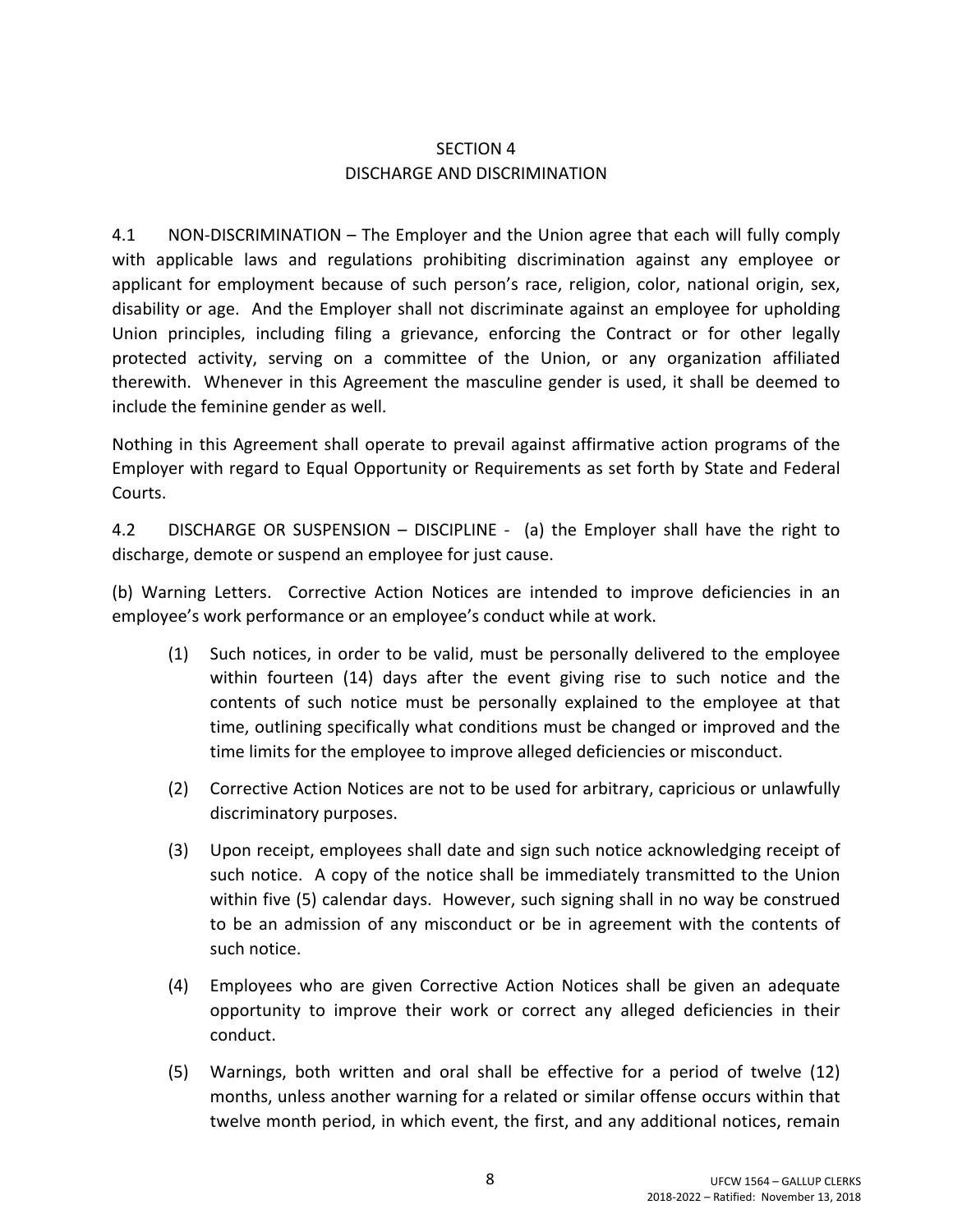## SECTION 4
## DISCHARGE AND DISCRIMINATION

4.1 NON-DISCRIMINATION – The Employer and the Union agree that each will fully comply with applicable laws and regulations prohibiting discrimination against any employee or applicant for employment because of such person's race, religion, color, national origin, sex, disability or age. And the Employer shall not discriminate against an employee for upholding Union principles, including filing a grievance, enforcing the Contract or for other legally protected activity, serving on a committee of the Union, or any organization affiliated therewith. Whenever in this Agreement the masculine gender is used, it shall be deemed to include the feminine gender as well.

Nothing in this Agreement shall operate to prevail against affirmative action programs of the Employer with regard to Equal Opportunity or Requirements as set forth by State and Federal Courts.

4.2 DISCHARGE OR SUSPENSION – DISCIPLINE - (a) the Employer shall have the right to discharge, demote or suspend an employee for just cause.

(b) Warning Letters. Corrective Action Notices are intended to improve deficiencies in an employee's work performance or an employee's conduct while at work.

(1) Such notices, in order to be valid, must be personally delivered to the employee within fourteen (14) days after the event giving rise to such notice and the contents of such notice must be personally explained to the employee at that time, outlining specifically what conditions must be changed or improved and the time limits for the employee to improve alleged deficiencies or misconduct.

(2) Corrective Action Notices are not to be used for arbitrary, capricious or unlawfully discriminatory purposes.

(3) Upon receipt, employees shall date and sign such notice acknowledging receipt of such notice. A copy of the notice shall be immediately transmitted to the Union within five (5) calendar days. However, such signing shall in no way be construed to be an admission of any misconduct or be in agreement with the contents of such notice.

(4) Employees who are given Corrective Action Notices shall be given an adequate opportunity to improve their work or correct any alleged deficiencies in their conduct.

(5) Warnings, both written and oral shall be effective for a period of twelve (12) months, unless another warning for a related or similar offense occurs within that twelve month period, in which event, the first, and any additional notices, remain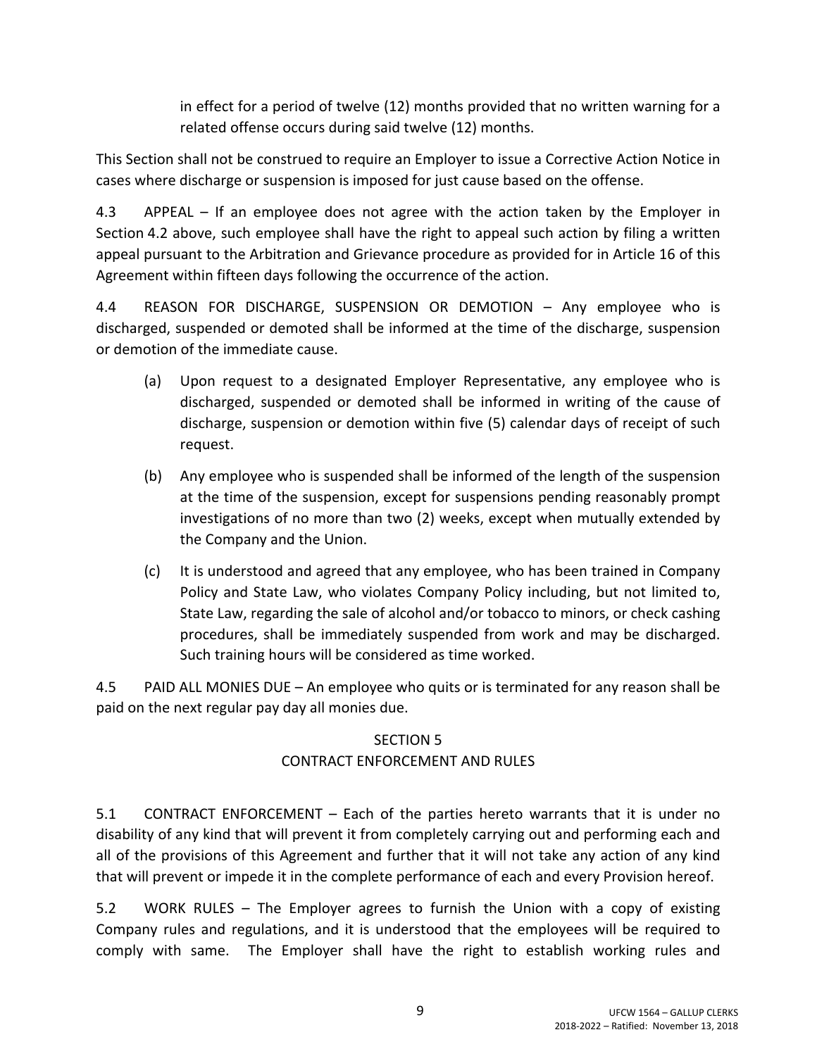in effect for a period of twelve (12) months provided that no written warning for a related offense occurs during said twelve (12) months.

This Section shall not be construed to require an Employer to issue a Corrective Action Notice in cases where discharge or suspension is imposed for just cause based on the offense.

4.3 APPEAL – If an employee does not agree with the action taken by the Employer in Section 4.2 above, such employee shall have the right to appeal such action by filing a written appeal pursuant to the Arbitration and Grievance procedure as provided for in Article 16 of this Agreement within fifteen days following the occurrence of the action.

4.4 REASON FOR DISCHARGE, SUSPENSION OR DEMOTION – Any employee who is discharged, suspended or demoted shall be informed at the time of the discharge, suspension or demotion of the immediate cause.

(a) Upon request to a designated Employer Representative, any employee who is discharged, suspended or demoted shall be informed in writing of the cause of discharge, suspension or demotion within five (5) calendar days of receipt of such request.

(b) Any employee who is suspended shall be informed of the length of the suspension at the time of the suspension, except for suspensions pending reasonably prompt investigations of no more than two (2) weeks, except when mutually extended by the Company and the Union.

(c) It is understood and agreed that any employee, who has been trained in Company Policy and State Law, who violates Company Policy including, but not limited to, State Law, regarding the sale of alcohol and/or tobacco to minors, or check cashing procedures, shall be immediately suspended from work and may be discharged. Such training hours will be considered as time worked.

4.5 PAID ALL MONIES DUE – An employee who quits or is terminated for any reason shall be paid on the next regular pay day all monies due.

## SECTION 5
## CONTRACT ENFORCEMENT AND RULES

5.1 CONTRACT ENFORCEMENT – Each of the parties hereto warrants that it is under no disability of any kind that will prevent it from completely carrying out and performing each and all of the provisions of this Agreement and further that it will not take any action of any kind that will prevent or impede it in the complete performance of each and every Provision hereof.

5.2 WORK RULES – The Employer agrees to furnish the Union with a copy of existing Company rules and regulations, and it is understood that the employees will be required to comply with same. The Employer shall have the right to establish working rules and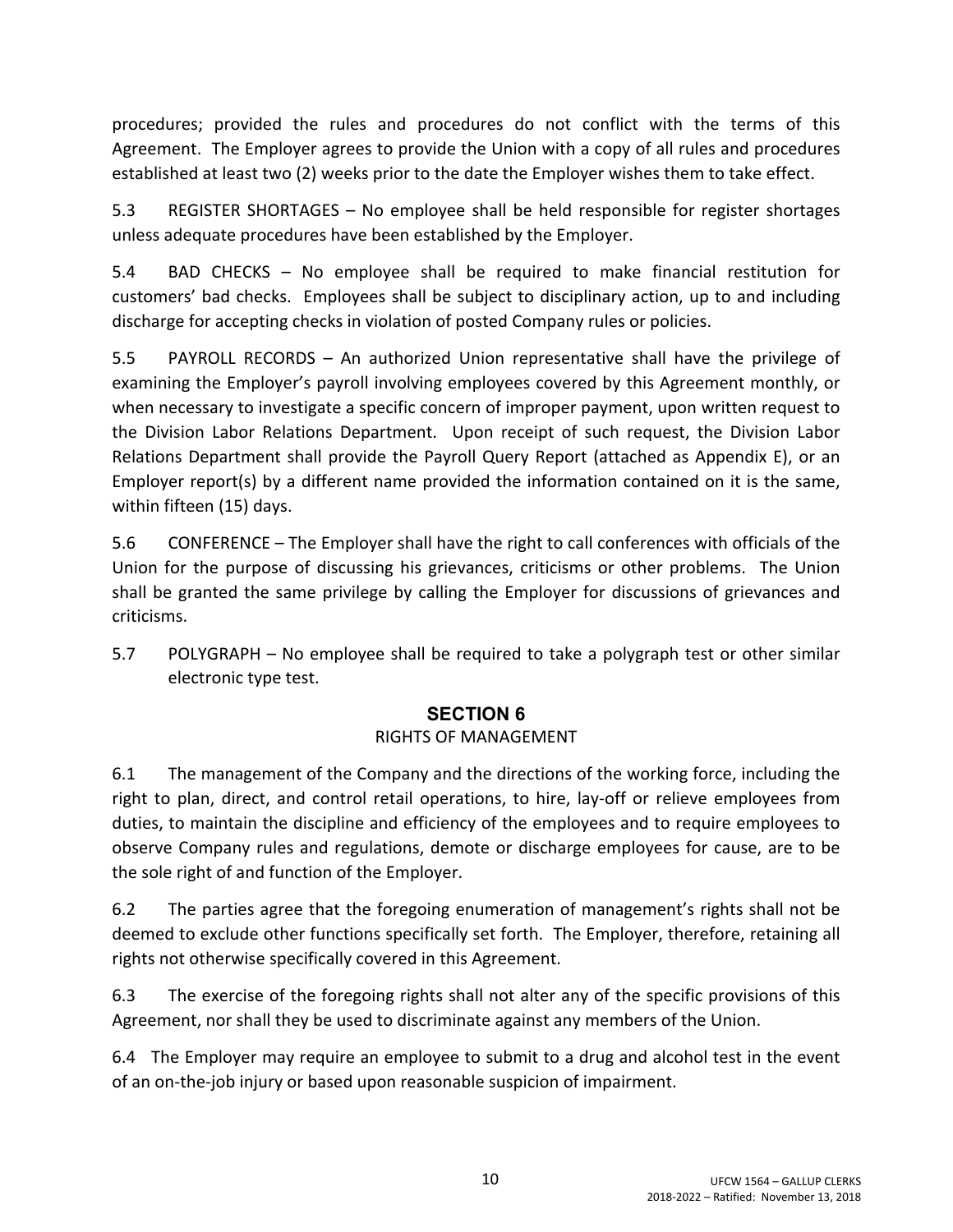procedures; provided the rules and procedures do not conflict with the terms of this Agreement. The Employer agrees to provide the Union with a copy of all rules and procedures established at least two (2) weeks prior to the date the Employer wishes them to take effect.

5.3 REGISTER SHORTAGES – No employee shall be held responsible for register shortages unless adequate procedures have been established by the Employer.

5.4 BAD CHECKS – No employee shall be required to make financial restitution for customers' bad checks. Employees shall be subject to disciplinary action, up to and including discharge for accepting checks in violation of posted Company rules or policies.

5.5 PAYROLL RECORDS – An authorized Union representative shall have the privilege of examining the Employer's payroll involving employees covered by this Agreement monthly, or when necessary to investigate a specific concern of improper payment, upon written request to the Division Labor Relations Department. Upon receipt of such request, the Division Labor Relations Department shall provide the Payroll Query Report (attached as Appendix E), or an Employer report(s) by a different name provided the information contained on it is the same, within fifteen (15) days.

5.6 CONFERENCE – The Employer shall have the right to call conferences with officials of the Union for the purpose of discussing his grievances, criticisms or other problems. The Union shall be granted the same privilege by calling the Employer for discussions of grievances and criticisms.

5.7 POLYGRAPH – No employee shall be required to take a polygraph test or other similar electronic type test.

## SECTION 6

### RIGHTS OF MANAGEMENT

6.1 The management of the Company and the directions of the working force, including the right to plan, direct, and control retail operations, to hire, lay-off or relieve employees from duties, to maintain the discipline and efficiency of the employees and to require employees to observe Company rules and regulations, demote or discharge employees for cause, are to be the sole right of and function of the Employer.

6.2 The parties agree that the foregoing enumeration of management's rights shall not be deemed to exclude other functions specifically set forth. The Employer, therefore, retaining all rights not otherwise specifically covered in this Agreement.

6.3 The exercise of the foregoing rights shall not alter any of the specific provisions of this Agreement, nor shall they be used to discriminate against any members of the Union.

6.4 The Employer may require an employee to submit to a drug and alcohol test in the event of an on-the-job injury or based upon reasonable suspicion of impairment.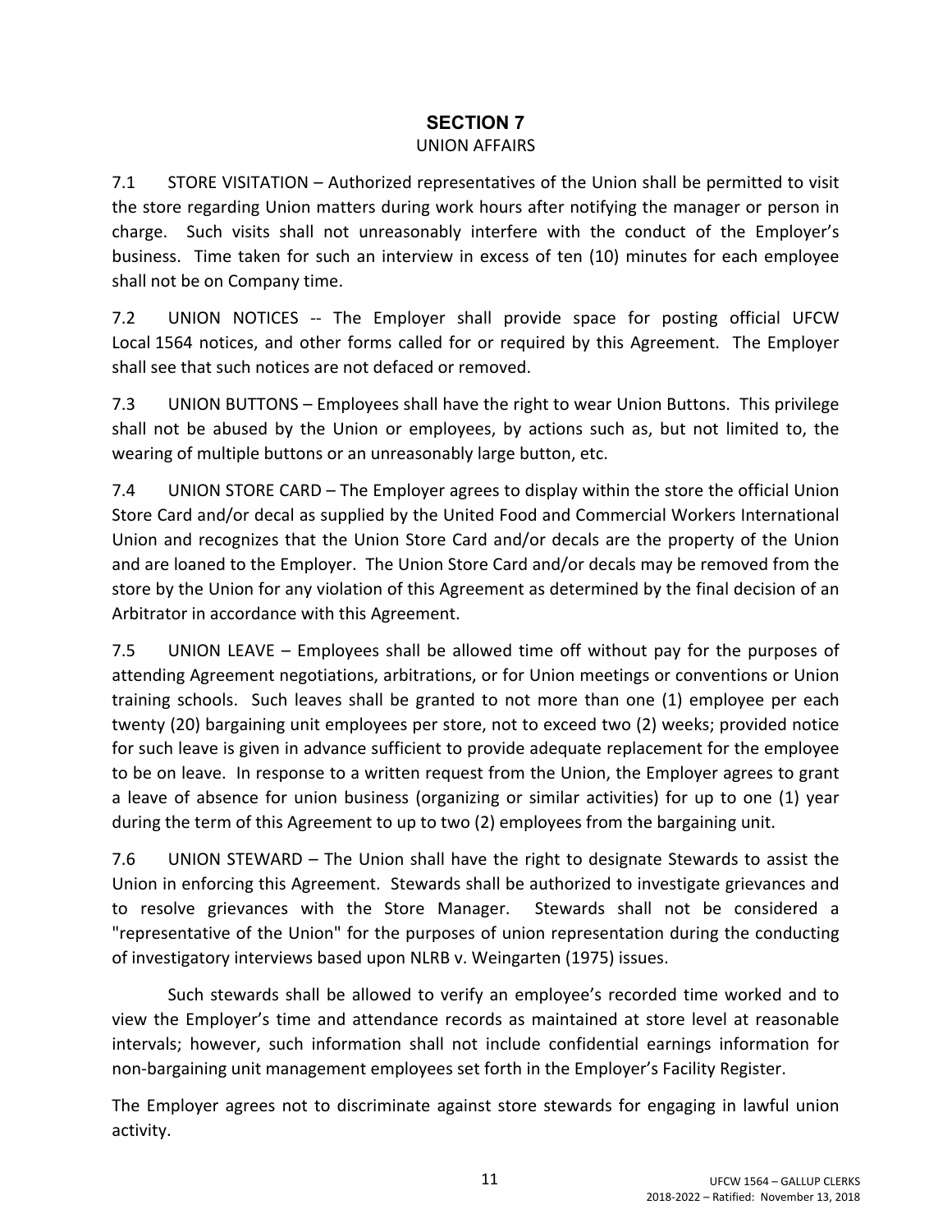# SECTION 7

## UNION AFFAIRS

7.1 STORE VISITATION – Authorized representatives of the Union shall be permitted to visit the store regarding Union matters during work hours after notifying the manager or person in charge. Such visits shall not unreasonably interfere with the conduct of the Employer's business. Time taken for such an interview in excess of ten (10) minutes for each employee shall not be on Company time.

7.2 UNION NOTICES -- The Employer shall provide space for posting official UFCW Local 1564 notices, and other forms called for or required by this Agreement. The Employer shall see that such notices are not defaced or removed.

7.3 UNION BUTTONS – Employees shall have the right to wear Union Buttons. This privilege shall not be abused by the Union or employees, by actions such as, but not limited to, the wearing of multiple buttons or an unreasonably large button, etc.

7.4 UNION STORE CARD – The Employer agrees to display within the store the official Union Store Card and/or decal as supplied by the United Food and Commercial Workers International Union and recognizes that the Union Store Card and/or decals are the property of the Union and are loaned to the Employer. The Union Store Card and/or decals may be removed from the store by the Union for any violation of this Agreement as determined by the final decision of an Arbitrator in accordance with this Agreement.

7.5 UNION LEAVE – Employees shall be allowed time off without pay for the purposes of attending Agreement negotiations, arbitrations, or for Union meetings or conventions or Union training schools. Such leaves shall be granted to not more than one (1) employee per each twenty (20) bargaining unit employees per store, not to exceed two (2) weeks; provided notice for such leave is given in advance sufficient to provide adequate replacement for the employee to be on leave. In response to a written request from the Union, the Employer agrees to grant a leave of absence for union business (organizing or similar activities) for up to one (1) year during the term of this Agreement to up to two (2) employees from the bargaining unit.

7.6 UNION STEWARD – The Union shall have the right to designate Stewards to assist the Union in enforcing this Agreement. Stewards shall be authorized to investigate grievances and to resolve grievances with the Store Manager. Stewards shall not be considered a "representative of the Union" for the purposes of union representation during the conducting of investigatory interviews based upon NLRB v. Weingarten (1975) issues.

Such stewards shall be allowed to verify an employee's recorded time worked and to view the Employer's time and attendance records as maintained at store level at reasonable intervals; however, such information shall not include confidential earnings information for non-bargaining unit management employees set forth in the Employer's Facility Register.

The Employer agrees not to discriminate against store stewards for engaging in lawful union activity.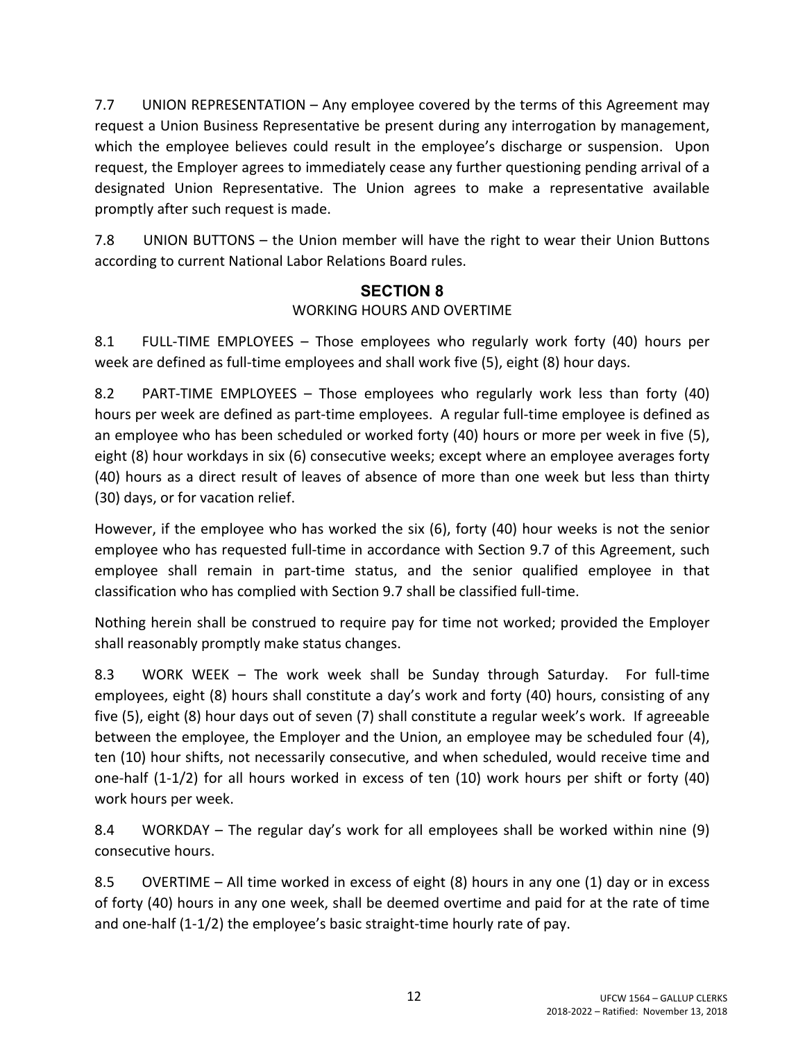7.7 UNION REPRESENTATION – Any employee covered by the terms of this Agreement may request a Union Business Representative be present during any interrogation by management, which the employee believes could result in the employee's discharge or suspension. Upon request, the Employer agrees to immediately cease any further questioning pending arrival of a designated Union Representative. The Union agrees to make a representative available promptly after such request is made.

7.8 UNION BUTTONS – the Union member will have the right to wear their Union Buttons according to current National Labor Relations Board rules.

## SECTION 8

### WORKING HOURS AND OVERTIME

8.1 FULL-TIME EMPLOYEES – Those employees who regularly work forty (40) hours per week are defined as full-time employees and shall work five (5), eight (8) hour days.

8.2 PART-TIME EMPLOYEES – Those employees who regularly work less than forty (40) hours per week are defined as part-time employees. A regular full-time employee is defined as an employee who has been scheduled or worked forty (40) hours or more per week in five (5), eight (8) hour workdays in six (6) consecutive weeks; except where an employee averages forty (40) hours as a direct result of leaves of absence of more than one week but less than thirty (30) days, or for vacation relief.

However, if the employee who has worked the six (6), forty (40) hour weeks is not the senior employee who has requested full-time in accordance with Section 9.7 of this Agreement, such employee shall remain in part-time status, and the senior qualified employee in that classification who has complied with Section 9.7 shall be classified full-time.

Nothing herein shall be construed to require pay for time not worked; provided the Employer shall reasonably promptly make status changes.

8.3 WORK WEEK – The work week shall be Sunday through Saturday. For full-time employees, eight (8) hours shall constitute a day's work and forty (40) hours, consisting of any five (5), eight (8) hour days out of seven (7) shall constitute a regular week's work. If agreeable between the employee, the Employer and the Union, an employee may be scheduled four (4), ten (10) hour shifts, not necessarily consecutive, and when scheduled, would receive time and one-half (1-1/2) for all hours worked in excess of ten (10) work hours per shift or forty (40) work hours per week.

8.4 WORKDAY – The regular day's work for all employees shall be worked within nine (9) consecutive hours.

8.5 OVERTIME – All time worked in excess of eight (8) hours in any one (1) day or in excess of forty (40) hours in any one week, shall be deemed overtime and paid for at the rate of time and one-half (1-1/2) the employee's basic straight-time hourly rate of pay.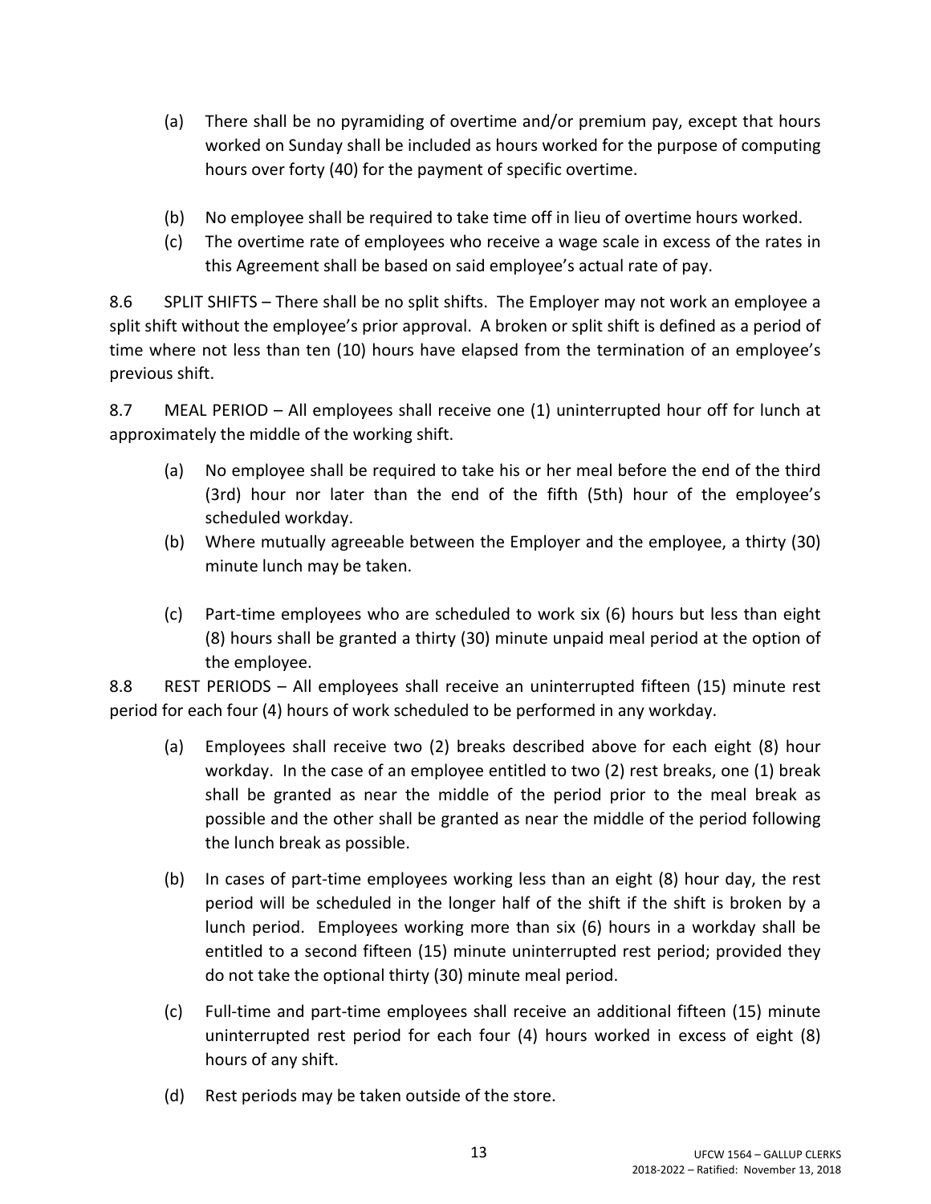(a) There shall be no pyramiding of overtime and/or premium pay, except that hours worked on Sunday shall be included as hours worked for the purpose of computing hours over forty (40) for the payment of specific overtime.

(b) No employee shall be required to take time off in lieu of overtime hours worked.

(c) The overtime rate of employees who receive a wage scale in excess of the rates in this Agreement shall be based on said employee's actual rate of pay.

8.6 SPLIT SHIFTS – There shall be no split shifts. The Employer may not work an employee a split shift without the employee's prior approval. A broken or split shift is defined as a period of time where not less than ten (10) hours have elapsed from the termination of an employee's previous shift.

8.7 MEAL PERIOD – All employees shall receive one (1) uninterrupted hour off for lunch at approximately the middle of the working shift.

(a) No employee shall be required to take his or her meal before the end of the third (3rd) hour nor later than the end of the fifth (5th) hour of the employee's scheduled workday.

(b) Where mutually agreeable between the Employer and the employee, a thirty (30) minute lunch may be taken.

(c) Part-time employees who are scheduled to work six (6) hours but less than eight (8) hours shall be granted a thirty (30) minute unpaid meal period at the option of the employee.

8.8 REST PERIODS – All employees shall receive an uninterrupted fifteen (15) minute rest period for each four (4) hours of work scheduled to be performed in any workday.

(a) Employees shall receive two (2) breaks described above for each eight (8) hour workday. In the case of an employee entitled to two (2) rest breaks, one (1) break shall be granted as near the middle of the period prior to the meal break as possible and the other shall be granted as near the middle of the period following the lunch break as possible.

(b) In cases of part-time employees working less than an eight (8) hour day, the rest period will be scheduled in the longer half of the shift if the shift is broken by a lunch period. Employees working more than six (6) hours in a workday shall be entitled to a second fifteen (15) minute uninterrupted rest period; provided they do not take the optional thirty (30) minute meal period.

(c) Full-time and part-time employees shall receive an additional fifteen (15) minute uninterrupted rest period for each four (4) hours worked in excess of eight (8) hours of any shift.

(d) Rest periods may be taken outside of the store.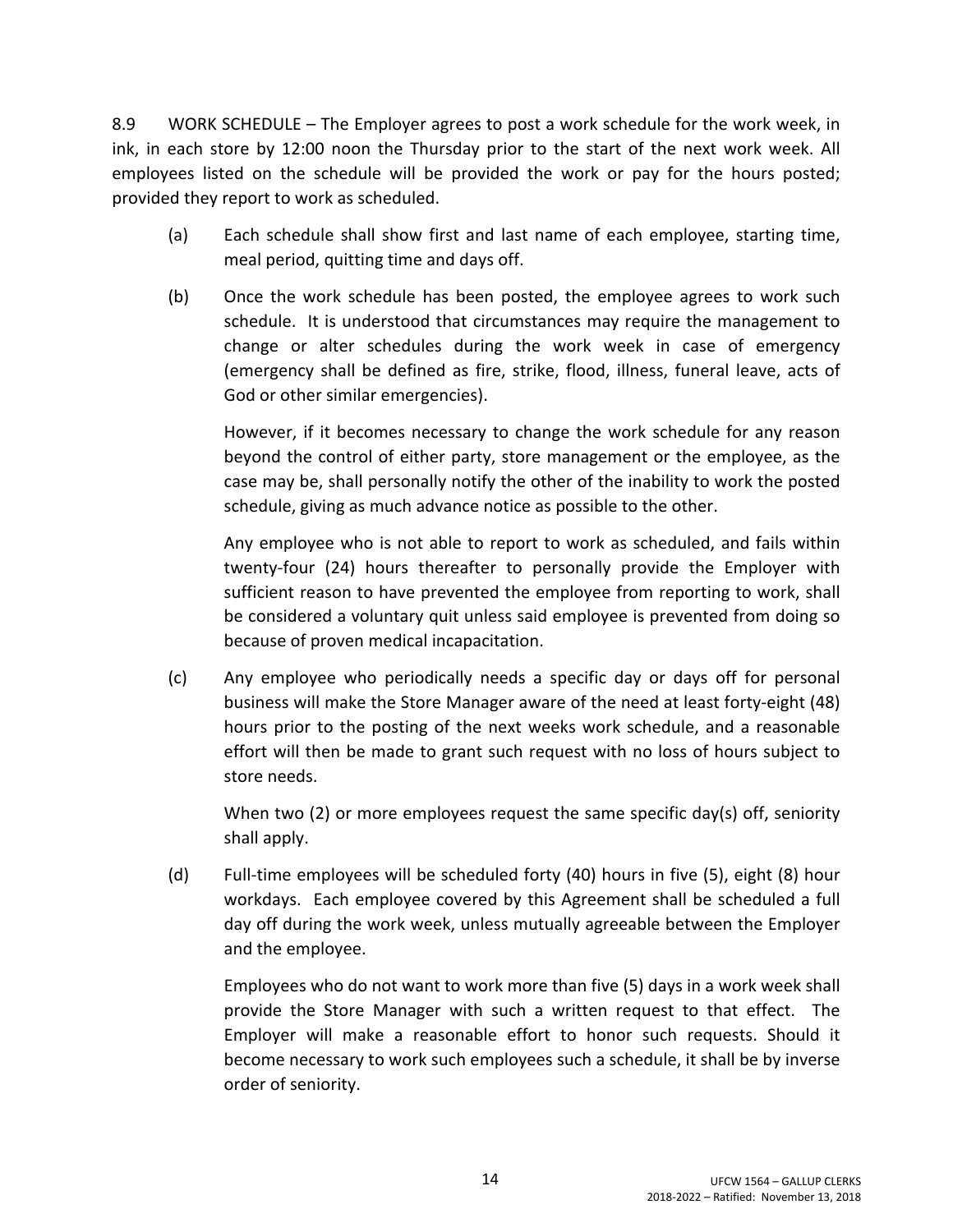8.9 WORK SCHEDULE – The Employer agrees to post a work schedule for the work week, in ink, in each store by 12:00 noon the Thursday prior to the start of the next work week. All employees listed on the schedule will be provided the work or pay for the hours posted; provided they report to work as scheduled.

(a) Each schedule shall show first and last name of each employee, starting time, meal period, quitting time and days off.

(b) Once the work schedule has been posted, the employee agrees to work such schedule. It is understood that circumstances may require the management to change or alter schedules during the work week in case of emergency (emergency shall be defined as fire, strike, flood, illness, funeral leave, acts of God or other similar emergencies).

However, if it becomes necessary to change the work schedule for any reason beyond the control of either party, store management or the employee, as the case may be, shall personally notify the other of the inability to work the posted schedule, giving as much advance notice as possible to the other.

Any employee who is not able to report to work as scheduled, and fails within twenty-four (24) hours thereafter to personally provide the Employer with sufficient reason to have prevented the employee from reporting to work, shall be considered a voluntary quit unless said employee is prevented from doing so because of proven medical incapacitation.

(c) Any employee who periodically needs a specific day or days off for personal business will make the Store Manager aware of the need at least forty-eight (48) hours prior to the posting of the next weeks work schedule, and a reasonable effort will then be made to grant such request with no loss of hours subject to store needs.

When two (2) or more employees request the same specific day(s) off, seniority shall apply.

(d) Full-time employees will be scheduled forty (40) hours in five (5), eight (8) hour workdays. Each employee covered by this Agreement shall be scheduled a full day off during the work week, unless mutually agreeable between the Employer and the employee.

Employees who do not want to work more than five (5) days in a work week shall provide the Store Manager with such a written request to that effect. The Employer will make a reasonable effort to honor such requests. Should it become necessary to work such employees such a schedule, it shall be by inverse order of seniority.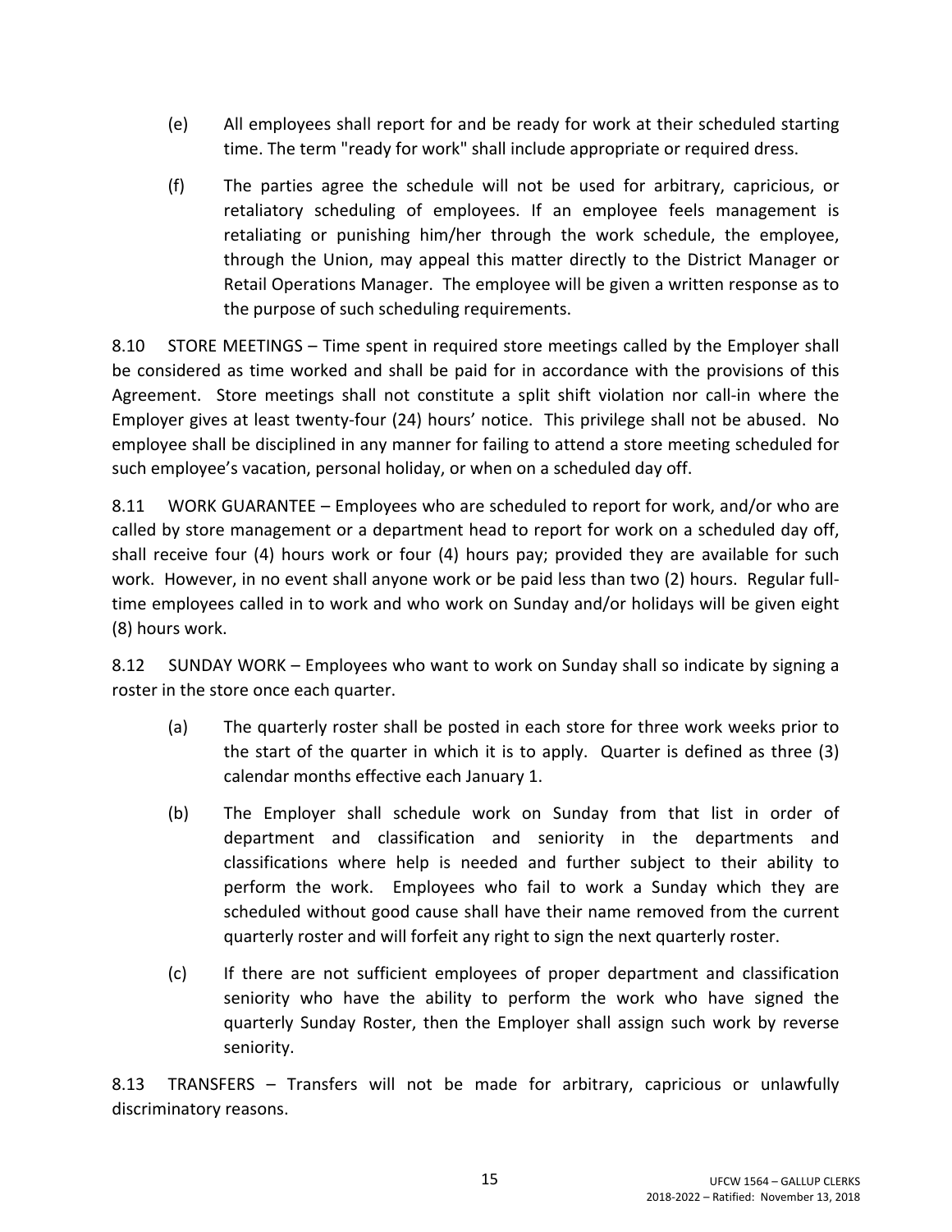(e) All employees shall report for and be ready for work at their scheduled starting time. The term "ready for work" shall include appropriate or required dress.

(f) The parties agree the schedule will not be used for arbitrary, capricious, or retaliatory scheduling of employees. If an employee feels management is retaliating or punishing him/her through the work schedule, the employee, through the Union, may appeal this matter directly to the District Manager or Retail Operations Manager. The employee will be given a written response as to the purpose of such scheduling requirements.

8.10 STORE MEETINGS – Time spent in required store meetings called by the Employer shall be considered as time worked and shall be paid for in accordance with the provisions of this Agreement. Store meetings shall not constitute a split shift violation nor call-in where the Employer gives at least twenty-four (24) hours' notice. This privilege shall not be abused. No employee shall be disciplined in any manner for failing to attend a store meeting scheduled for such employee's vacation, personal holiday, or when on a scheduled day off.

8.11 WORK GUARANTEE – Employees who are scheduled to report for work, and/or who are called by store management or a department head to report for work on a scheduled day off, shall receive four (4) hours work or four (4) hours pay; provided they are available for such work. However, in no event shall anyone work or be paid less than two (2) hours. Regular full-time employees called in to work and who work on Sunday and/or holidays will be given eight (8) hours work.

8.12 SUNDAY WORK – Employees who want to work on Sunday shall so indicate by signing a roster in the store once each quarter.

(a) The quarterly roster shall be posted in each store for three work weeks prior to the start of the quarter in which it is to apply. Quarter is defined as three (3) calendar months effective each January 1.

(b) The Employer shall schedule work on Sunday from that list in order of department and classification and seniority in the departments and classifications where help is needed and further subject to their ability to perform the work. Employees who fail to work a Sunday which they are scheduled without good cause shall have their name removed from the current quarterly roster and will forfeit any right to sign the next quarterly roster.

(c) If there are not sufficient employees of proper department and classification seniority who have the ability to perform the work who have signed the quarterly Sunday Roster, then the Employer shall assign such work by reverse seniority.

8.13 TRANSFERS – Transfers will not be made for arbitrary, capricious or unlawfully discriminatory reasons.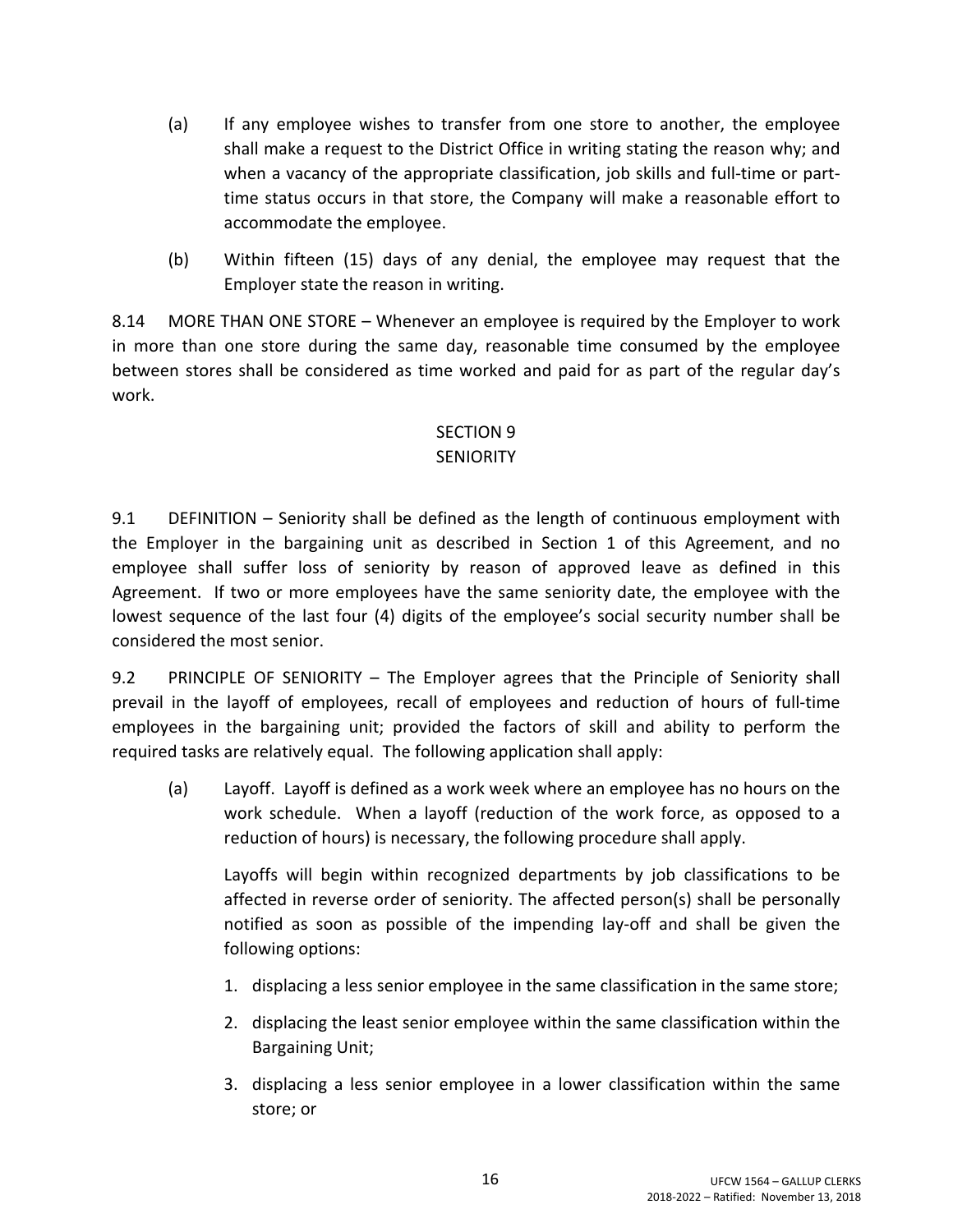(a) If any employee wishes to transfer from one store to another, the employee shall make a request to the District Office in writing stating the reason why; and when a vacancy of the appropriate classification, job skills and full-time or part-time status occurs in that store, the Company will make a reasonable effort to accommodate the employee.

(b) Within fifteen (15) days of any denial, the employee may request that the Employer state the reason in writing.

8.14 MORE THAN ONE STORE – Whenever an employee is required by the Employer to work in more than one store during the same day, reasonable time consumed by the employee between stores shall be considered as time worked and paid for as part of the regular day's work.

## SECTION 9
## SENIORITY

9.1 DEFINITION – Seniority shall be defined as the length of continuous employment with the Employer in the bargaining unit as described in Section 1 of this Agreement, and no employee shall suffer loss of seniority by reason of approved leave as defined in this Agreement. If two or more employees have the same seniority date, the employee with the lowest sequence of the last four (4) digits of the employee's social security number shall be considered the most senior.

9.2 PRINCIPLE OF SENIORITY – The Employer agrees that the Principle of Seniority shall prevail in the layoff of employees, recall of employees and reduction of hours of full-time employees in the bargaining unit; provided the factors of skill and ability to perform the required tasks are relatively equal. The following application shall apply:

(a) Layoff. Layoff is defined as a work week where an employee has no hours on the work schedule. When a layoff (reduction of the work force, as opposed to a reduction of hours) is necessary, the following procedure shall apply.

Layoffs will begin within recognized departments by job classifications to be affected in reverse order of seniority. The affected person(s) shall be personally notified as soon as possible of the impending lay-off and shall be given the following options:

1. displacing a less senior employee in the same classification in the same store;
2. displacing the least senior employee within the same classification within the Bargaining Unit;
3. displacing a less senior employee in a lower classification within the same store; or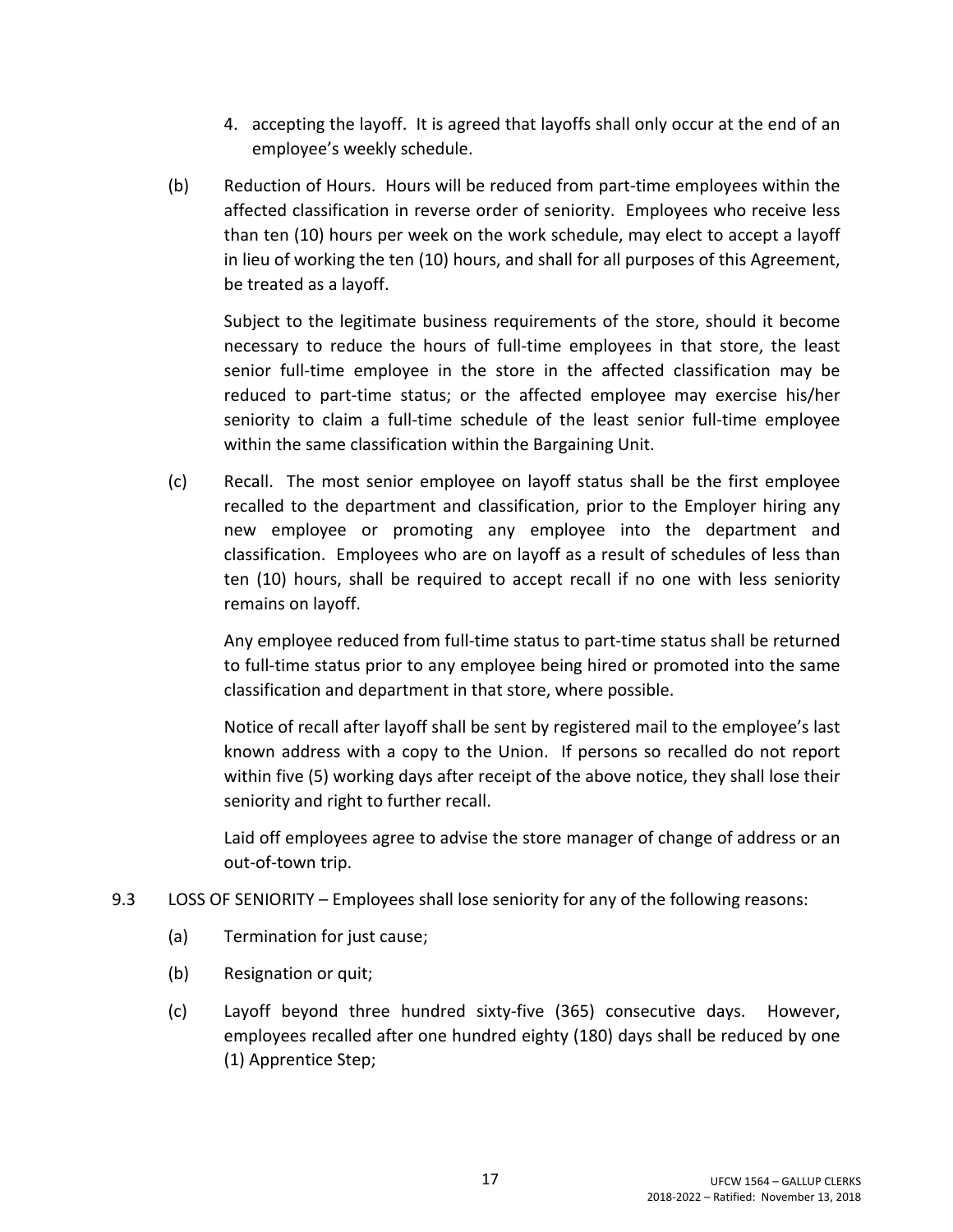4. accepting the layoff. It is agreed that layoffs shall only occur at the end of an employee's weekly schedule.

(b) Reduction of Hours. Hours will be reduced from part-time employees within the affected classification in reverse order of seniority. Employees who receive less than ten (10) hours per week on the work schedule, may elect to accept a layoff in lieu of working the ten (10) hours, and shall for all purposes of this Agreement, be treated as a layoff.

Subject to the legitimate business requirements of the store, should it become necessary to reduce the hours of full-time employees in that store, the least senior full-time employee in the store in the affected classification may be reduced to part-time status; or the affected employee may exercise his/her seniority to claim a full-time schedule of the least senior full-time employee within the same classification within the Bargaining Unit.

(c) Recall. The most senior employee on layoff status shall be the first employee recalled to the department and classification, prior to the Employer hiring any new employee or promoting any employee into the department and classification. Employees who are on layoff as a result of schedules of less than ten (10) hours, shall be required to accept recall if no one with less seniority remains on layoff.

Any employee reduced from full-time status to part-time status shall be returned to full-time status prior to any employee being hired or promoted into the same classification and department in that store, where possible.

Notice of recall after layoff shall be sent by registered mail to the employee's last known address with a copy to the Union. If persons so recalled do not report within five (5) working days after receipt of the above notice, they shall lose their seniority and right to further recall.

Laid off employees agree to advise the store manager of change of address or an out-of-town trip.

9.3 LOSS OF SENIORITY – Employees shall lose seniority for any of the following reasons:

(a) Termination for just cause;

(b) Resignation or quit;

(c) Layoff beyond three hundred sixty-five (365) consecutive days. However, employees recalled after one hundred eighty (180) days shall be reduced by one (1) Apprentice Step;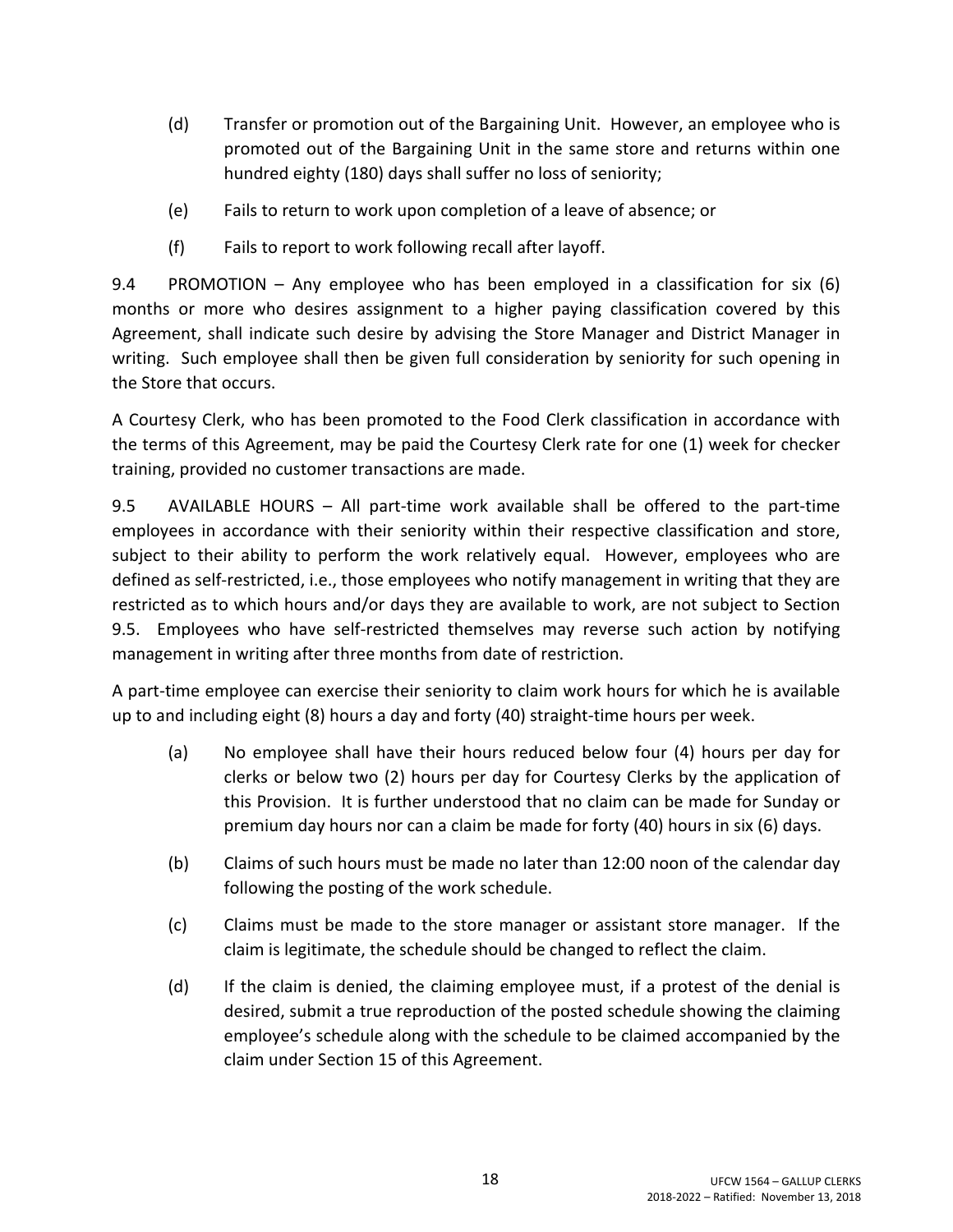(d) Transfer or promotion out of the Bargaining Unit. However, an employee who is promoted out of the Bargaining Unit in the same store and returns within one hundred eighty (180) days shall suffer no loss of seniority;

(e) Fails to return to work upon completion of a leave of absence; or

(f) Fails to report to work following recall after layoff.

9.4 PROMOTION – Any employee who has been employed in a classification for six (6) months or more who desires assignment to a higher paying classification covered by this Agreement, shall indicate such desire by advising the Store Manager and District Manager in writing. Such employee shall then be given full consideration by seniority for such opening in the Store that occurs.

A Courtesy Clerk, who has been promoted to the Food Clerk classification in accordance with the terms of this Agreement, may be paid the Courtesy Clerk rate for one (1) week for checker training, provided no customer transactions are made.

9.5 AVAILABLE HOURS – All part-time work available shall be offered to the part-time employees in accordance with their seniority within their respective classification and store, subject to their ability to perform the work relatively equal. However, employees who are defined as self-restricted, i.e., those employees who notify management in writing that they are restricted as to which hours and/or days they are available to work, are not subject to Section 9.5. Employees who have self-restricted themselves may reverse such action by notifying management in writing after three months from date of restriction.

A part-time employee can exercise their seniority to claim work hours for which he is available up to and including eight (8) hours a day and forty (40) straight-time hours per week.

(a) No employee shall have their hours reduced below four (4) hours per day for clerks or below two (2) hours per day for Courtesy Clerks by the application of this Provision. It is further understood that no claim can be made for Sunday or premium day hours nor can a claim be made for forty (40) hours in six (6) days.

(b) Claims of such hours must be made no later than 12:00 noon of the calendar day following the posting of the work schedule.

(c) Claims must be made to the store manager or assistant store manager. If the claim is legitimate, the schedule should be changed to reflect the claim.

(d) If the claim is denied, the claiming employee must, if a protest of the denial is desired, submit a true reproduction of the posted schedule showing the claiming employee's schedule along with the schedule to be claimed accompanied by the claim under Section 15 of this Agreement.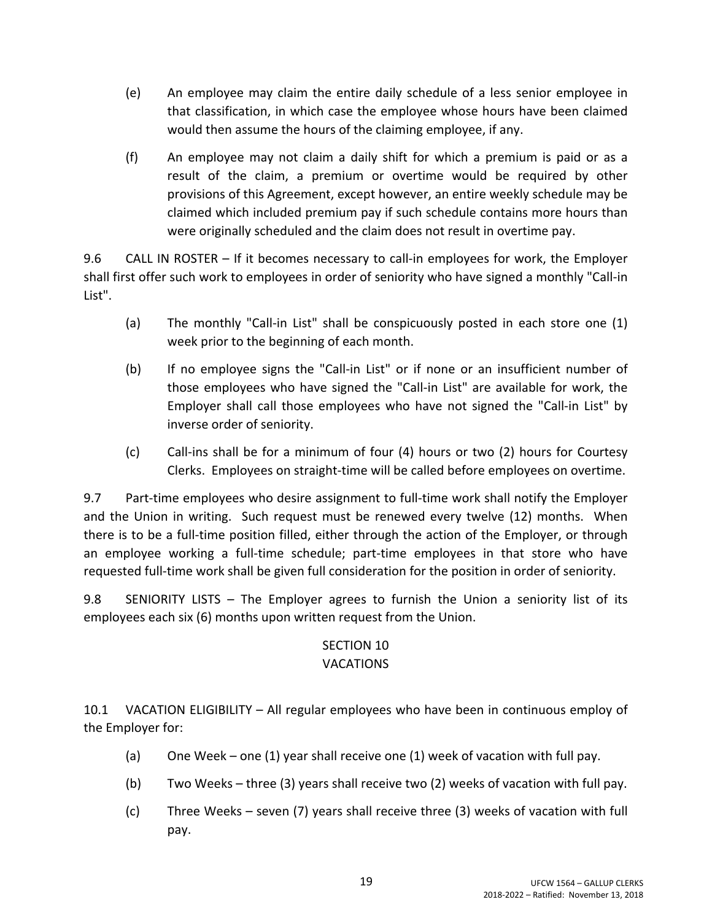(e) An employee may claim the entire daily schedule of a less senior employee in that classification, in which case the employee whose hours have been claimed would then assume the hours of the claiming employee, if any.

(f) An employee may not claim a daily shift for which a premium is paid or as a result of the claim, a premium or overtime would be required by other provisions of this Agreement, except however, an entire weekly schedule may be claimed which included premium pay if such schedule contains more hours than were originally scheduled and the claim does not result in overtime pay.

9.6 CALL IN ROSTER – If it becomes necessary to call-in employees for work, the Employer shall first offer such work to employees in order of seniority who have signed a monthly "Call-in List".

(a) The monthly "Call-in List" shall be conspicuously posted in each store one (1) week prior to the beginning of each month.

(b) If no employee signs the "Call-in List" or if none or an insufficient number of those employees who have signed the "Call-in List" are available for work, the Employer shall call those employees who have not signed the "Call-in List" by inverse order of seniority.

(c) Call-ins shall be for a minimum of four (4) hours or two (2) hours for Courtesy Clerks. Employees on straight-time will be called before employees on overtime.

9.7 Part-time employees who desire assignment to full-time work shall notify the Employer and the Union in writing. Such request must be renewed every twelve (12) months. When there is to be a full-time position filled, either through the action of the Employer, or through an employee working a full-time schedule; part-time employees in that store who have requested full-time work shall be given full consideration for the position in order of seniority.

9.8 SENIORITY LISTS – The Employer agrees to furnish the Union a seniority list of its employees each six (6) months upon written request from the Union.

## SECTION 10
## VACATIONS

10.1 VACATION ELIGIBILITY – All regular employees who have been in continuous employ of the Employer for:

(a) One Week – one (1) year shall receive one (1) week of vacation with full pay.

(b) Two Weeks – three (3) years shall receive two (2) weeks of vacation with full pay.

(c) Three Weeks – seven (7) years shall receive three (3) weeks of vacation with full pay.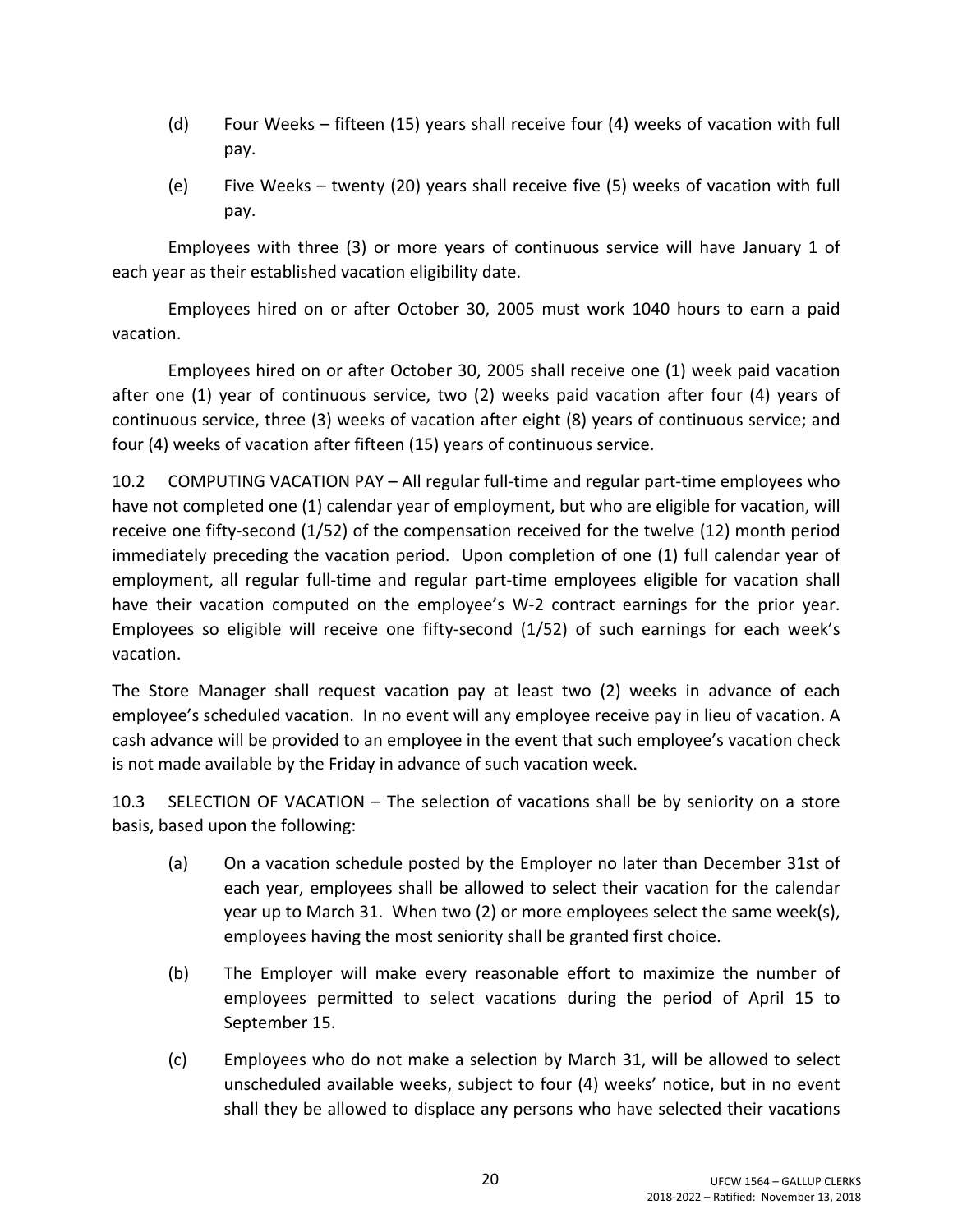(d) Four Weeks – fifteen (15) years shall receive four (4) weeks of vacation with full pay.

(e) Five Weeks – twenty (20) years shall receive five (5) weeks of vacation with full pay.

Employees with three (3) or more years of continuous service will have January 1 of each year as their established vacation eligibility date.

Employees hired on or after October 30, 2005 must work 1040 hours to earn a paid vacation.

Employees hired on or after October 30, 2005 shall receive one (1) week paid vacation after one (1) year of continuous service, two (2) weeks paid vacation after four (4) years of continuous service, three (3) weeks of vacation after eight (8) years of continuous service; and four (4) weeks of vacation after fifteen (15) years of continuous service.

10.2 COMPUTING VACATION PAY – All regular full-time and regular part-time employees who have not completed one (1) calendar year of employment, but who are eligible for vacation, will receive one fifty-second (1/52) of the compensation received for the twelve (12) month period immediately preceding the vacation period. Upon completion of one (1) full calendar year of employment, all regular full-time and regular part-time employees eligible for vacation shall have their vacation computed on the employee's W-2 contract earnings for the prior year. Employees so eligible will receive one fifty-second (1/52) of such earnings for each week's vacation.

The Store Manager shall request vacation pay at least two (2) weeks in advance of each employee's scheduled vacation. In no event will any employee receive pay in lieu of vacation. A cash advance will be provided to an employee in the event that such employee's vacation check is not made available by the Friday in advance of such vacation week.

10.3 SELECTION OF VACATION – The selection of vacations shall be by seniority on a store basis, based upon the following:

(a) On a vacation schedule posted by the Employer no later than December 31st of each year, employees shall be allowed to select their vacation for the calendar year up to March 31. When two (2) or more employees select the same week(s), employees having the most seniority shall be granted first choice.

(b) The Employer will make every reasonable effort to maximize the number of employees permitted to select vacations during the period of April 15 to September 15.

(c) Employees who do not make a selection by March 31, will be allowed to select unscheduled available weeks, subject to four (4) weeks' notice, but in no event shall they be allowed to displace any persons who have selected their vacations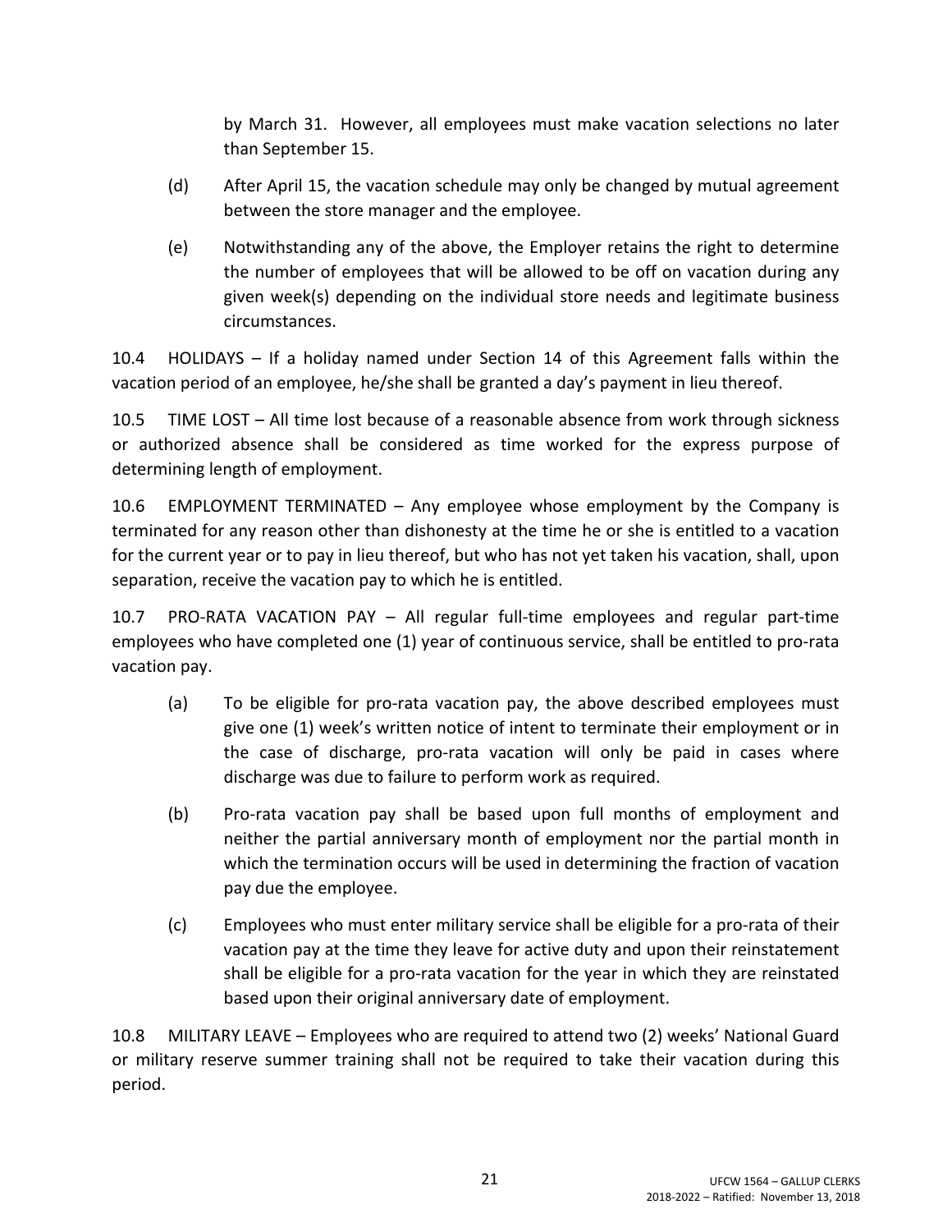by March 31. However, all employees must make vacation selections no later than September 15.

(d) After April 15, the vacation schedule may only be changed by mutual agreement between the store manager and the employee.

(e) Notwithstanding any of the above, the Employer retains the right to determine the number of employees that will be allowed to be off on vacation during any given week(s) depending on the individual store needs and legitimate business circumstances.

10.4 HOLIDAYS – If a holiday named under Section 14 of this Agreement falls within the vacation period of an employee, he/she shall be granted a day's payment in lieu thereof.

10.5 TIME LOST – All time lost because of a reasonable absence from work through sickness or authorized absence shall be considered as time worked for the express purpose of determining length of employment.

10.6 EMPLOYMENT TERMINATED – Any employee whose employment by the Company is terminated for any reason other than dishonesty at the time he or she is entitled to a vacation for the current year or to pay in lieu thereof, but who has not yet taken his vacation, shall, upon separation, receive the vacation pay to which he is entitled.

10.7 PRO-RATA VACATION PAY – All regular full-time employees and regular part-time employees who have completed one (1) year of continuous service, shall be entitled to pro-rata vacation pay.

(a) To be eligible for pro-rata vacation pay, the above described employees must give one (1) week's written notice of intent to terminate their employment or in the case of discharge, pro-rata vacation will only be paid in cases where discharge was due to failure to perform work as required.

(b) Pro-rata vacation pay shall be based upon full months of employment and neither the partial anniversary month of employment nor the partial month in which the termination occurs will be used in determining the fraction of vacation pay due the employee.

(c) Employees who must enter military service shall be eligible for a pro-rata of their vacation pay at the time they leave for active duty and upon their reinstatement shall be eligible for a pro-rata vacation for the year in which they are reinstated based upon their original anniversary date of employment.

10.8 MILITARY LEAVE – Employees who are required to attend two (2) weeks' National Guard or military reserve summer training shall not be required to take their vacation during this period.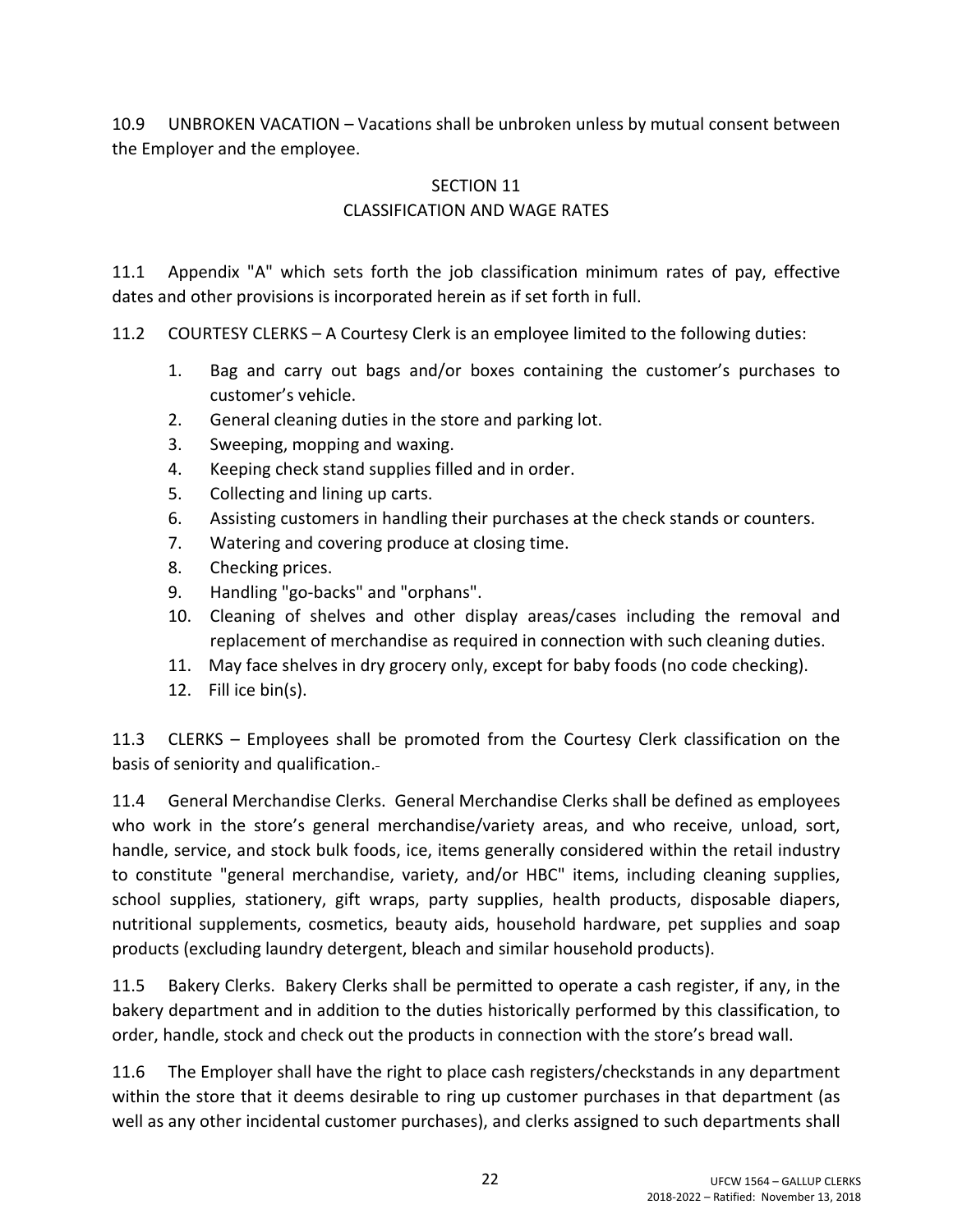10.9 UNBROKEN VACATION – Vacations shall be unbroken unless by mutual consent between the Employer and the employee.

## SECTION 11
## CLASSIFICATION AND WAGE RATES

11.1 Appendix "A" which sets forth the job classification minimum rates of pay, effective dates and other provisions is incorporated herein as if set forth in full.

11.2 COURTESY CLERKS – A Courtesy Clerk is an employee limited to the following duties:

1. Bag and carry out bags and/or boxes containing the customer's purchases to customer's vehicle.
2. General cleaning duties in the store and parking lot.
3. Sweeping, mopping and waxing.
4. Keeping check stand supplies filled and in order.
5. Collecting and lining up carts.
6. Assisting customers in handling their purchases at the check stands or counters.
7. Watering and covering produce at closing time.
8. Checking prices.
9. Handling "go-backs" and "orphans".
10. Cleaning of shelves and other display areas/cases including the removal and replacement of merchandise as required in connection with such cleaning duties.
11. May face shelves in dry grocery only, except for baby foods (no code checking).
12. Fill ice bin(s).

11.3 CLERKS – Employees shall be promoted from the Courtesy Clerk classification on the basis of seniority and qualification.

11.4 General Merchandise Clerks. General Merchandise Clerks shall be defined as employees who work in the store's general merchandise/variety areas, and who receive, unload, sort, handle, service, and stock bulk foods, ice, items generally considered within the retail industry to constitute "general merchandise, variety, and/or HBC" items, including cleaning supplies, school supplies, stationery, gift wraps, party supplies, health products, disposable diapers, nutritional supplements, cosmetics, beauty aids, household hardware, pet supplies and soap products (excluding laundry detergent, bleach and similar household products).

11.5 Bakery Clerks. Bakery Clerks shall be permitted to operate a cash register, if any, in the bakery department and in addition to the duties historically performed by this classification, to order, handle, stock and check out the products in connection with the store's bread wall.

11.6 The Employer shall have the right to place cash registers/checkstands in any department within the store that it deems desirable to ring up customer purchases in that department (as well as any other incidental customer purchases), and clerks assigned to such departments shall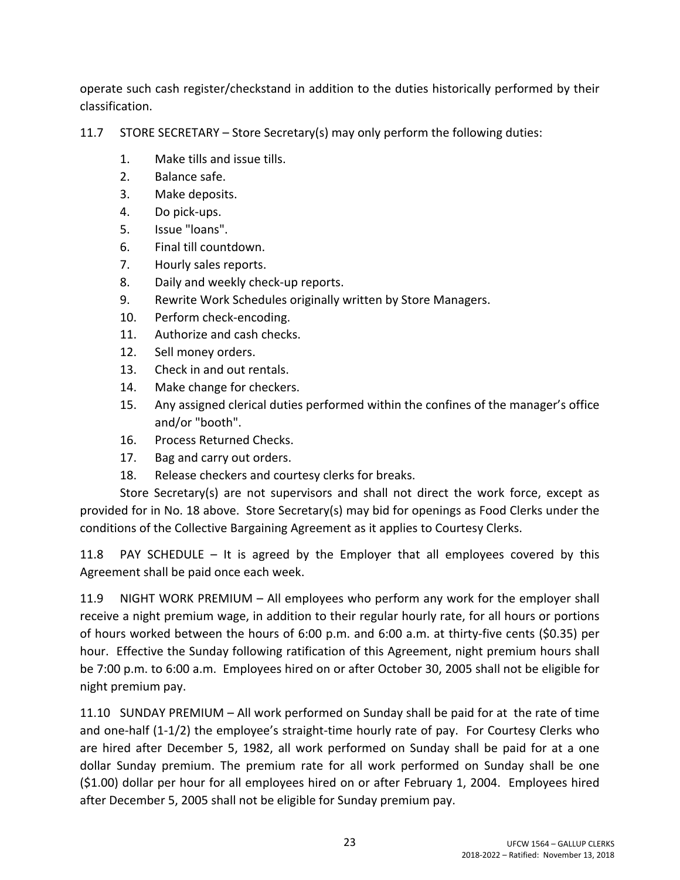operate such cash register/checkstand in addition to the duties historically performed by their classification.

11.7 STORE SECRETARY – Store Secretary(s) may only perform the following duties:

1. Make tills and issue tills.
2. Balance safe.
3. Make deposits.
4. Do pick-ups.
5. Issue "loans".
6. Final till countdown.
7. Hourly sales reports.
8. Daily and weekly check-up reports.
9. Rewrite Work Schedules originally written by Store Managers.
10. Perform check-encoding.
11. Authorize and cash checks.
12. Sell money orders.
13. Check in and out rentals.
14. Make change for checkers.
15. Any assigned clerical duties performed within the confines of the manager's office and/or "booth".
16. Process Returned Checks.
17. Bag and carry out orders.
18. Release checkers and courtesy clerks for breaks.

Store Secretary(s) are not supervisors and shall not direct the work force, except as provided for in No. 18 above. Store Secretary(s) may bid for openings as Food Clerks under the conditions of the Collective Bargaining Agreement as it applies to Courtesy Clerks.

11.8 PAY SCHEDULE – It is agreed by the Employer that all employees covered by this Agreement shall be paid once each week.

11.9 NIGHT WORK PREMIUM – All employees who perform any work for the employer shall receive a night premium wage, in addition to their regular hourly rate, for all hours or portions of hours worked between the hours of 6:00 p.m. and 6:00 a.m. at thirty-five cents ($0.35) per hour. Effective the Sunday following ratification of this Agreement, night premium hours shall be 7:00 p.m. to 6:00 a.m. Employees hired on or after October 30, 2005 shall not be eligible for night premium pay.

11.10 SUNDAY PREMIUM – All work performed on Sunday shall be paid for at the rate of time and one-half (1-1/2) the employee's straight-time hourly rate of pay. For Courtesy Clerks who are hired after December 5, 1982, all work performed on Sunday shall be paid for at a one dollar Sunday premium. The premium rate for all work performed on Sunday shall be one ($1.00) dollar per hour for all employees hired on or after February 1, 2004. Employees hired after December 5, 2005 shall not be eligible for Sunday premium pay.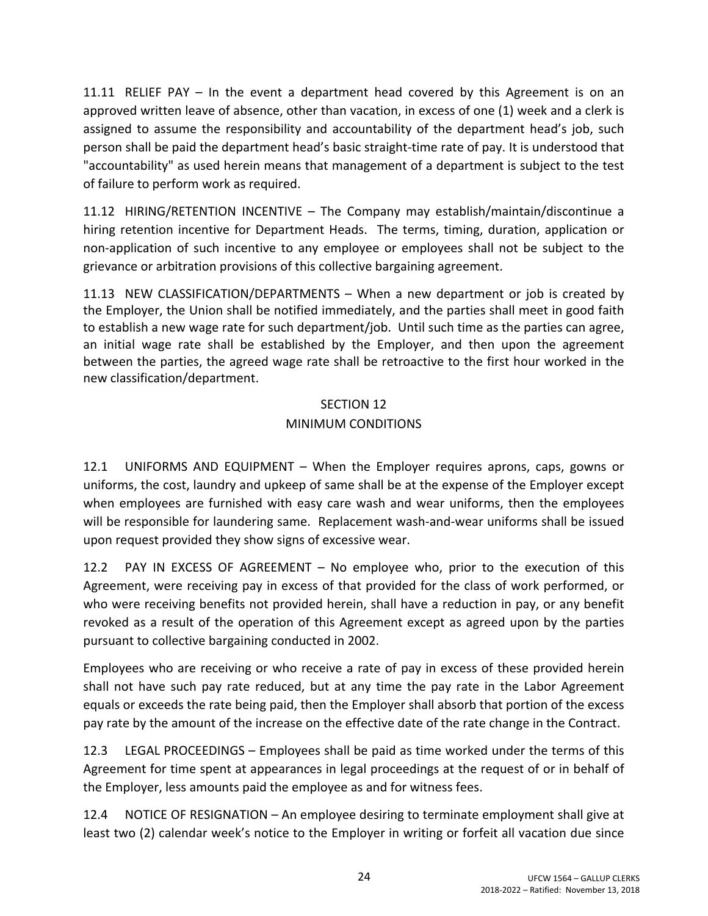11.11 RELIEF PAY – In the event a department head covered by this Agreement is on an approved written leave of absence, other than vacation, in excess of one (1) week and a clerk is assigned to assume the responsibility and accountability of the department head's job, such person shall be paid the department head's basic straight-time rate of pay. It is understood that "accountability" as used herein means that management of a department is subject to the test of failure to perform work as required.

11.12 HIRING/RETENTION INCENTIVE – The Company may establish/maintain/discontinue a hiring retention incentive for Department Heads. The terms, timing, duration, application or non-application of such incentive to any employee or employees shall not be subject to the grievance or arbitration provisions of this collective bargaining agreement.

11.13 NEW CLASSIFICATION/DEPARTMENTS – When a new department or job is created by the Employer, the Union shall be notified immediately, and the parties shall meet in good faith to establish a new wage rate for such department/job. Until such time as the parties can agree, an initial wage rate shall be established by the Employer, and then upon the agreement between the parties, the agreed wage rate shall be retroactive to the first hour worked in the new classification/department.

## SECTION 12
## MINIMUM CONDITIONS

12.1 UNIFORMS AND EQUIPMENT – When the Employer requires aprons, caps, gowns or uniforms, the cost, laundry and upkeep of same shall be at the expense of the Employer except when employees are furnished with easy care wash and wear uniforms, then the employees will be responsible for laundering same. Replacement wash-and-wear uniforms shall be issued upon request provided they show signs of excessive wear.

12.2 PAY IN EXCESS OF AGREEMENT – No employee who, prior to the execution of this Agreement, were receiving pay in excess of that provided for the class of work performed, or who were receiving benefits not provided herein, shall have a reduction in pay, or any benefit revoked as a result of the operation of this Agreement except as agreed upon by the parties pursuant to collective bargaining conducted in 2002.

Employees who are receiving or who receive a rate of pay in excess of these provided herein shall not have such pay rate reduced, but at any time the pay rate in the Labor Agreement equals or exceeds the rate being paid, then the Employer shall absorb that portion of the excess pay rate by the amount of the increase on the effective date of the rate change in the Contract.

12.3 LEGAL PROCEEDINGS – Employees shall be paid as time worked under the terms of this Agreement for time spent at appearances in legal proceedings at the request of or in behalf of the Employer, less amounts paid the employee as and for witness fees.

12.4 NOTICE OF RESIGNATION – An employee desiring to terminate employment shall give at least two (2) calendar week's notice to the Employer in writing or forfeit all vacation due since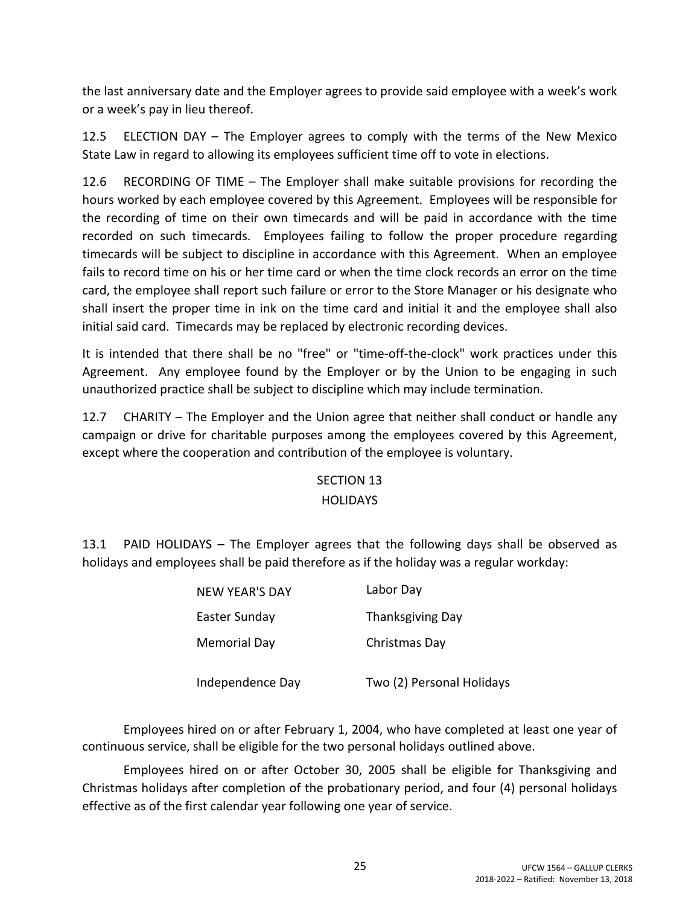the last anniversary date and the Employer agrees to provide said employee with a week's work or a week's pay in lieu thereof.

12.5 ELECTION DAY – The Employer agrees to comply with the terms of the New Mexico State Law in regard to allowing its employees sufficient time off to vote in elections.

12.6 RECORDING OF TIME – The Employer shall make suitable provisions for recording the hours worked by each employee covered by this Agreement. Employees will be responsible for the recording of time on their own timecards and will be paid in accordance with the time recorded on such timecards. Employees failing to follow the proper procedure regarding timecards will be subject to discipline in accordance with this Agreement. When an employee fails to record time on his or her time card or when the time clock records an error on the time card, the employee shall report such failure or error to the Store Manager or his designate who shall insert the proper time in ink on the time card and initial it and the employee shall also initial said card. Timecards may be replaced by electronic recording devices.

It is intended that there shall be no "free" or "time-off-the-clock" work practices under this Agreement. Any employee found by the Employer or by the Union to be engaging in such unauthorized practice shall be subject to discipline which may include termination.

12.7 CHARITY – The Employer and the Union agree that neither shall conduct or handle any campaign or drive for charitable purposes among the employees covered by this Agreement, except where the cooperation and contribution of the employee is voluntary.

## SECTION 13
## HOLIDAYS

13.1 PAID HOLIDAYS – The Employer agrees that the following days shall be observed as holidays and employees shall be paid therefore as if the holiday was a regular workday:

| | |
|---|---|
| NEW YEAR'S DAY | Labor Day |
| Easter Sunday | Thanksgiving Day |
| Memorial Day | Christmas Day |
| Independence Day | Two (2) Personal Holidays |

Employees hired on or after February 1, 2004, who have completed at least one year of continuous service, shall be eligible for the two personal holidays outlined above.

Employees hired on or after October 30, 2005 shall be eligible for Thanksgiving and Christmas holidays after completion of the probationary period, and four (4) personal holidays effective as of the first calendar year following one year of service.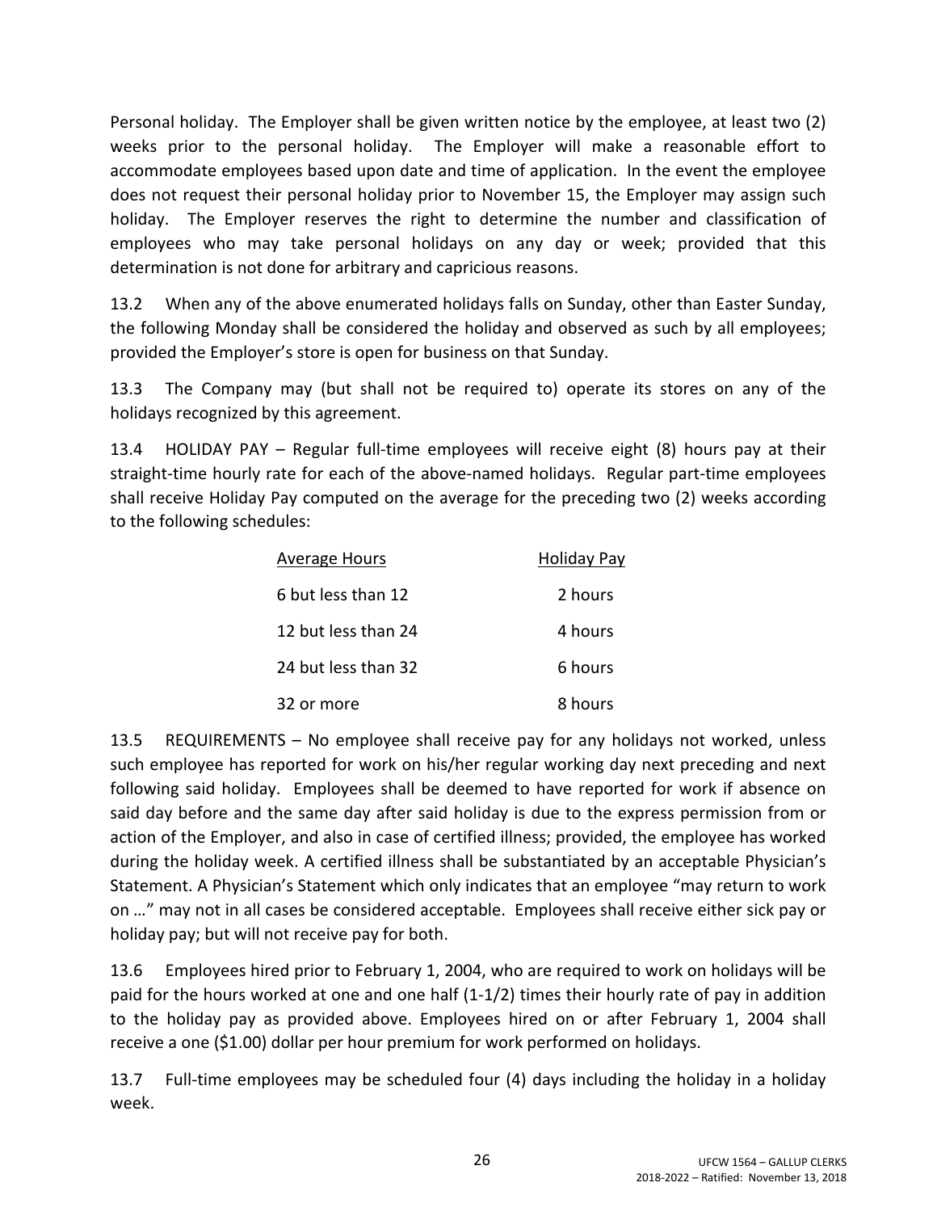Personal holiday. The Employer shall be given written notice by the employee, at least two (2) weeks prior to the personal holiday. The Employer will make a reasonable effort to accommodate employees based upon date and time of application. In the event the employee does not request their personal holiday prior to November 15, the Employer may assign such holiday. The Employer reserves the right to determine the number and classification of employees who may take personal holidays on any day or week; provided that this determination is not done for arbitrary and capricious reasons.

13.2 When any of the above enumerated holidays falls on Sunday, other than Easter Sunday, the following Monday shall be considered the holiday and observed as such by all employees; provided the Employer's store is open for business on that Sunday.

13.3 The Company may (but shall not be required to) operate its stores on any of the holidays recognized by this agreement.

13.4 HOLIDAY PAY – Regular full-time employees will receive eight (8) hours pay at their straight-time hourly rate for each of the above-named holidays. Regular part-time employees shall receive Holiday Pay computed on the average for the preceding two (2) weeks according to the following schedules:

| Average Hours | Holiday Pay |
|---|---|
| 6 but less than 12 | 2 hours |
| 12 but less than 24 | 4 hours |
| 24 but less than 32 | 6 hours |
| 32 or more | 8 hours |

13.5 REQUIREMENTS – No employee shall receive pay for any holidays not worked, unless such employee has reported for work on his/her regular working day next preceding and next following said holiday. Employees shall be deemed to have reported for work if absence on said day before and the same day after said holiday is due to the express permission from or action of the Employer, and also in case of certified illness; provided, the employee has worked during the holiday week. A certified illness shall be substantiated by an acceptable Physician's Statement. A Physician's Statement which only indicates that an employee "may return to work on …" may not in all cases be considered acceptable. Employees shall receive either sick pay or holiday pay; but will not receive pay for both.

13.6 Employees hired prior to February 1, 2004, who are required to work on holidays will be paid for the hours worked at one and one half (1-1/2) times their hourly rate of pay in addition to the holiday pay as provided above. Employees hired on or after February 1, 2004 shall receive a one ($1.00) dollar per hour premium for work performed on holidays.

13.7 Full-time employees may be scheduled four (4) days including the holiday in a holiday week.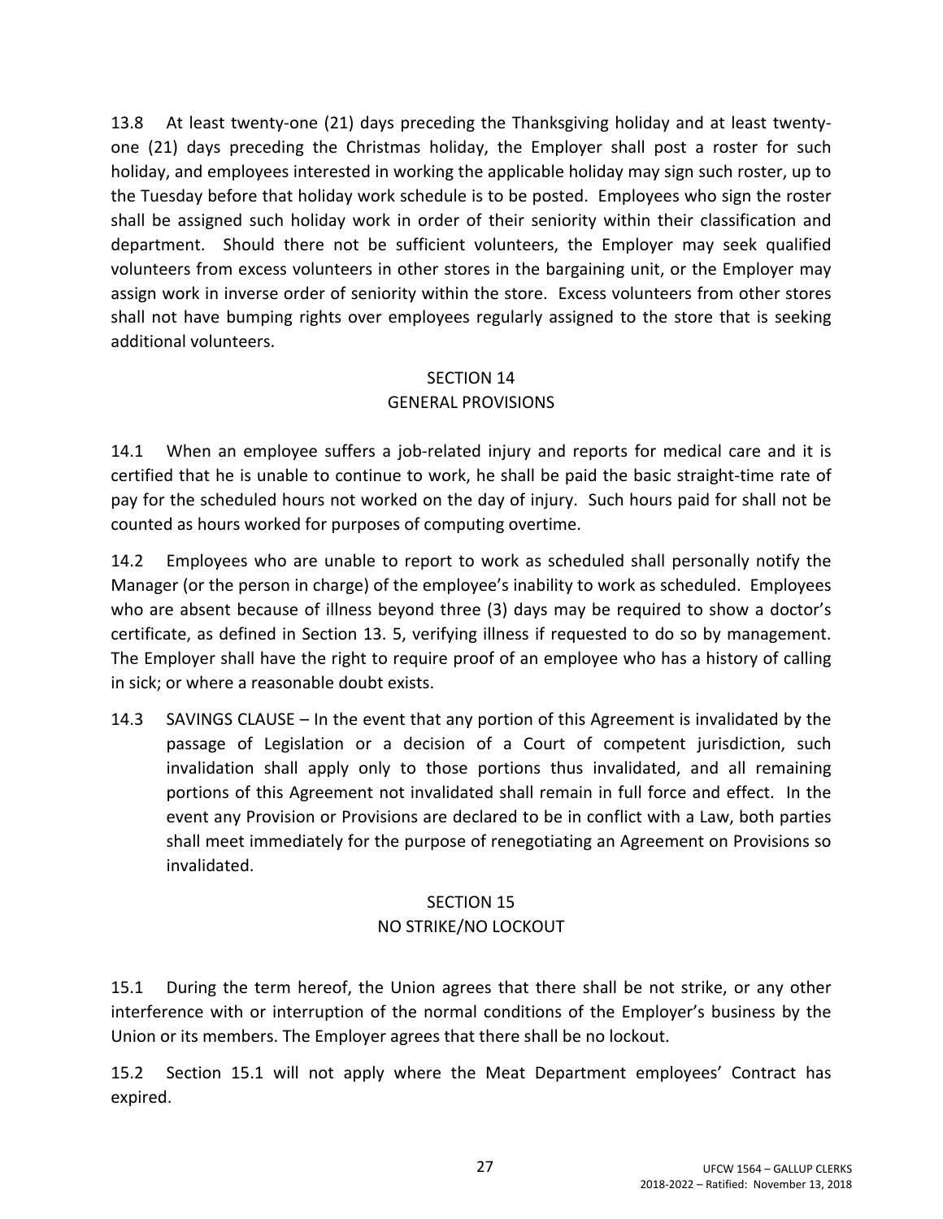13.8 At least twenty-one (21) days preceding the Thanksgiving holiday and at least twenty-one (21) days preceding the Christmas holiday, the Employer shall post a roster for such holiday, and employees interested in working the applicable holiday may sign such roster, up to the Tuesday before that holiday work schedule is to be posted. Employees who sign the roster shall be assigned such holiday work in order of their seniority within their classification and department. Should there not be sufficient volunteers, the Employer may seek qualified volunteers from excess volunteers in other stores in the bargaining unit, or the Employer may assign work in inverse order of seniority within the store. Excess volunteers from other stores shall not have bumping rights over employees regularly assigned to the store that is seeking additional volunteers.

## SECTION 14
## GENERAL PROVISIONS

14.1 When an employee suffers a job-related injury and reports for medical care and it is certified that he is unable to continue to work, he shall be paid the basic straight-time rate of pay for the scheduled hours not worked on the day of injury. Such hours paid for shall not be counted as hours worked for purposes of computing overtime.

14.2 Employees who are unable to report to work as scheduled shall personally notify the Manager (or the person in charge) of the employee's inability to work as scheduled. Employees who are absent because of illness beyond three (3) days may be required to show a doctor's certificate, as defined in Section 13. 5, verifying illness if requested to do so by management. The Employer shall have the right to require proof of an employee who has a history of calling in sick; or where a reasonable doubt exists.

14.3 SAVINGS CLAUSE – In the event that any portion of this Agreement is invalidated by the passage of Legislation or a decision of a Court of competent jurisdiction, such invalidation shall apply only to those portions thus invalidated, and all remaining portions of this Agreement not invalidated shall remain in full force and effect. In the event any Provision or Provisions are declared to be in conflict with a Law, both parties shall meet immediately for the purpose of renegotiating an Agreement on Provisions so invalidated.

## SECTION 15
## NO STRIKE/NO LOCKOUT

15.1 During the term hereof, the Union agrees that there shall be not strike, or any other interference with or interruption of the normal conditions of the Employer's business by the Union or its members. The Employer agrees that there shall be no lockout.

15.2 Section 15.1 will not apply where the Meat Department employees' Contract has expired.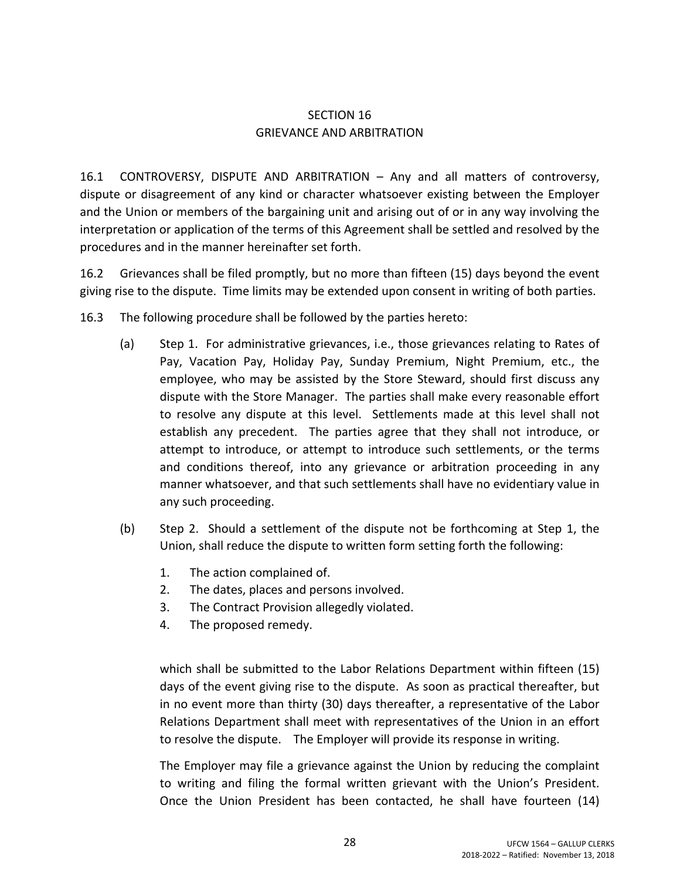## SECTION 16
## GRIEVANCE AND ARBITRATION

16.1 CONTROVERSY, DISPUTE AND ARBITRATION – Any and all matters of controversy, dispute or disagreement of any kind or character whatsoever existing between the Employer and the Union or members of the bargaining unit and arising out of or in any way involving the interpretation or application of the terms of this Agreement shall be settled and resolved by the procedures and in the manner hereinafter set forth.

16.2 Grievances shall be filed promptly, but no more than fifteen (15) days beyond the event giving rise to the dispute. Time limits may be extended upon consent in writing of both parties.

16.3 The following procedure shall be followed by the parties hereto:

(a) Step 1. For administrative grievances, i.e., those grievances relating to Rates of Pay, Vacation Pay, Holiday Pay, Sunday Premium, Night Premium, etc., the employee, who may be assisted by the Store Steward, should first discuss any dispute with the Store Manager. The parties shall make every reasonable effort to resolve any dispute at this level. Settlements made at this level shall not establish any precedent. The parties agree that they shall not introduce, or attempt to introduce, or attempt to introduce such settlements, or the terms and conditions thereof, into any grievance or arbitration proceeding in any manner whatsoever, and that such settlements shall have no evidentiary value in any such proceeding.

(b) Step 2. Should a settlement of the dispute not be forthcoming at Step 1, the Union, shall reduce the dispute to written form setting forth the following:

1. The action complained of.
2. The dates, places and persons involved.
3. The Contract Provision allegedly violated.
4. The proposed remedy.

which shall be submitted to the Labor Relations Department within fifteen (15) days of the event giving rise to the dispute. As soon as practical thereafter, but in no event more than thirty (30) days thereafter, a representative of the Labor Relations Department shall meet with representatives of the Union in an effort to resolve the dispute. The Employer will provide its response in writing.

The Employer may file a grievance against the Union by reducing the complaint to writing and filing the formal written grievant with the Union's President. Once the Union President has been contacted, he shall have fourteen (14)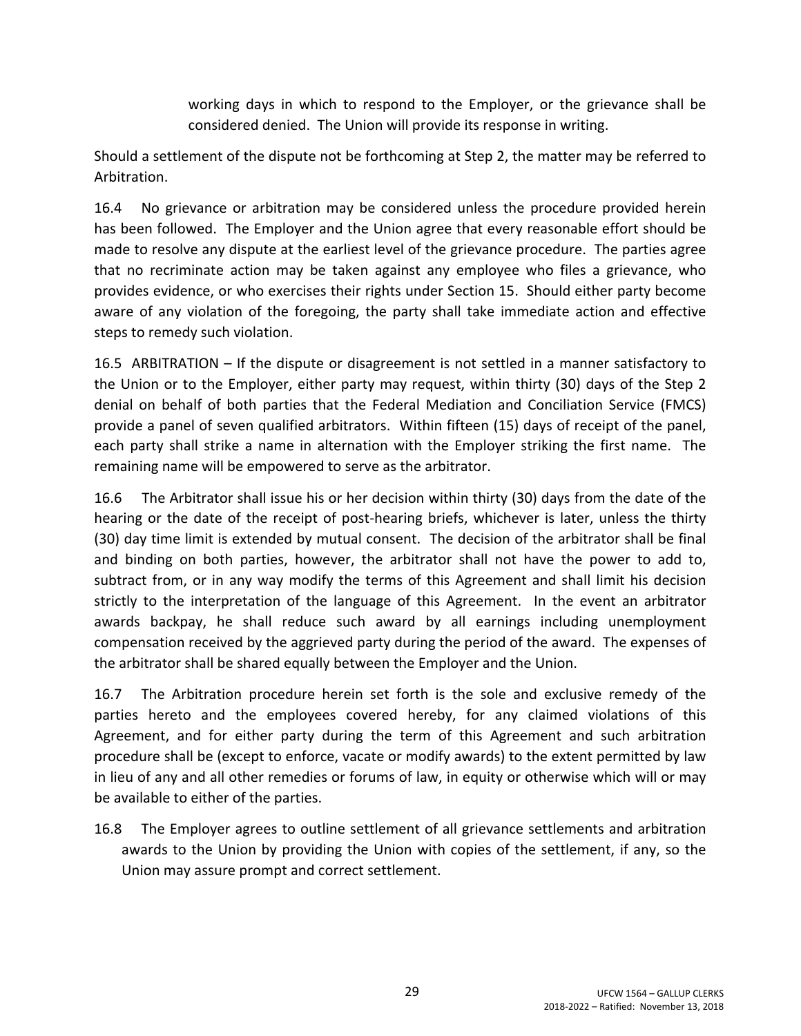working days in which to respond to the Employer, or the grievance shall be considered denied. The Union will provide its response in writing.

Should a settlement of the dispute not be forthcoming at Step 2, the matter may be referred to Arbitration.

16.4 No grievance or arbitration may be considered unless the procedure provided herein has been followed. The Employer and the Union agree that every reasonable effort should be made to resolve any dispute at the earliest level of the grievance procedure. The parties agree that no recriminate action may be taken against any employee who files a grievance, who provides evidence, or who exercises their rights under Section 15. Should either party become aware of any violation of the foregoing, the party shall take immediate action and effective steps to remedy such violation.

16.5 ARBITRATION – If the dispute or disagreement is not settled in a manner satisfactory to the Union or to the Employer, either party may request, within thirty (30) days of the Step 2 denial on behalf of both parties that the Federal Mediation and Conciliation Service (FMCS) provide a panel of seven qualified arbitrators. Within fifteen (15) days of receipt of the panel, each party shall strike a name in alternation with the Employer striking the first name. The remaining name will be empowered to serve as the arbitrator.

16.6 The Arbitrator shall issue his or her decision within thirty (30) days from the date of the hearing or the date of the receipt of post-hearing briefs, whichever is later, unless the thirty (30) day time limit is extended by mutual consent. The decision of the arbitrator shall be final and binding on both parties, however, the arbitrator shall not have the power to add to, subtract from, or in any way modify the terms of this Agreement and shall limit his decision strictly to the interpretation of the language of this Agreement. In the event an arbitrator awards backpay, he shall reduce such award by all earnings including unemployment compensation received by the aggrieved party during the period of the award. The expenses of the arbitrator shall be shared equally between the Employer and the Union.

16.7 The Arbitration procedure herein set forth is the sole and exclusive remedy of the parties hereto and the employees covered hereby, for any claimed violations of this Agreement, and for either party during the term of this Agreement and such arbitration procedure shall be (except to enforce, vacate or modify awards) to the extent permitted by law in lieu of any and all other remedies or forums of law, in equity or otherwise which will or may be available to either of the parties.

16.8 The Employer agrees to outline settlement of all grievance settlements and arbitration awards to the Union by providing the Union with copies of the settlement, if any, so the Union may assure prompt and correct settlement.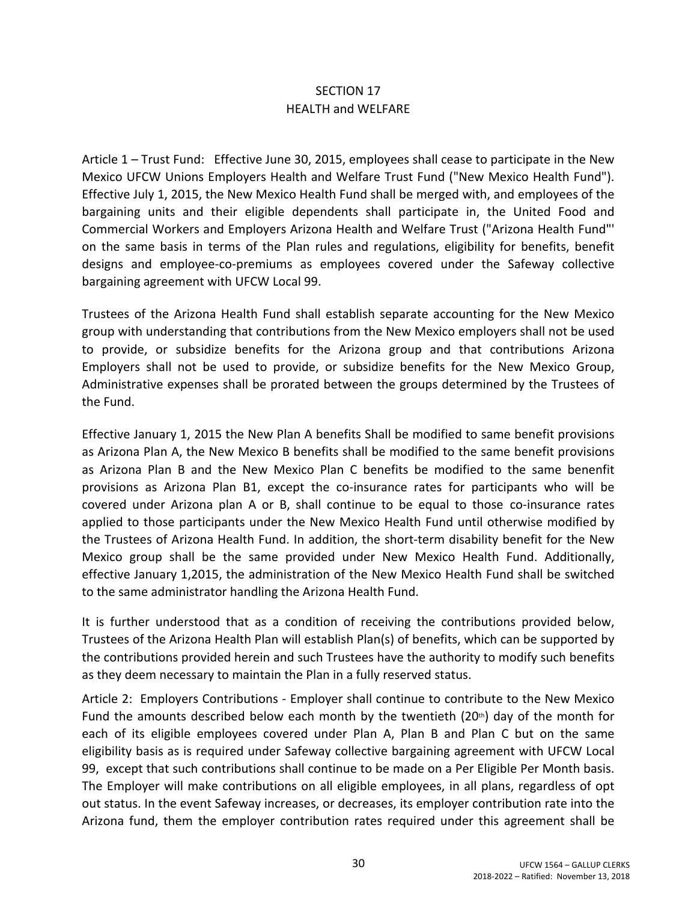## SECTION 17
## HEALTH and WELFARE

Article 1 – Trust Fund: Effective June 30, 2015, employees shall cease to participate in the New Mexico UFCW Unions Employers Health and Welfare Trust Fund ("New Mexico Health Fund"). Effective July 1, 2015, the New Mexico Health Fund shall be merged with, and employees of the bargaining units and their eligible dependents shall participate in, the United Food and Commercial Workers and Employers Arizona Health and Welfare Trust ("Arizona Health Fund"' on the same basis in terms of the Plan rules and regulations, eligibility for benefits, benefit designs and employee-co-premiums as employees covered under the Safeway collective bargaining agreement with UFCW Local 99.

Trustees of the Arizona Health Fund shall establish separate accounting for the New Mexico group with understanding that contributions from the New Mexico employers shall not be used to provide, or subsidize benefits for the Arizona group and that contributions Arizona Employers shall not be used to provide, or subsidize benefits for the New Mexico Group, Administrative expenses shall be prorated between the groups determined by the Trustees of the Fund.

Effective January 1, 2015 the New Plan A benefits Shall be modified to same benefit provisions as Arizona Plan A, the New Mexico B benefits shall be modified to the same benefit provisions as Arizona Plan B and the New Mexico Plan C benefits be modified to the same benenfit provisions as Arizona Plan B1, except the co-insurance rates for participants who will be covered under Arizona plan A or B, shall continue to be equal to those co-insurance rates applied to those participants under the New Mexico Health Fund until otherwise modified by the Trustees of Arizona Health Fund. In addition, the short-term disability benefit for the New Mexico group shall be the same provided under New Mexico Health Fund. Additionally, effective January 1,2015, the administration of the New Mexico Health Fund shall be switched to the same administrator handling the Arizona Health Fund.

It is further understood that as a condition of receiving the contributions provided below, Trustees of the Arizona Health Plan will establish Plan(s) of benefits, which can be supported by the contributions provided herein and such Trustees have the authority to modify such benefits as they deem necessary to maintain the Plan in a fully reserved status.

Article 2: Employers Contributions - Employer shall continue to contribute to the New Mexico Fund the amounts described below each month by the twentieth (20th) day of the month for each of its eligible employees covered under Plan A, Plan B and Plan C but on the same eligibility basis as is required under Safeway collective bargaining agreement with UFCW Local 99, except that such contributions shall continue to be made on a Per Eligible Per Month basis. The Employer will make contributions on all eligible employees, in all plans, regardless of opt out status. In the event Safeway increases, or decreases, its employer contribution rate into the Arizona fund, them the employer contribution rates required under this agreement shall be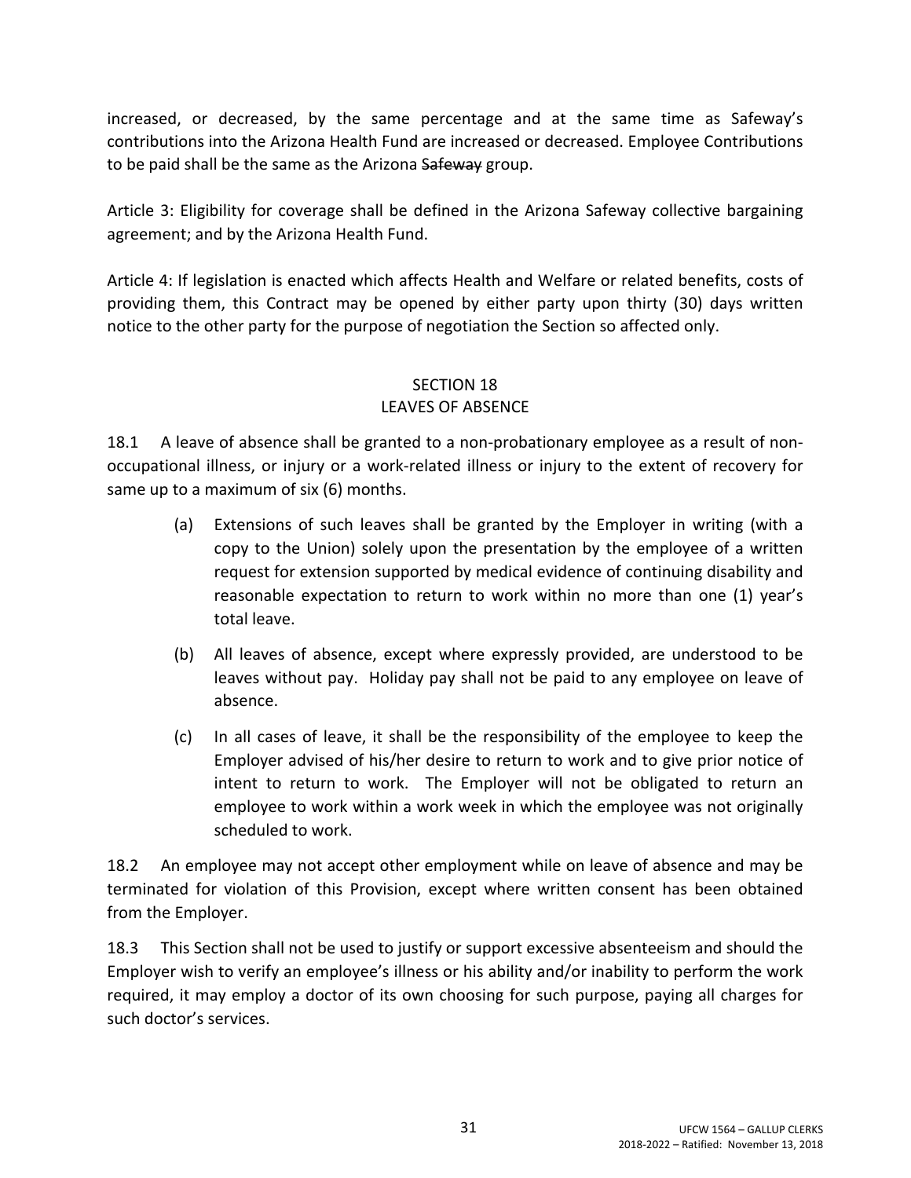increased, or decreased, by the same percentage and at the same time as Safeway's contributions into the Arizona Health Fund are increased or decreased. Employee Contributions to be paid shall be the same as the Arizona ~~Safeway~~ group.

Article 3: Eligibility for coverage shall be defined in the Arizona Safeway collective bargaining agreement; and by the Arizona Health Fund.

Article 4: If legislation is enacted which affects Health and Welfare or related benefits, costs of providing them, this Contract may be opened by either party upon thirty (30) days written notice to the other party for the purpose of negotiation the Section so affected only.

## SECTION 18
## LEAVES OF ABSENCE

18.1 A leave of absence shall be granted to a non-probationary employee as a result of non-occupational illness, or injury or a work-related illness or injury to the extent of recovery for same up to a maximum of six (6) months.

(a) Extensions of such leaves shall be granted by the Employer in writing (with a copy to the Union) solely upon the presentation by the employee of a written request for extension supported by medical evidence of continuing disability and reasonable expectation to return to work within no more than one (1) year's total leave.

(b) All leaves of absence, except where expressly provided, are understood to be leaves without pay. Holiday pay shall not be paid to any employee on leave of absence.

(c) In all cases of leave, it shall be the responsibility of the employee to keep the Employer advised of his/her desire to return to work and to give prior notice of intent to return to work. The Employer will not be obligated to return an employee to work within a work week in which the employee was not originally scheduled to work.

18.2 An employee may not accept other employment while on leave of absence and may be terminated for violation of this Provision, except where written consent has been obtained from the Employer.

18.3 This Section shall not be used to justify or support excessive absenteeism and should the Employer wish to verify an employee's illness or his ability and/or inability to perform the work required, it may employ a doctor of its own choosing for such purpose, paying all charges for such doctor's services.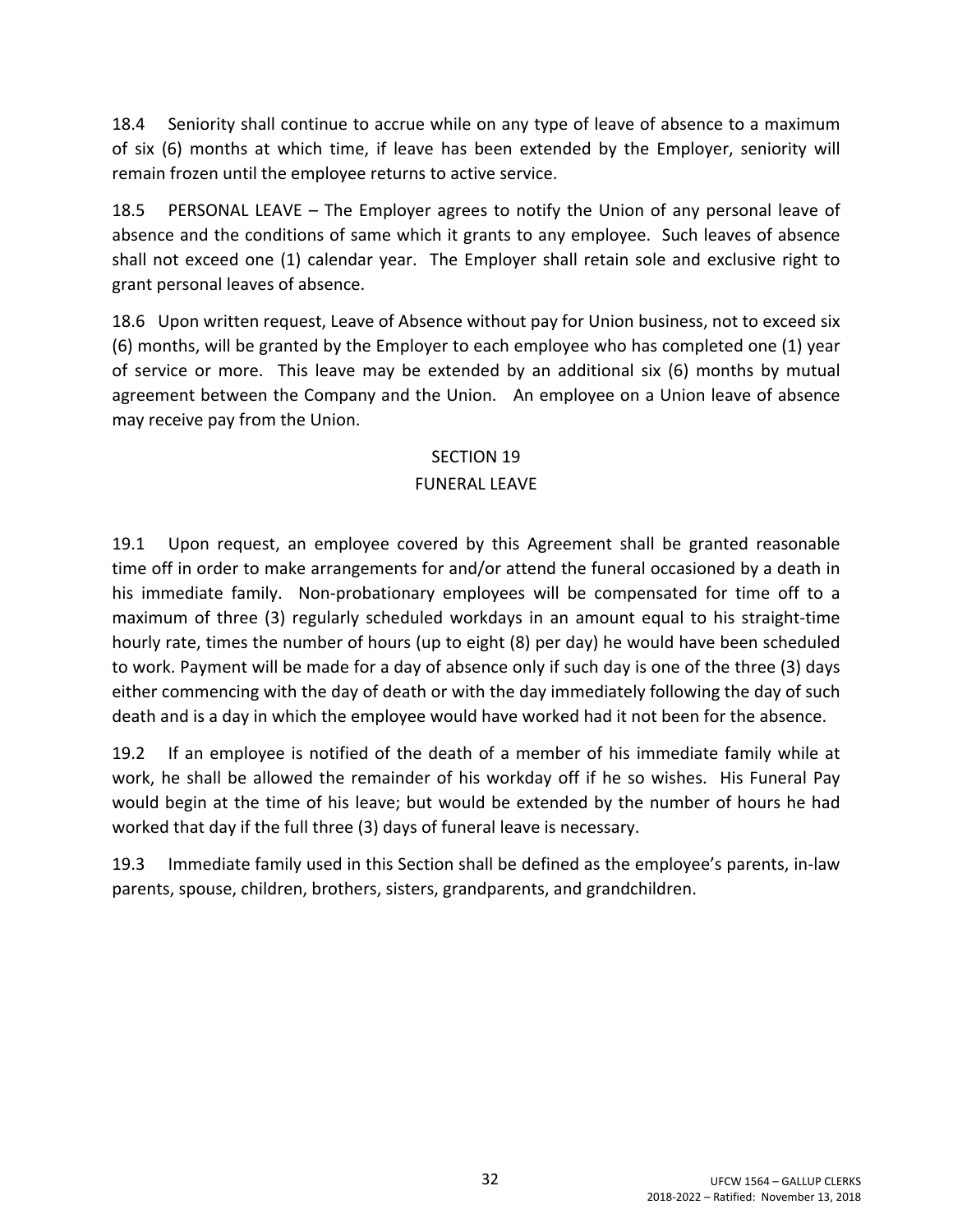18.4 Seniority shall continue to accrue while on any type of leave of absence to a maximum of six (6) months at which time, if leave has been extended by the Employer, seniority will remain frozen until the employee returns to active service.

18.5 PERSONAL LEAVE – The Employer agrees to notify the Union of any personal leave of absence and the conditions of same which it grants to any employee. Such leaves of absence shall not exceed one (1) calendar year. The Employer shall retain sole and exclusive right to grant personal leaves of absence.

18.6 Upon written request, Leave of Absence without pay for Union business, not to exceed six (6) months, will be granted by the Employer to each employee who has completed one (1) year of service or more. This leave may be extended by an additional six (6) months by mutual agreement between the Company and the Union. An employee on a Union leave of absence may receive pay from the Union.

## SECTION 19
## FUNERAL LEAVE

19.1 Upon request, an employee covered by this Agreement shall be granted reasonable time off in order to make arrangements for and/or attend the funeral occasioned by a death in his immediate family. Non-probationary employees will be compensated for time off to a maximum of three (3) regularly scheduled workdays in an amount equal to his straight-time hourly rate, times the number of hours (up to eight (8) per day) he would have been scheduled to work. Payment will be made for a day of absence only if such day is one of the three (3) days either commencing with the day of death or with the day immediately following the day of such death and is a day in which the employee would have worked had it not been for the absence.

19.2 If an employee is notified of the death of a member of his immediate family while at work, he shall be allowed the remainder of his workday off if he so wishes. His Funeral Pay would begin at the time of his leave; but would be extended by the number of hours he had worked that day if the full three (3) days of funeral leave is necessary.

19.3 Immediate family used in this Section shall be defined as the employee's parents, in-law parents, spouse, children, brothers, sisters, grandparents, and grandchildren.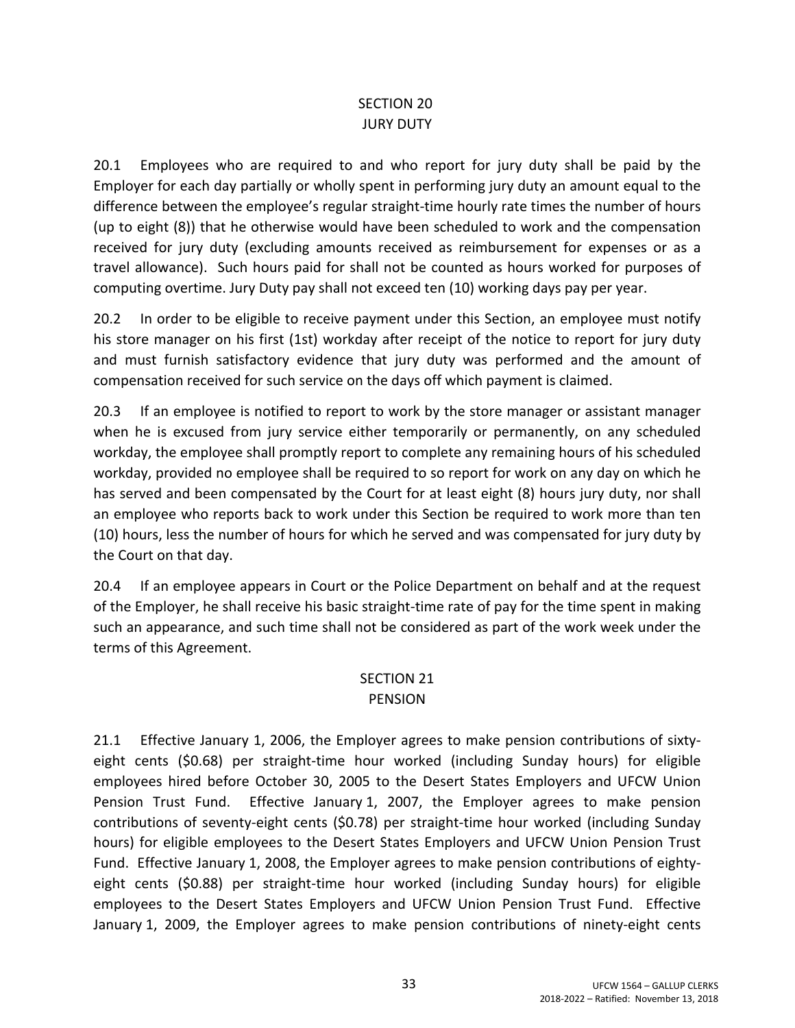## SECTION 20
## JURY DUTY

20.1 Employees who are required to and who report for jury duty shall be paid by the Employer for each day partially or wholly spent in performing jury duty an amount equal to the difference between the employee's regular straight-time hourly rate times the number of hours (up to eight (8)) that he otherwise would have been scheduled to work and the compensation received for jury duty (excluding amounts received as reimbursement for expenses or as a travel allowance). Such hours paid for shall not be counted as hours worked for purposes of computing overtime. Jury Duty pay shall not exceed ten (10) working days pay per year.

20.2 In order to be eligible to receive payment under this Section, an employee must notify his store manager on his first (1st) workday after receipt of the notice to report for jury duty and must furnish satisfactory evidence that jury duty was performed and the amount of compensation received for such service on the days off which payment is claimed.

20.3 If an employee is notified to report to work by the store manager or assistant manager when he is excused from jury service either temporarily or permanently, on any scheduled workday, the employee shall promptly report to complete any remaining hours of his scheduled workday, provided no employee shall be required to so report for work on any day on which he has served and been compensated by the Court for at least eight (8) hours jury duty, nor shall an employee who reports back to work under this Section be required to work more than ten (10) hours, less the number of hours for which he served and was compensated for jury duty by the Court on that day.

20.4 If an employee appears in Court or the Police Department on behalf and at the request of the Employer, he shall receive his basic straight-time rate of pay for the time spent in making such an appearance, and such time shall not be considered as part of the work week under the terms of this Agreement.

## SECTION 21
## PENSION

21.1 Effective January 1, 2006, the Employer agrees to make pension contributions of sixty-eight cents ($0.68) per straight-time hour worked (including Sunday hours) for eligible employees hired before October 30, 2005 to the Desert States Employers and UFCW Union Pension Trust Fund. Effective January 1, 2007, the Employer agrees to make pension contributions of seventy-eight cents ($0.78) per straight-time hour worked (including Sunday hours) for eligible employees to the Desert States Employers and UFCW Union Pension Trust Fund. Effective January 1, 2008, the Employer agrees to make pension contributions of eighty-eight cents ($0.88) per straight-time hour worked (including Sunday hours) for eligible employees to the Desert States Employers and UFCW Union Pension Trust Fund. Effective January 1, 2009, the Employer agrees to make pension contributions of ninety-eight cents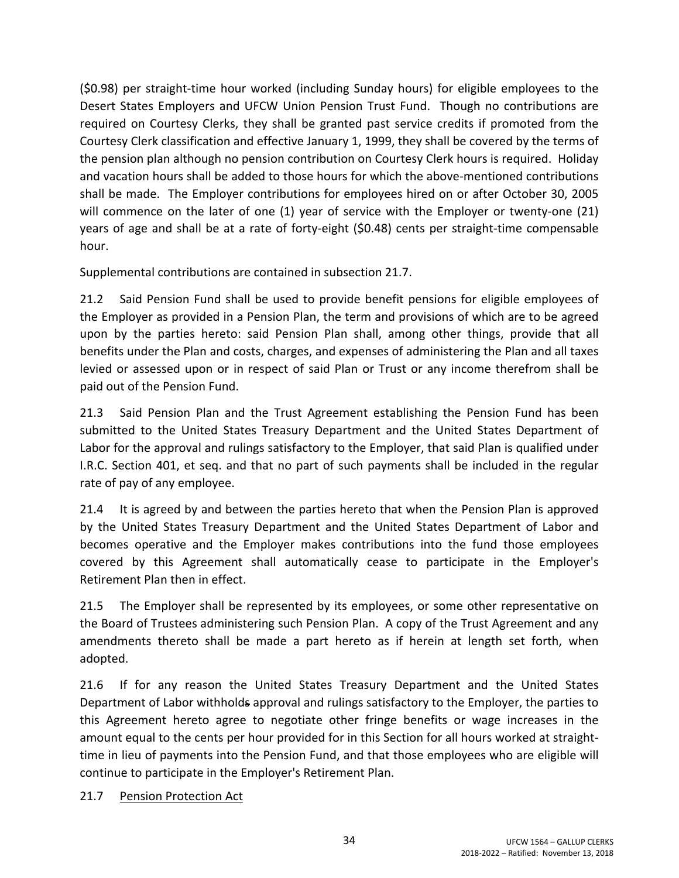($0.98) per straight-time hour worked (including Sunday hours) for eligible employees to the Desert States Employers and UFCW Union Pension Trust Fund. Though no contributions are required on Courtesy Clerks, they shall be granted past service credits if promoted from the Courtesy Clerk classification and effective January 1, 1999, they shall be covered by the terms of the pension plan although no pension contribution on Courtesy Clerk hours is required. Holiday and vacation hours shall be added to those hours for which the above-mentioned contributions shall be made. The Employer contributions for employees hired on or after October 30, 2005 will commence on the later of one (1) year of service with the Employer or twenty-one (21) years of age and shall be at a rate of forty-eight ($0.48) cents per straight-time compensable hour.

Supplemental contributions are contained in subsection 21.7.

21.2 Said Pension Fund shall be used to provide benefit pensions for eligible employees of the Employer as provided in a Pension Plan, the term and provisions of which are to be agreed upon by the parties hereto: said Pension Plan shall, among other things, provide that all benefits under the Plan and costs, charges, and expenses of administering the Plan and all taxes levied or assessed upon or in respect of said Plan or Trust or any income therefrom shall be paid out of the Pension Fund.

21.3 Said Pension Plan and the Trust Agreement establishing the Pension Fund has been submitted to the United States Treasury Department and the United States Department of Labor for the approval and rulings satisfactory to the Employer, that said Plan is qualified under I.R.C. Section 401, et seq. and that no part of such payments shall be included in the regular rate of pay of any employee.

21.4 It is agreed by and between the parties hereto that when the Pension Plan is approved by the United States Treasury Department and the United States Department of Labor and becomes operative and the Employer makes contributions into the fund those employees covered by this Agreement shall automatically cease to participate in the Employer's Retirement Plan then in effect.

21.5 The Employer shall be represented by its employees, or some other representative on the Board of Trustees administering such Pension Plan. A copy of the Trust Agreement and any amendments thereto shall be made a part hereto as if herein at length set forth, when adopted.

21.6 If for any reason the United States Treasury Department and the United States Department of Labor ~~withholds~~ withhold approval and rulings satisfactory to the Employer, the parties to this Agreement hereto agree to negotiate other fringe benefits or wage increases in the amount equal to the cents per hour provided for in this Section for all hours worked at straight-time in lieu of payments into the Pension Fund, and that those employees who are eligible will continue to participate in the Employer's Retirement Plan.

21.7 <u>Pension Protection Act</u>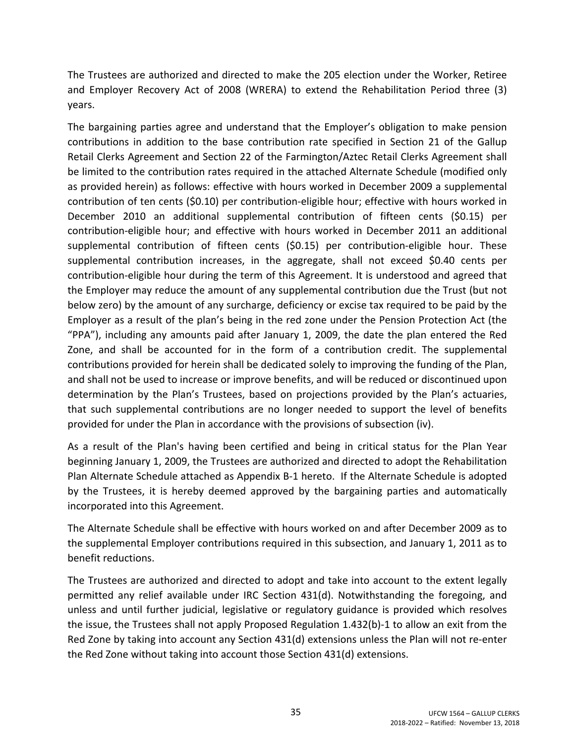The Trustees are authorized and directed to make the 205 election under the Worker, Retiree and Employer Recovery Act of 2008 (WRERA) to extend the Rehabilitation Period three (3) years.

The bargaining parties agree and understand that the Employer's obligation to make pension contributions in addition to the base contribution rate specified in Section 21 of the Gallup Retail Clerks Agreement and Section 22 of the Farmington/Aztec Retail Clerks Agreement shall be limited to the contribution rates required in the attached Alternate Schedule (modified only as provided herein) as follows: effective with hours worked in December 2009 a supplemental contribution of ten cents ($0.10) per contribution-eligible hour; effective with hours worked in December 2010 an additional supplemental contribution of fifteen cents ($0.15) per contribution-eligible hour; and effective with hours worked in December 2011 an additional supplemental contribution of fifteen cents ($0.15) per contribution-eligible hour. These supplemental contribution increases, in the aggregate, shall not exceed $0.40 cents per contribution-eligible hour during the term of this Agreement. It is understood and agreed that the Employer may reduce the amount of any supplemental contribution due the Trust (but not below zero) by the amount of any surcharge, deficiency or excise tax required to be paid by the Employer as a result of the plan's being in the red zone under the Pension Protection Act (the "PPA"), including any amounts paid after January 1, 2009, the date the plan entered the Red Zone, and shall be accounted for in the form of a contribution credit. The supplemental contributions provided for herein shall be dedicated solely to improving the funding of the Plan, and shall not be used to increase or improve benefits, and will be reduced or discontinued upon determination by the Plan's Trustees, based on projections provided by the Plan's actuaries, that such supplemental contributions are no longer needed to support the level of benefits provided for under the Plan in accordance with the provisions of subsection (iv).

As a result of the Plan's having been certified and being in critical status for the Plan Year beginning January 1, 2009, the Trustees are authorized and directed to adopt the Rehabilitation Plan Alternate Schedule attached as Appendix B-1 hereto. If the Alternate Schedule is adopted by the Trustees, it is hereby deemed approved by the bargaining parties and automatically incorporated into this Agreement.

The Alternate Schedule shall be effective with hours worked on and after December 2009 as to the supplemental Employer contributions required in this subsection, and January 1, 2011 as to benefit reductions.

The Trustees are authorized and directed to adopt and take into account to the extent legally permitted any relief available under IRC Section 431(d). Notwithstanding the foregoing, and unless and until further judicial, legislative or regulatory guidance is provided which resolves the issue, the Trustees shall not apply Proposed Regulation 1.432(b)-1 to allow an exit from the Red Zone by taking into account any Section 431(d) extensions unless the Plan will not re-enter the Red Zone without taking into account those Section 431(d) extensions.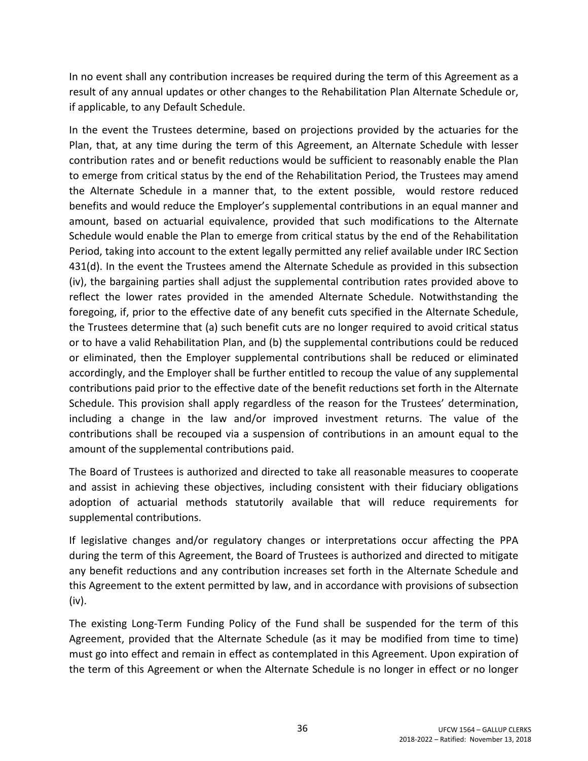In no event shall any contribution increases be required during the term of this Agreement as a result of any annual updates or other changes to the Rehabilitation Plan Alternate Schedule or, if applicable, to any Default Schedule.

In the event the Trustees determine, based on projections provided by the actuaries for the Plan, that, at any time during the term of this Agreement, an Alternate Schedule with lesser contribution rates and or benefit reductions would be sufficient to reasonably enable the Plan to emerge from critical status by the end of the Rehabilitation Period, the Trustees may amend the Alternate Schedule in a manner that, to the extent possible, would restore reduced benefits and would reduce the Employer's supplemental contributions in an equal manner and amount, based on actuarial equivalence, provided that such modifications to the Alternate Schedule would enable the Plan to emerge from critical status by the end of the Rehabilitation Period, taking into account to the extent legally permitted any relief available under IRC Section 431(d). In the event the Trustees amend the Alternate Schedule as provided in this subsection (iv), the bargaining parties shall adjust the supplemental contribution rates provided above to reflect the lower rates provided in the amended Alternate Schedule. Notwithstanding the foregoing, if, prior to the effective date of any benefit cuts specified in the Alternate Schedule, the Trustees determine that (a) such benefit cuts are no longer required to avoid critical status or to have a valid Rehabilitation Plan, and (b) the supplemental contributions could be reduced or eliminated, then the Employer supplemental contributions shall be reduced or eliminated accordingly, and the Employer shall be further entitled to recoup the value of any supplemental contributions paid prior to the effective date of the benefit reductions set forth in the Alternate Schedule. This provision shall apply regardless of the reason for the Trustees' determination, including a change in the law and/or improved investment returns. The value of the contributions shall be recouped via a suspension of contributions in an amount equal to the amount of the supplemental contributions paid.

The Board of Trustees is authorized and directed to take all reasonable measures to cooperate and assist in achieving these objectives, including consistent with their fiduciary obligations adoption of actuarial methods statutorily available that will reduce requirements for supplemental contributions.

If legislative changes and/or regulatory changes or interpretations occur affecting the PPA during the term of this Agreement, the Board of Trustees is authorized and directed to mitigate any benefit reductions and any contribution increases set forth in the Alternate Schedule and this Agreement to the extent permitted by law, and in accordance with provisions of subsection (iv).

The existing Long-Term Funding Policy of the Fund shall be suspended for the term of this Agreement, provided that the Alternate Schedule (as it may be modified from time to time) must go into effect and remain in effect as contemplated in this Agreement. Upon expiration of the term of this Agreement or when the Alternate Schedule is no longer in effect or no longer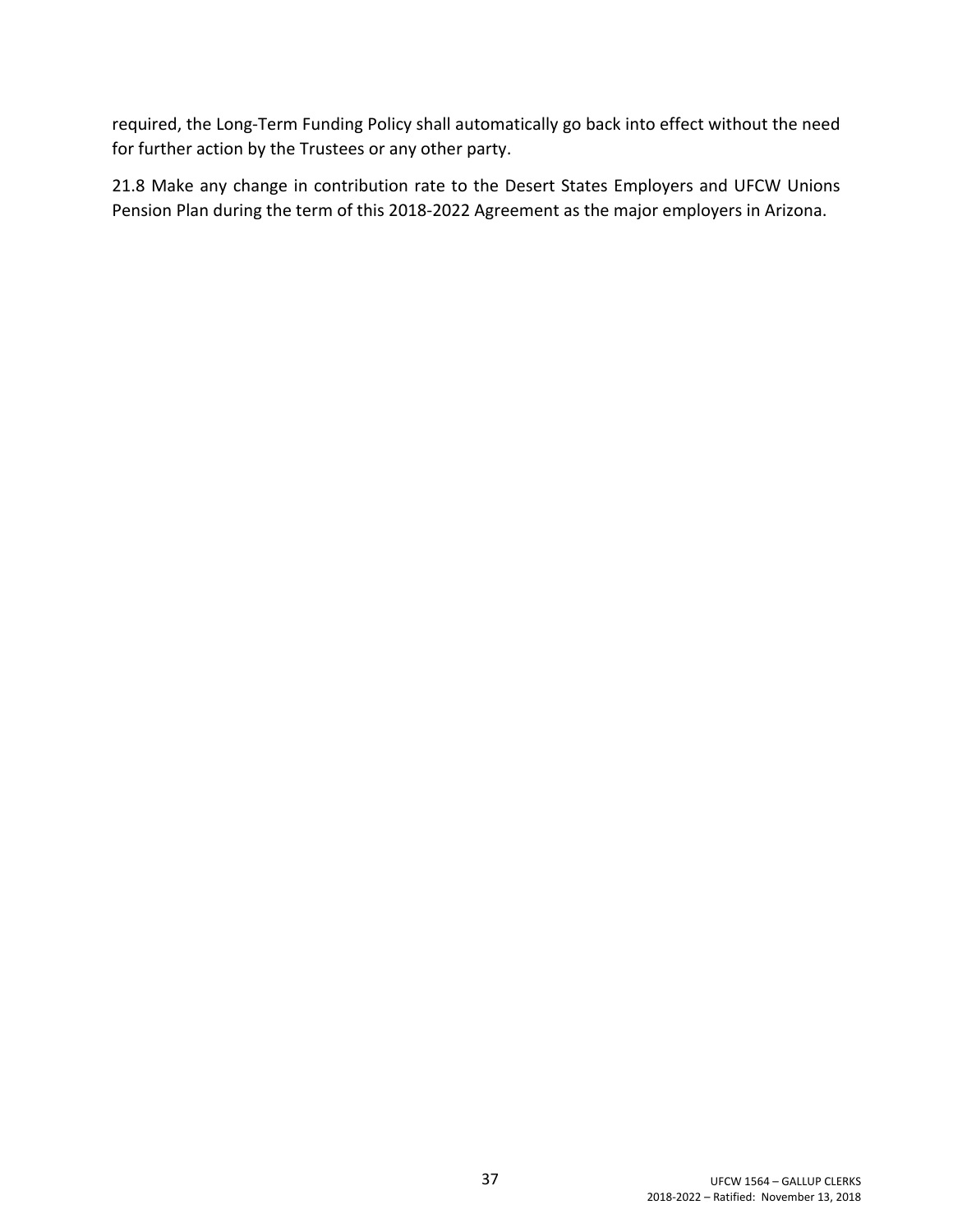required, the Long-Term Funding Policy shall automatically go back into effect without the need for further action by the Trustees or any other party.

21.8 Make any change in contribution rate to the Desert States Employers and UFCW Unions Pension Plan during the term of this 2018-2022 Agreement as the major employers in Arizona.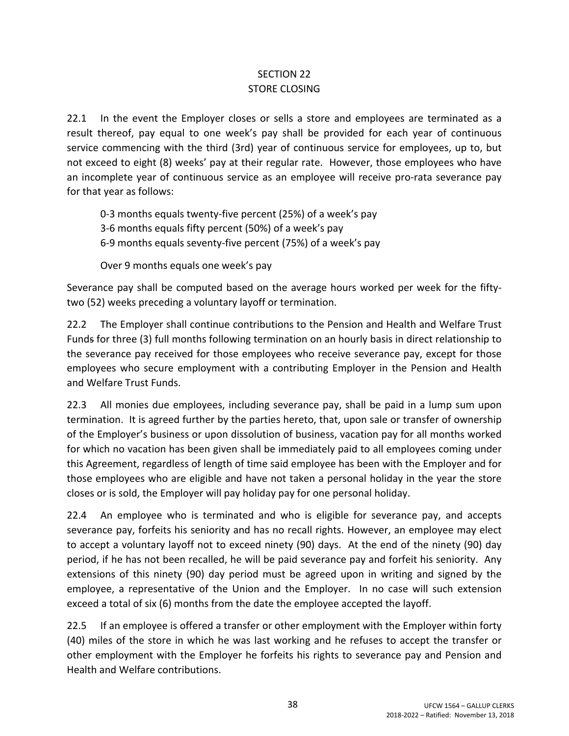# SECTION 22
# STORE CLOSING

22.1 In the event the Employer closes or sells a store and employees are terminated as a result thereof, pay equal to one week's pay shall be provided for each year of continuous service commencing with the third (3rd) year of continuous service for employees, up to, but not exceed to eight (8) weeks' pay at their regular rate. However, those employees who have an incomplete year of continuous service as an employee will receive pro-rata severance pay for that year as follows:

0-3 months equals twenty-five percent (25%) of a week's pay
3-6 months equals fifty percent (50%) of a week's pay
6-9 months equals seventy-five percent (75%) of a week's pay

Over 9 months equals one week's pay

Severance pay shall be computed based on the average hours worked per week for the fifty-two (52) weeks preceding a voluntary layoff or termination.

22.2 The Employer shall continue contributions to the Pension and Health and Welfare Trust Funds for three (3) full months following termination on an hourly basis in direct relationship to the severance pay received for those employees who receive severance pay, except for those employees who secure employment with a contributing Employer in the Pension and Health and Welfare Trust Funds.

22.3 All monies due employees, including severance pay, shall be paid in a lump sum upon termination. It is agreed further by the parties hereto, that, upon sale or transfer of ownership of the Employer's business or upon dissolution of business, vacation pay for all months worked for which no vacation has been given shall be immediately paid to all employees coming under this Agreement, regardless of length of time said employee has been with the Employer and for those employees who are eligible and have not taken a personal holiday in the year the store closes or is sold, the Employer will pay holiday pay for one personal holiday.

22.4 An employee who is terminated and who is eligible for severance pay, and accepts severance pay, forfeits his seniority and has no recall rights. However, an employee may elect to accept a voluntary layoff not to exceed ninety (90) days. At the end of the ninety (90) day period, if he has not been recalled, he will be paid severance pay and forfeit his seniority. Any extensions of this ninety (90) day period must be agreed upon in writing and signed by the employee, a representative of the Union and the Employer. In no case will such extension exceed a total of six (6) months from the date the employee accepted the layoff.

22.5 If an employee is offered a transfer or other employment with the Employer within forty (40) miles of the store in which he was last working and he refuses to accept the transfer or other employment with the Employer he forfeits his rights to severance pay and Pension and Health and Welfare contributions.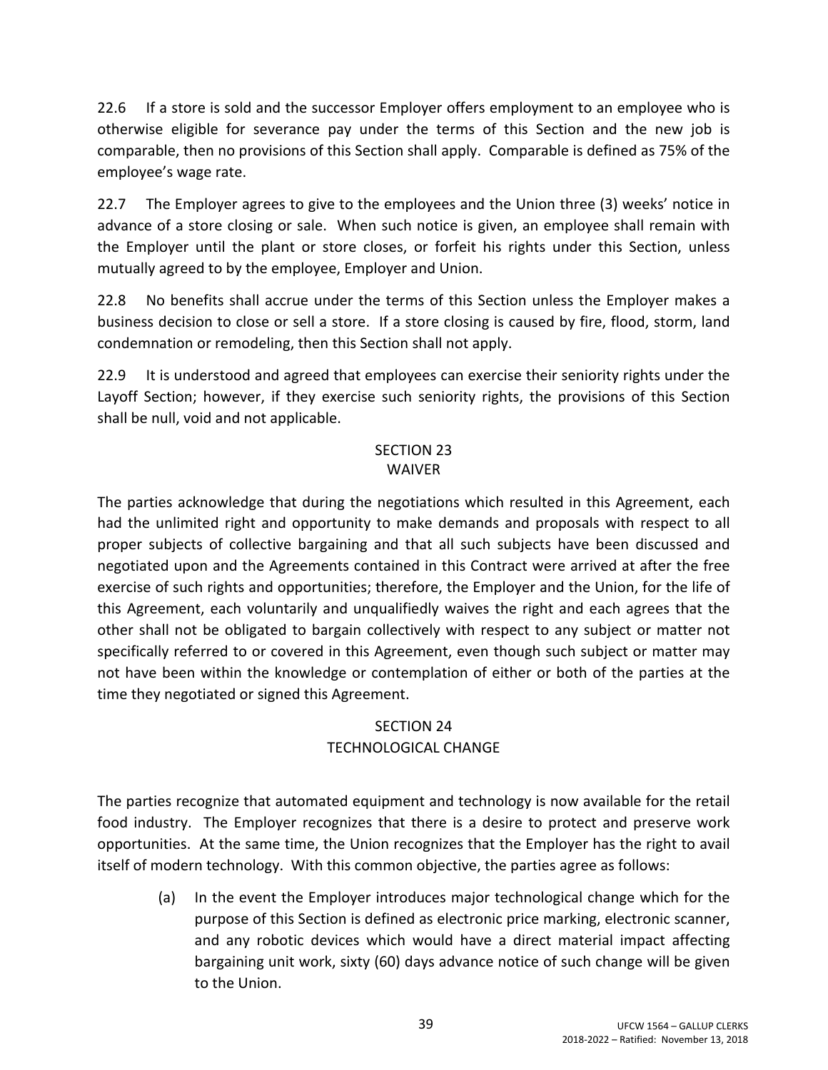22.6 If a store is sold and the successor Employer offers employment to an employee who is otherwise eligible for severance pay under the terms of this Section and the new job is comparable, then no provisions of this Section shall apply. Comparable is defined as 75% of the employee's wage rate.

22.7 The Employer agrees to give to the employees and the Union three (3) weeks' notice in advance of a store closing or sale. When such notice is given, an employee shall remain with the Employer until the plant or store closes, or forfeit his rights under this Section, unless mutually agreed to by the employee, Employer and Union.

22.8 No benefits shall accrue under the terms of this Section unless the Employer makes a business decision to close or sell a store. If a store closing is caused by fire, flood, storm, land condemnation or remodeling, then this Section shall not apply.

22.9 It is understood and agreed that employees can exercise their seniority rights under the Layoff Section; however, if they exercise such seniority rights, the provisions of this Section shall be null, void and not applicable.

## SECTION 23
## WAIVER

The parties acknowledge that during the negotiations which resulted in this Agreement, each had the unlimited right and opportunity to make demands and proposals with respect to all proper subjects of collective bargaining and that all such subjects have been discussed and negotiated upon and the Agreements contained in this Contract were arrived at after the free exercise of such rights and opportunities; therefore, the Employer and the Union, for the life of this Agreement, each voluntarily and unqualifiedly waives the right and each agrees that the other shall not be obligated to bargain collectively with respect to any subject or matter not specifically referred to or covered in this Agreement, even though such subject or matter may not have been within the knowledge or contemplation of either or both of the parties at the time they negotiated or signed this Agreement.

## SECTION 24
## TECHNOLOGICAL CHANGE

The parties recognize that automated equipment and technology is now available for the retail food industry. The Employer recognizes that there is a desire to protect and preserve work opportunities. At the same time, the Union recognizes that the Employer has the right to avail itself of modern technology. With this common objective, the parties agree as follows:

(a) In the event the Employer introduces major technological change which for the purpose of this Section is defined as electronic price marking, electronic scanner, and any robotic devices which would have a direct material impact affecting bargaining unit work, sixty (60) days advance notice of such change will be given to the Union.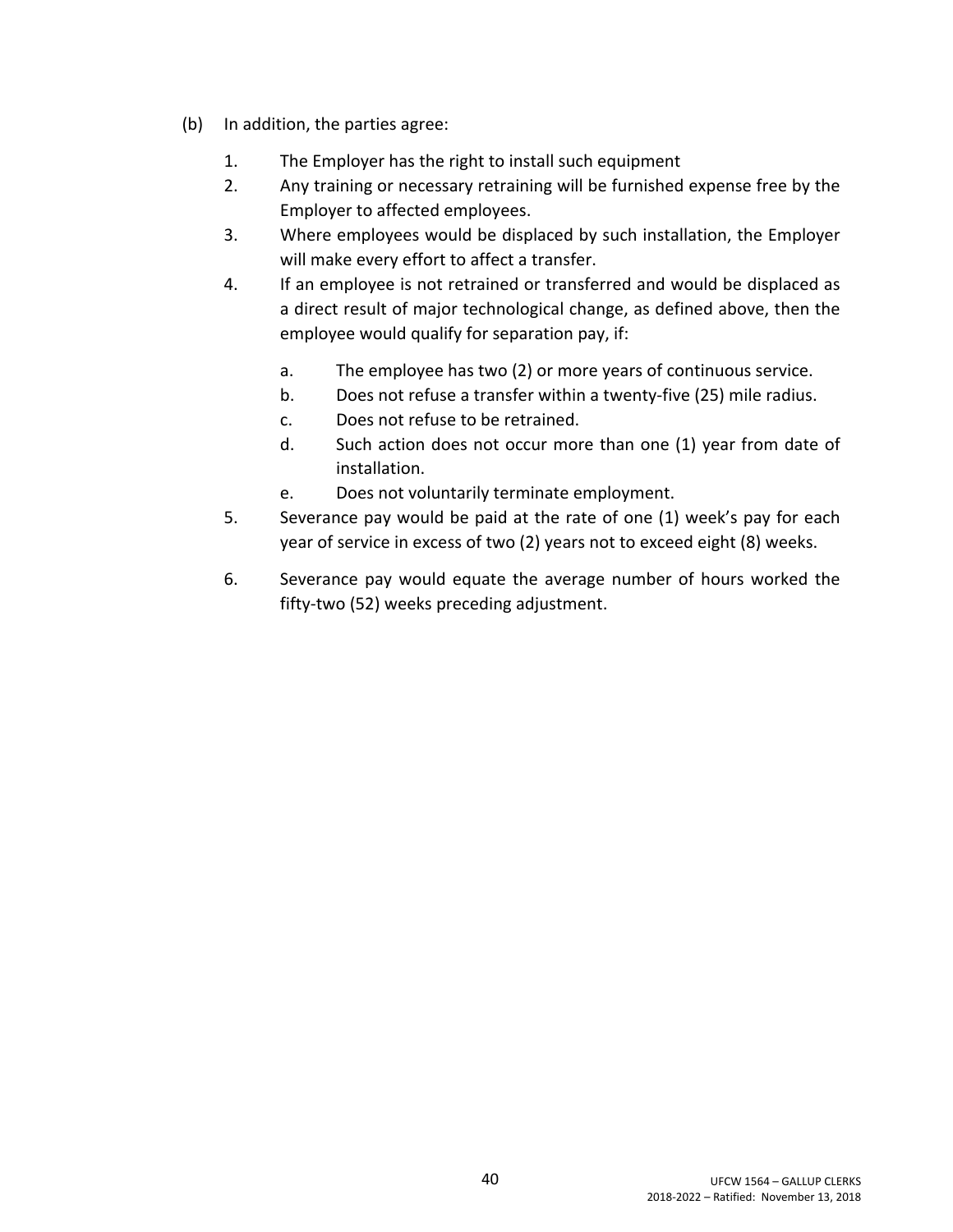(b) In addition, the parties agree:

1. The Employer has the right to install such equipment
2. Any training or necessary retraining will be furnished expense free by the Employer to affected employees.
3. Where employees would be displaced by such installation, the Employer will make every effort to affect a transfer.
4. If an employee is not retrained or transferred and would be displaced as a direct result of major technological change, as defined above, then the employee would qualify for separation pay, if:

   a. The employee has two (2) or more years of continuous service.
   b. Does not refuse a transfer within a twenty-five (25) mile radius.
   c. Does not refuse to be retrained.
   d. Such action does not occur more than one (1) year from date of installation.
   e. Does not voluntarily terminate employment.

5. Severance pay would be paid at the rate of one (1) week's pay for each year of service in excess of two (2) years not to exceed eight (8) weeks.
6. Severance pay would equate the average number of hours worked the fifty-two (52) weeks preceding adjustment.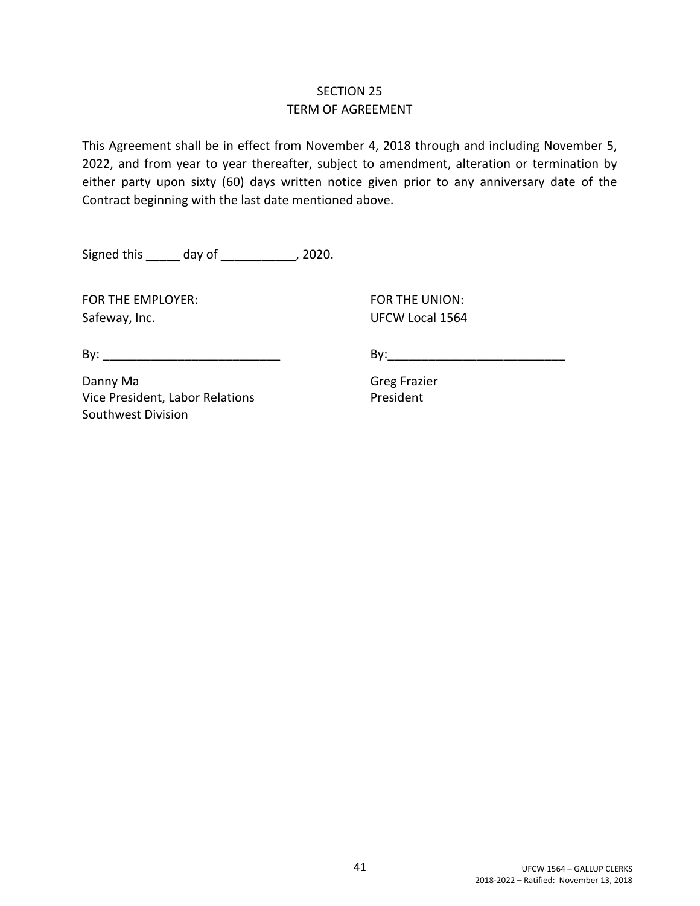## SECTION 25
## TERM OF AGREEMENT

This Agreement shall be in effect from November 4, 2018 through and including November 5, 2022, and from year to year thereafter, subject to amendment, alteration or termination by either party upon sixty (60) days written notice given prior to any anniversary date of the Contract beginning with the last date mentioned above.

Signed this _____ day of ___________, 2020.

| FOR THE EMPLOYER: | FOR THE UNION: |
|---|---|
| Safeway, Inc. | UFCW Local 1564 |
| By: __________________________ | By:__________________________ |
| Danny Ma | Greg Frazier |
| Vice President, Labor Relations | President |
| Southwest Division | |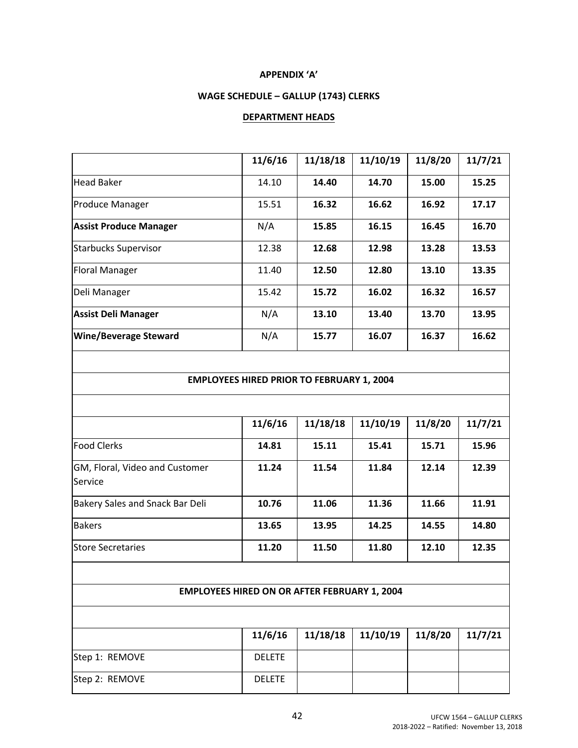**APPENDIX 'A'**

**WAGE SCHEDULE – GALLUP (1743) CLERKS**

**DEPARTMENT HEADS**

| | 11/6/16 | 11/18/18 | 11/10/19 | 11/8/20 | 11/7/21 |
|---|---|---|---|---|---|
| Head Baker | 14.10 | **14.40** | **14.70** | **15.00** | **15.25** |
| Produce Manager | 15.51 | **16.32** | **16.62** | **16.92** | **17.17** |
| **Assist Produce Manager** | N/A | **15.85** | **16.15** | **16.45** | **16.70** |
| Starbucks Supervisor | 12.38 | **12.68** | **12.98** | **13.28** | **13.53** |
| Floral Manager | 11.40 | **12.50** | **12.80** | **13.10** | **13.35** |
| Deli Manager | 15.42 | **15.72** | **16.02** | **16.32** | **16.57** |
| **Assist Deli Manager** | N/A | **13.10** | **13.40** | **13.70** | **13.95** |
| **Wine/Beverage Steward** | N/A | **15.77** | **16.07** | **16.37** | **16.62** |

**EMPLOYEES HIRED PRIOR TO FEBRUARY 1, 2004**

| | 11/6/16 | 11/18/18 | 11/10/19 | 11/8/20 | 11/7/21 |
|---|---|---|---|---|---|
| Food Clerks | **14.81** | **15.11** | **15.41** | **15.71** | **15.96** |
| GM, Floral, Video and Customer Service | **11.24** | **11.54** | **11.84** | **12.14** | **12.39** |
| Bakery Sales and Snack Bar Deli | **10.76** | **11.06** | **11.36** | **11.66** | **11.91** |
| Bakers | **13.65** | **13.95** | **14.25** | **14.55** | **14.80** |
| Store Secretaries | **11.20** | **11.50** | **11.80** | **12.10** | **12.35** |

**EMPLOYEES HIRED ON OR AFTER FEBRUARY 1, 2004**

| | 11/6/16 | 11/18/18 | 11/10/19 | 11/8/20 | 11/7/21 |
|---|---|---|---|---|---|
| Step 1: REMOVE | DELETE | | | | |
| Step 2: REMOVE | DELETE | | | | |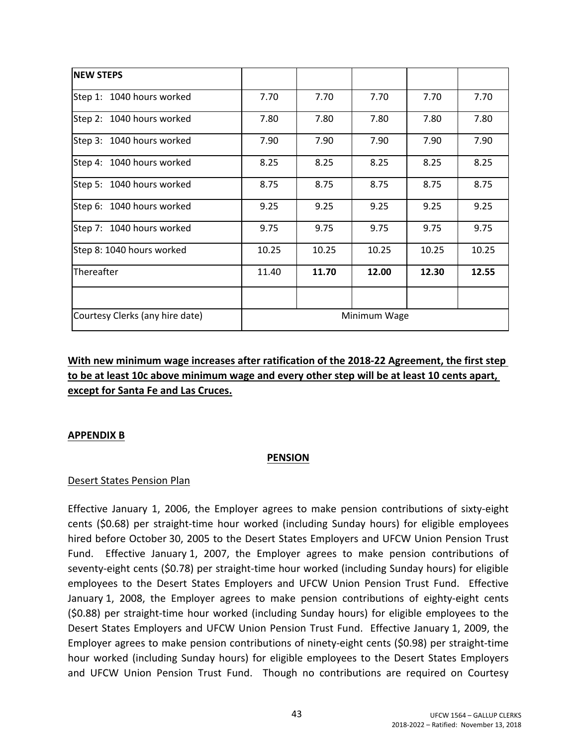| NEW STEPS | | | | | |
|---|---|---|---|---|---|
| Step 1: 1040 hours worked | 7.70 | 7.70 | 7.70 | 7.70 | 7.70 |
| Step 2: 1040 hours worked | 7.80 | 7.80 | 7.80 | 7.80 | 7.80 |
| Step 3: 1040 hours worked | 7.90 | 7.90 | 7.90 | 7.90 | 7.90 |
| Step 4: 1040 hours worked | 8.25 | 8.25 | 8.25 | 8.25 | 8.25 |
| Step 5: 1040 hours worked | 8.75 | 8.75 | 8.75 | 8.75 | 8.75 |
| Step 6: 1040 hours worked | 9.25 | 9.25 | 9.25 | 9.25 | 9.25 |
| Step 7: 1040 hours worked | 9.75 | 9.75 | 9.75 | 9.75 | 9.75 |
| Step 8: 1040 hours worked | 10.25 | 10.25 | 10.25 | 10.25 | 10.25 |
| Thereafter | 11.40 | **11.70** | **12.00** | **12.30** | **12.55** |
| | | | | | |
| Courtesy Clerks (any hire date) | Minimum Wage | | | | |

**With new minimum wage increases after ratification of the 2018-22 Agreement, the first step to be at least 10c above minimum wage and every other step will be at least 10 cents apart, except for Santa Fe and Las Cruces.**

**APPENDIX B**

**PENSION**

Desert States Pension Plan

Effective January 1, 2006, the Employer agrees to make pension contributions of sixty-eight cents ($0.68) per straight-time hour worked (including Sunday hours) for eligible employees hired before October 30, 2005 to the Desert States Employers and UFCW Union Pension Trust Fund. Effective January 1, 2007, the Employer agrees to make pension contributions of seventy-eight cents ($0.78) per straight-time hour worked (including Sunday hours) for eligible employees to the Desert States Employers and UFCW Union Pension Trust Fund. Effective January 1, 2008, the Employer agrees to make pension contributions of eighty-eight cents ($0.88) per straight-time hour worked (including Sunday hours) for eligible employees to the Desert States Employers and UFCW Union Pension Trust Fund. Effective January 1, 2009, the Employer agrees to make pension contributions of ninety-eight cents ($0.98) per straight-time hour worked (including Sunday hours) for eligible employees to the Desert States Employers and UFCW Union Pension Trust Fund. Though no contributions are required on Courtesy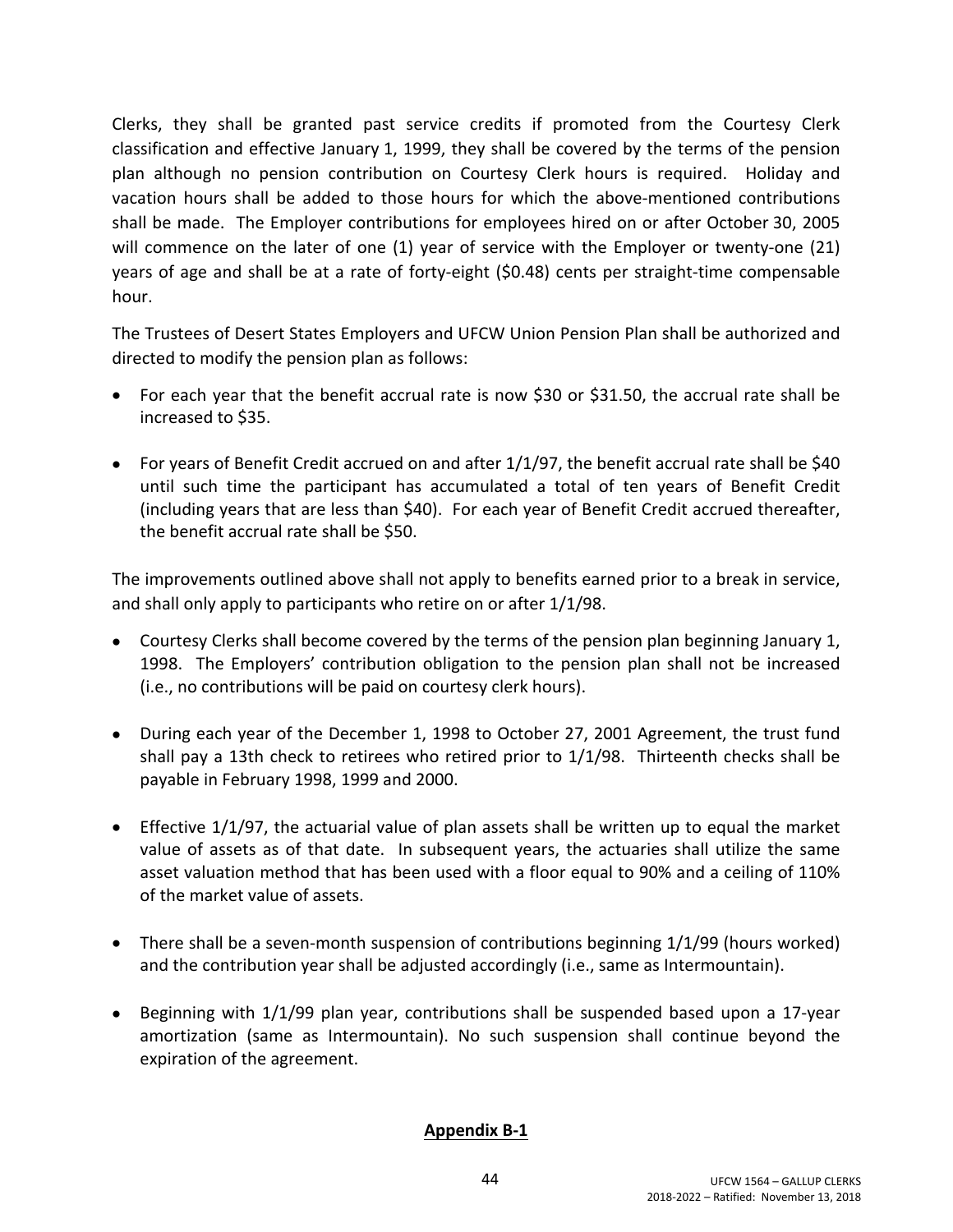Clerks, they shall be granted past service credits if promoted from the Courtesy Clerk classification and effective January 1, 1999, they shall be covered by the terms of the pension plan although no pension contribution on Courtesy Clerk hours is required. Holiday and vacation hours shall be added to those hours for which the above-mentioned contributions shall be made. The Employer contributions for employees hired on or after October 30, 2005 will commence on the later of one (1) year of service with the Employer or twenty-one (21) years of age and shall be at a rate of forty-eight ($0.48) cents per straight-time compensable hour.

The Trustees of Desert States Employers and UFCW Union Pension Plan shall be authorized and directed to modify the pension plan as follows:

- For each year that the benefit accrual rate is now $30 or $31.50, the accrual rate shall be increased to $35.

- For years of Benefit Credit accrued on and after 1/1/97, the benefit accrual rate shall be $40 until such time the participant has accumulated a total of ten years of Benefit Credit (including years that are less than $40). For each year of Benefit Credit accrued thereafter, the benefit accrual rate shall be $50.

The improvements outlined above shall not apply to benefits earned prior to a break in service, and shall only apply to participants who retire on or after 1/1/98.

- Courtesy Clerks shall become covered by the terms of the pension plan beginning January 1, 1998. The Employers' contribution obligation to the pension plan shall not be increased (i.e., no contributions will be paid on courtesy clerk hours).

- During each year of the December 1, 1998 to October 27, 2001 Agreement, the trust fund shall pay a 13th check to retirees who retired prior to 1/1/98. Thirteenth checks shall be payable in February 1998, 1999 and 2000.

- Effective 1/1/97, the actuarial value of plan assets shall be written up to equal the market value of assets as of that date. In subsequent years, the actuaries shall utilize the same asset valuation method that has been used with a floor equal to 90% and a ceiling of 110% of the market value of assets.

- There shall be a seven-month suspension of contributions beginning 1/1/99 (hours worked) and the contribution year shall be adjusted accordingly (i.e., same as Intermountain).

- Beginning with 1/1/99 plan year, contributions shall be suspended based upon a 17-year amortization (same as Intermountain). No such suspension shall continue beyond the expiration of the agreement.

**Appendix B-1**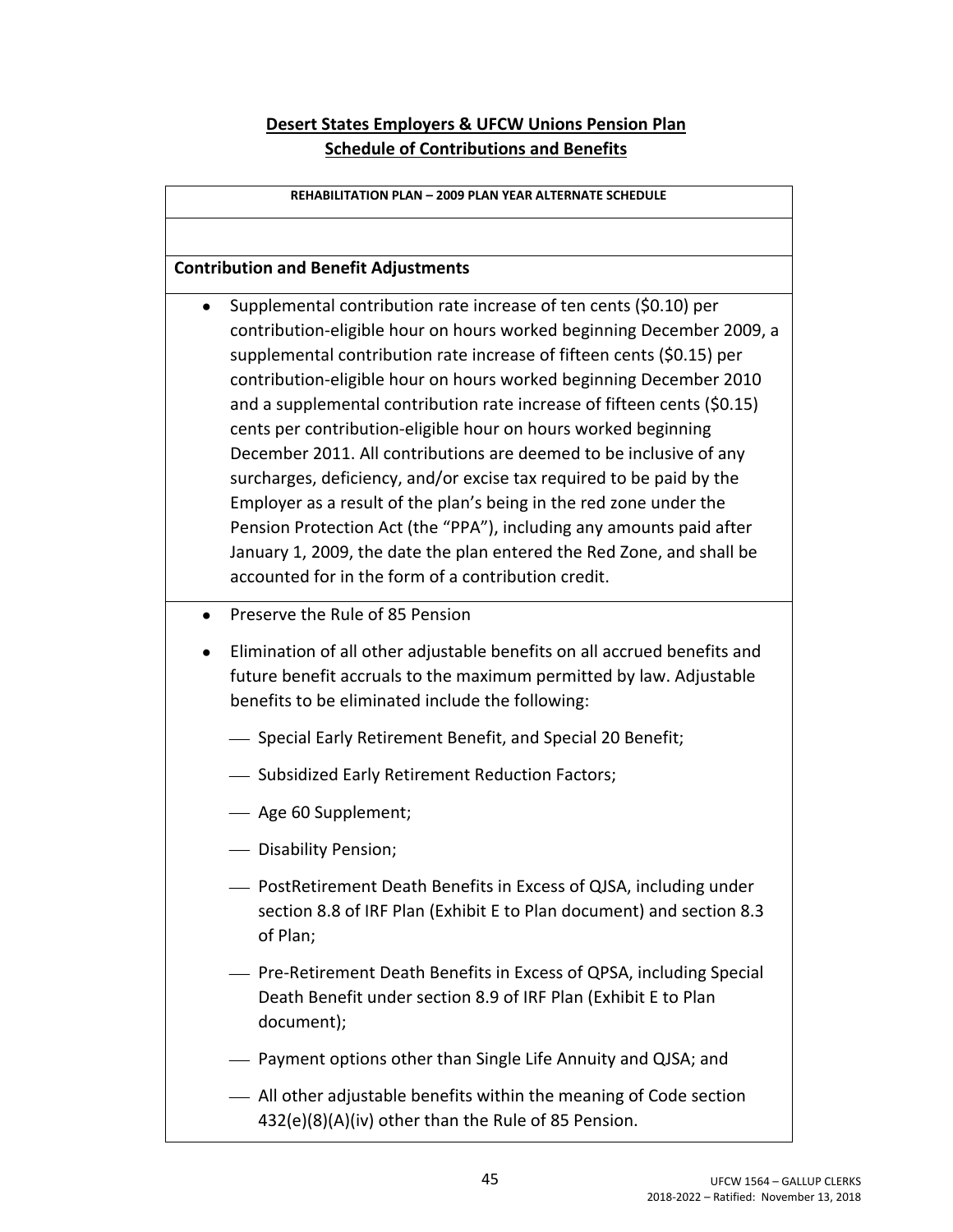## Desert States Employers & UFCW Unions Pension Plan
## Schedule of Contributions and Benefits

**REHABILITATION PLAN – 2009 PLAN YEAR ALTERNATE SCHEDULE**

**Contribution and Benefit Adjustments**

- Supplemental contribution rate increase of ten cents ($0.10) per contribution-eligible hour on hours worked beginning December 2009, a supplemental contribution rate increase of fifteen cents ($0.15) per contribution-eligible hour on hours worked beginning December 2010 and a supplemental contribution rate increase of fifteen cents ($0.15) cents per contribution-eligible hour on hours worked beginning December 2011. All contributions are deemed to be inclusive of any surcharges, deficiency, and/or excise tax required to be paid by the Employer as a result of the plan's being in the red zone under the Pension Protection Act (the "PPA"), including any amounts paid after January 1, 2009, the date the plan entered the Red Zone, and shall be accounted for in the form of a contribution credit.

- Preserve the Rule of 85 Pension
- Elimination of all other adjustable benefits on all accrued benefits and future benefit accruals to the maximum permitted by law. Adjustable benefits to be eliminated include the following:
  - Special Early Retirement Benefit, and Special 20 Benefit;
  - Subsidized Early Retirement Reduction Factors;
  - Age 60 Supplement;
  - Disability Pension;
  - PostRetirement Death Benefits in Excess of QJSA, including under section 8.8 of IRF Plan (Exhibit E to Plan document) and section 8.3 of Plan;
  - Pre-Retirement Death Benefits in Excess of QPSA, including Special Death Benefit under section 8.9 of IRF Plan (Exhibit E to Plan document);
  - Payment options other than Single Life Annuity and QJSA; and
  - All other adjustable benefits within the meaning of Code section 432(e)(8)(A)(iv) other than the Rule of 85 Pension.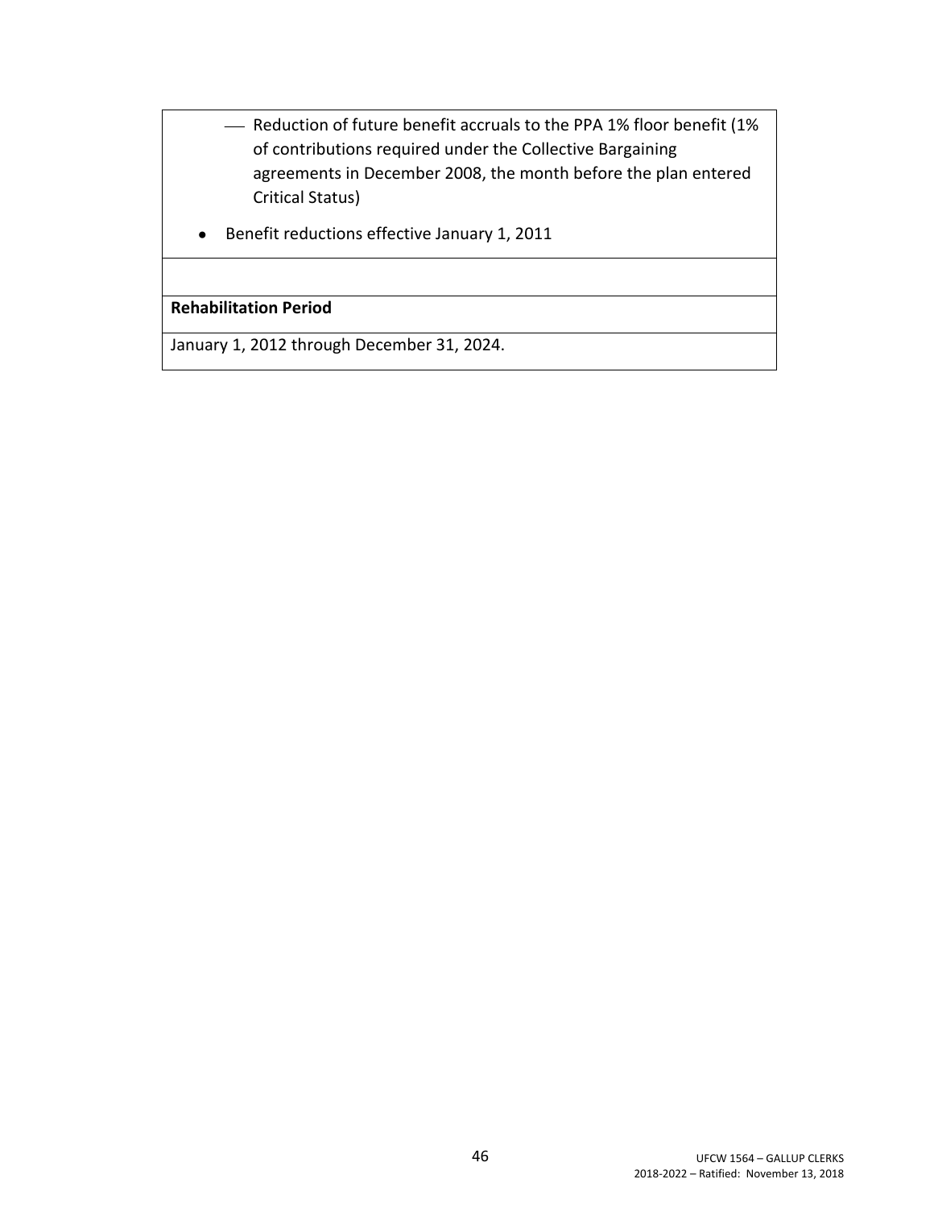- Reduction of future benefit accruals to the PPA 1% floor benefit (1% of contributions required under the Collective Bargaining agreements in December 2008, the month before the plan entered Critical Status)

- Benefit reductions effective January 1, 2011

**Rehabilitation Period**

January 1, 2012 through December 31, 2024.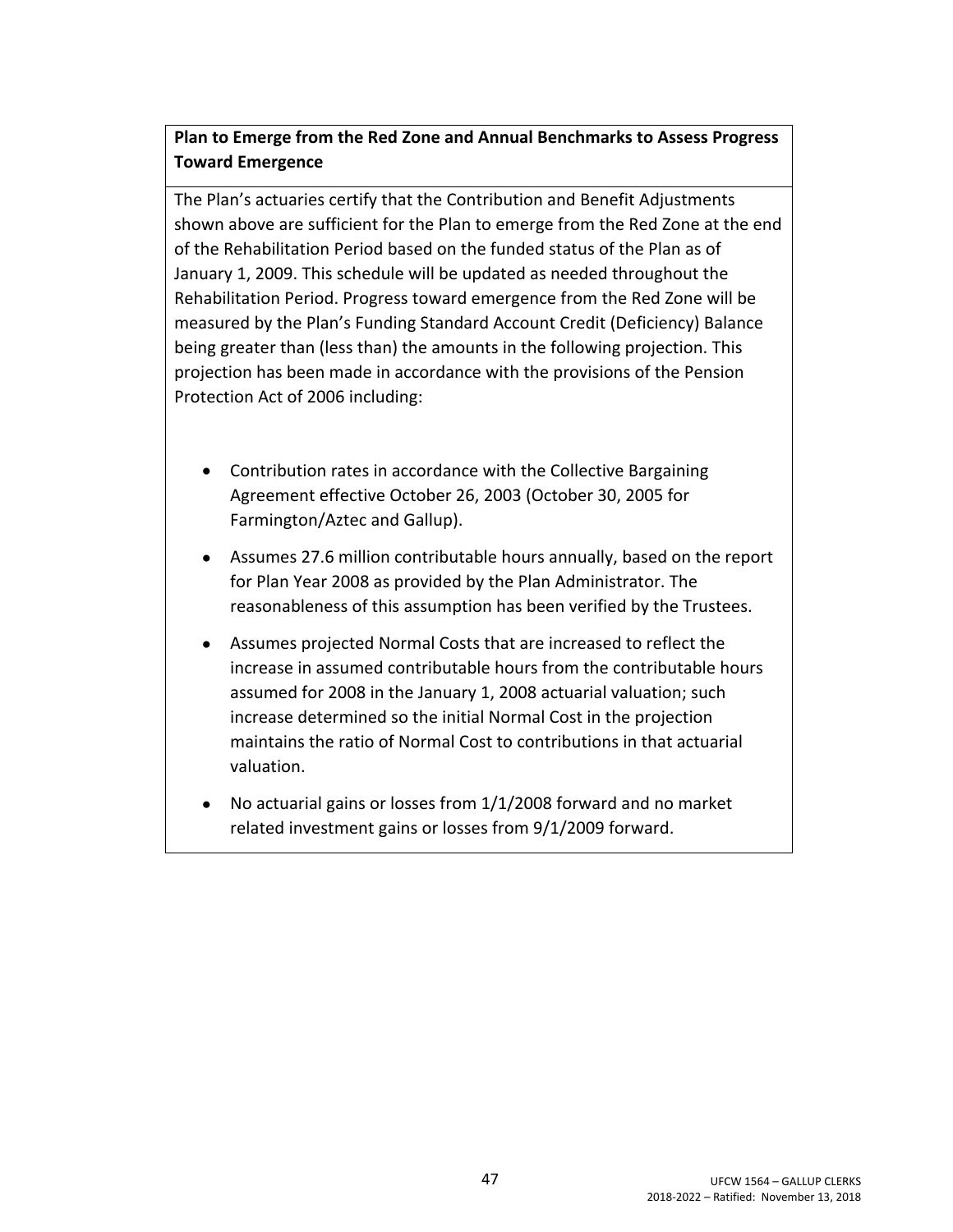**Plan to Emerge from the Red Zone and Annual Benchmarks to Assess Progress Toward Emergence**

The Plan's actuaries certify that the Contribution and Benefit Adjustments shown above are sufficient for the Plan to emerge from the Red Zone at the end of the Rehabilitation Period based on the funded status of the Plan as of January 1, 2009. This schedule will be updated as needed throughout the Rehabilitation Period. Progress toward emergence from the Red Zone will be measured by the Plan's Funding Standard Account Credit (Deficiency) Balance being greater than (less than) the amounts in the following projection. This projection has been made in accordance with the provisions of the Pension Protection Act of 2006 including:

- Contribution rates in accordance with the Collective Bargaining Agreement effective October 26, 2003 (October 30, 2005 for Farmington/Aztec and Gallup).
- Assumes 27.6 million contributable hours annually, based on the report for Plan Year 2008 as provided by the Plan Administrator. The reasonableness of this assumption has been verified by the Trustees.
- Assumes projected Normal Costs that are increased to reflect the increase in assumed contributable hours from the contributable hours assumed for 2008 in the January 1, 2008 actuarial valuation; such increase determined so the initial Normal Cost in the projection maintains the ratio of Normal Cost to contributions in that actuarial valuation.
- No actuarial gains or losses from 1/1/2008 forward and no market related investment gains or losses from 9/1/2009 forward.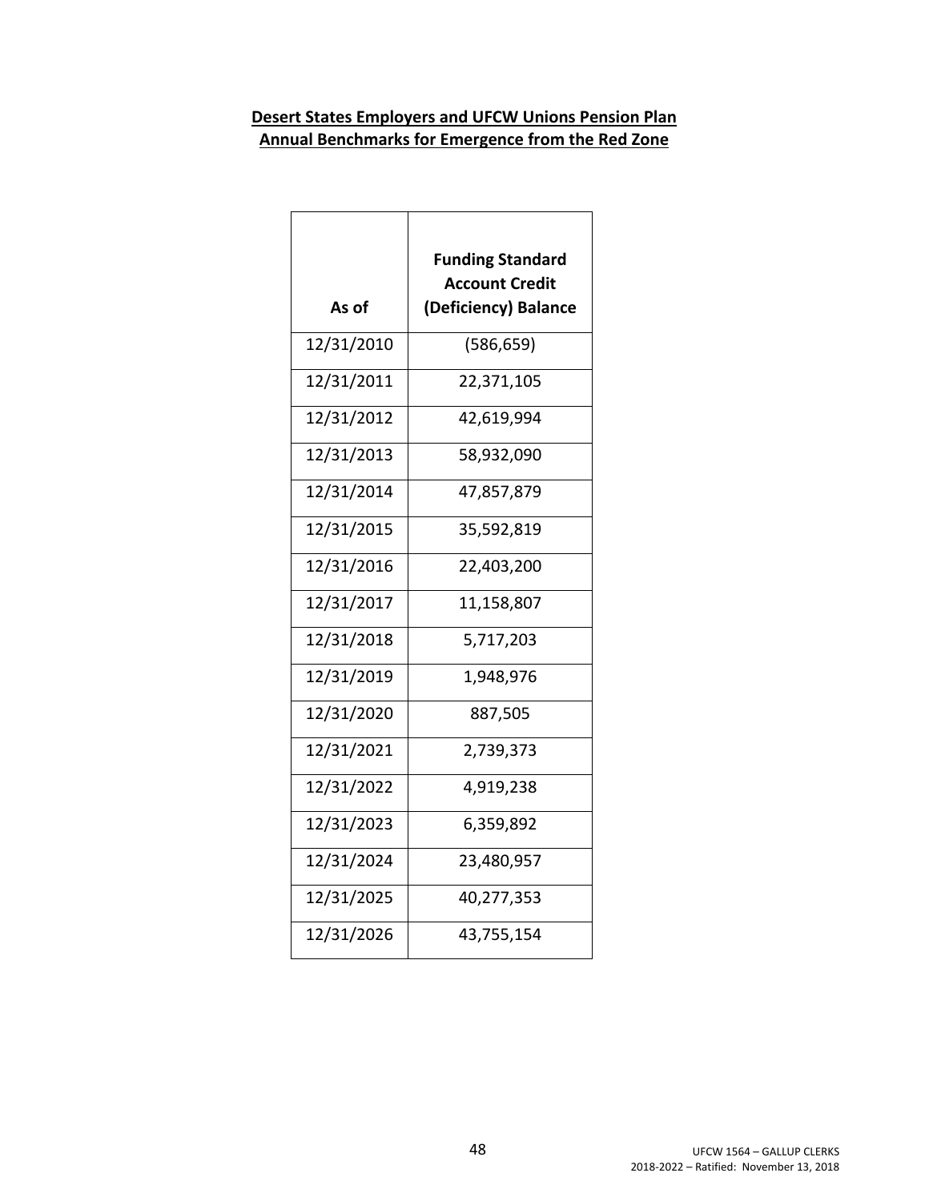**Desert States Employers and UFCW Unions Pension Plan**
**Annual Benchmarks for Emergence from the Red Zone**

| As of | Funding Standard Account Credit (Deficiency) Balance |
|---|---|
| 12/31/2010 | (586,659) |
| 12/31/2011 | 22,371,105 |
| 12/31/2012 | 42,619,994 |
| 12/31/2013 | 58,932,090 |
| 12/31/2014 | 47,857,879 |
| 12/31/2015 | 35,592,819 |
| 12/31/2016 | 22,403,200 |
| 12/31/2017 | 11,158,807 |
| 12/31/2018 | 5,717,203 |
| 12/31/2019 | 1,948,976 |
| 12/31/2020 | 887,505 |
| 12/31/2021 | 2,739,373 |
| 12/31/2022 | 4,919,238 |
| 12/31/2023 | 6,359,892 |
| 12/31/2024 | 23,480,957 |
| 12/31/2025 | 40,277,353 |
| 12/31/2026 | 43,755,154 |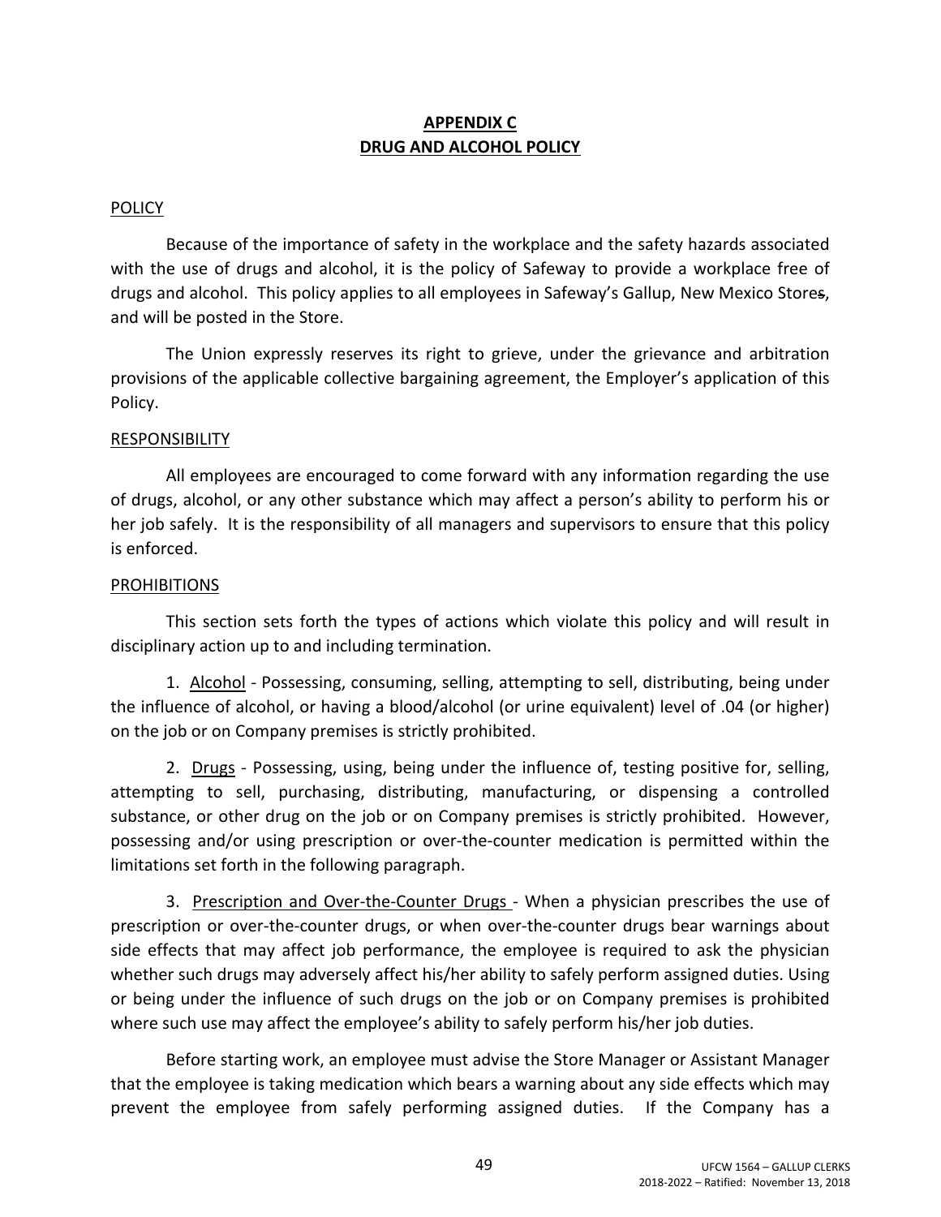## APPENDIX C
## DRUG AND ALCOHOL POLICY

POLICY

Because of the importance of safety in the workplace and the safety hazards associated with the use of drugs and alcohol, it is the policy of Safeway to provide a workplace free of drugs and alcohol. This policy applies to all employees in Safeway's Gallup, New Mexico Store~~s~~, and will be posted in the Store.

The Union expressly reserves its right to grieve, under the grievance and arbitration provisions of the applicable collective bargaining agreement, the Employer's application of this Policy.

RESPONSIBILITY

All employees are encouraged to come forward with any information regarding the use of drugs, alcohol, or any other substance which may affect a person's ability to perform his or her job safely. It is the responsibility of all managers and supervisors to ensure that this policy is enforced.

PROHIBITIONS

This section sets forth the types of actions which violate this policy and will result in disciplinary action up to and including termination.

1. Alcohol - Possessing, consuming, selling, attempting to sell, distributing, being under the influence of alcohol, or having a blood/alcohol (or urine equivalent) level of .04 (or higher) on the job or on Company premises is strictly prohibited.

2. Drugs - Possessing, using, being under the influence of, testing positive for, selling, attempting to sell, purchasing, distributing, manufacturing, or dispensing a controlled substance, or other drug on the job or on Company premises is strictly prohibited. However, possessing and/or using prescription or over-the-counter medication is permitted within the limitations set forth in the following paragraph.

3. Prescription and Over-the-Counter Drugs - When a physician prescribes the use of prescription or over-the-counter drugs, or when over-the-counter drugs bear warnings about side effects that may affect job performance, the employee is required to ask the physician whether such drugs may adversely affect his/her ability to safely perform assigned duties. Using or being under the influence of such drugs on the job or on Company premises is prohibited where such use may affect the employee's ability to safely perform his/her job duties.

Before starting work, an employee must advise the Store Manager or Assistant Manager that the employee is taking medication which bears a warning about any side effects which may prevent the employee from safely performing assigned duties. If the Company has a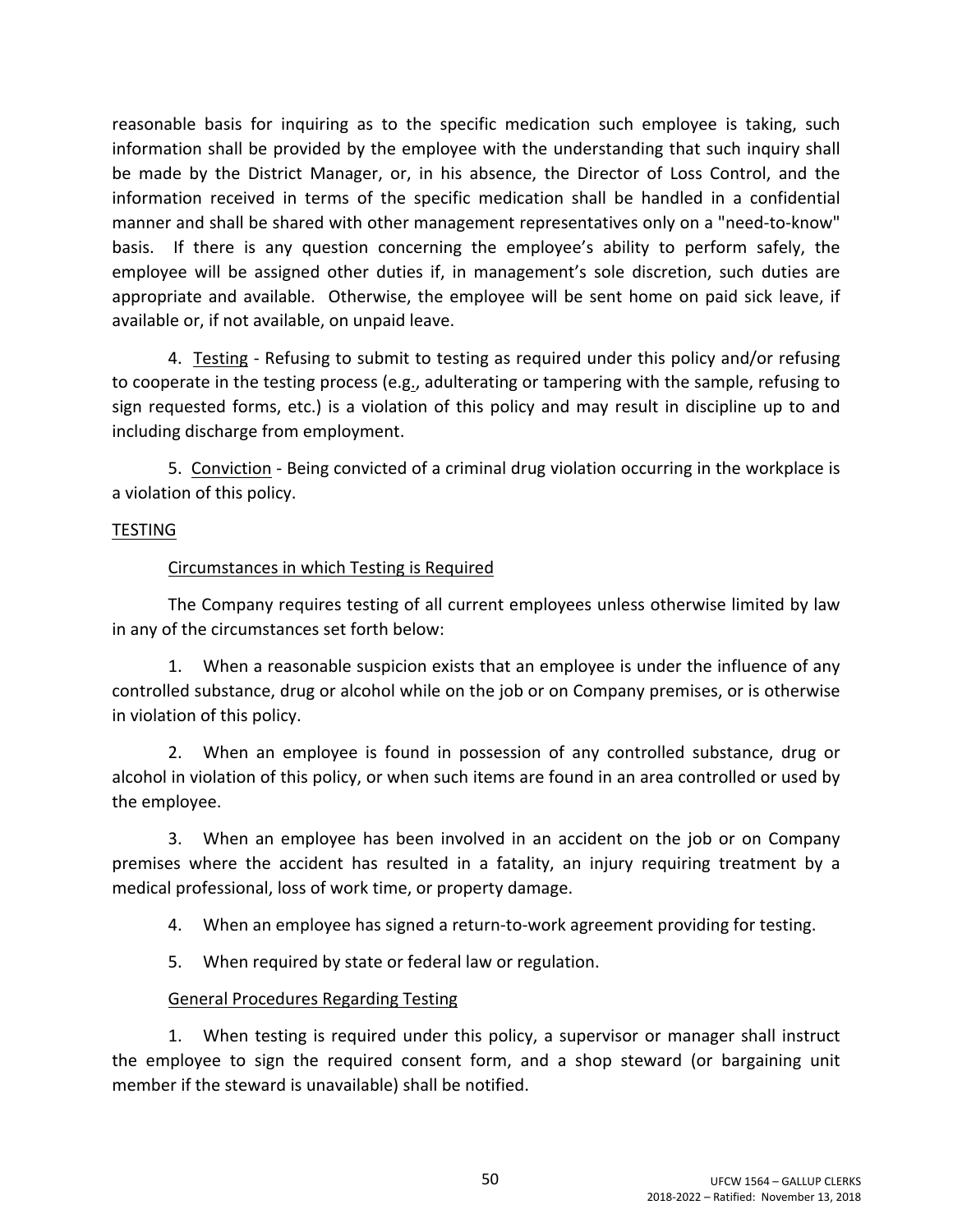reasonable basis for inquiring as to the specific medication such employee is taking, such information shall be provided by the employee with the understanding that such inquiry shall be made by the District Manager, or, in his absence, the Director of Loss Control, and the information received in terms of the specific medication shall be handled in a confidential manner and shall be shared with other management representatives only on a "need-to-know" basis. If there is any question concerning the employee's ability to perform safely, the employee will be assigned other duties if, in management's sole discretion, such duties are appropriate and available. Otherwise, the employee will be sent home on paid sick leave, if available or, if not available, on unpaid leave.

4. Testing - Refusing to submit to testing as required under this policy and/or refusing to cooperate in the testing process (e.g., adulterating or tampering with the sample, refusing to sign requested forms, etc.) is a violation of this policy and may result in discipline up to and including discharge from employment.

5. Conviction - Being convicted of a criminal drug violation occurring in the workplace is a violation of this policy.

TESTING

Circumstances in which Testing is Required

The Company requires testing of all current employees unless otherwise limited by law in any of the circumstances set forth below:

1. When a reasonable suspicion exists that an employee is under the influence of any controlled substance, drug or alcohol while on the job or on Company premises, or is otherwise in violation of this policy.

2. When an employee is found in possession of any controlled substance, drug or alcohol in violation of this policy, or when such items are found in an area controlled or used by the employee.

3. When an employee has been involved in an accident on the job or on Company premises where the accident has resulted in a fatality, an injury requiring treatment by a medical professional, loss of work time, or property damage.

4. When an employee has signed a return-to-work agreement providing for testing.

5. When required by state or federal law or regulation.

General Procedures Regarding Testing

1. When testing is required under this policy, a supervisor or manager shall instruct the employee to sign the required consent form, and a shop steward (or bargaining unit member if the steward is unavailable) shall be notified.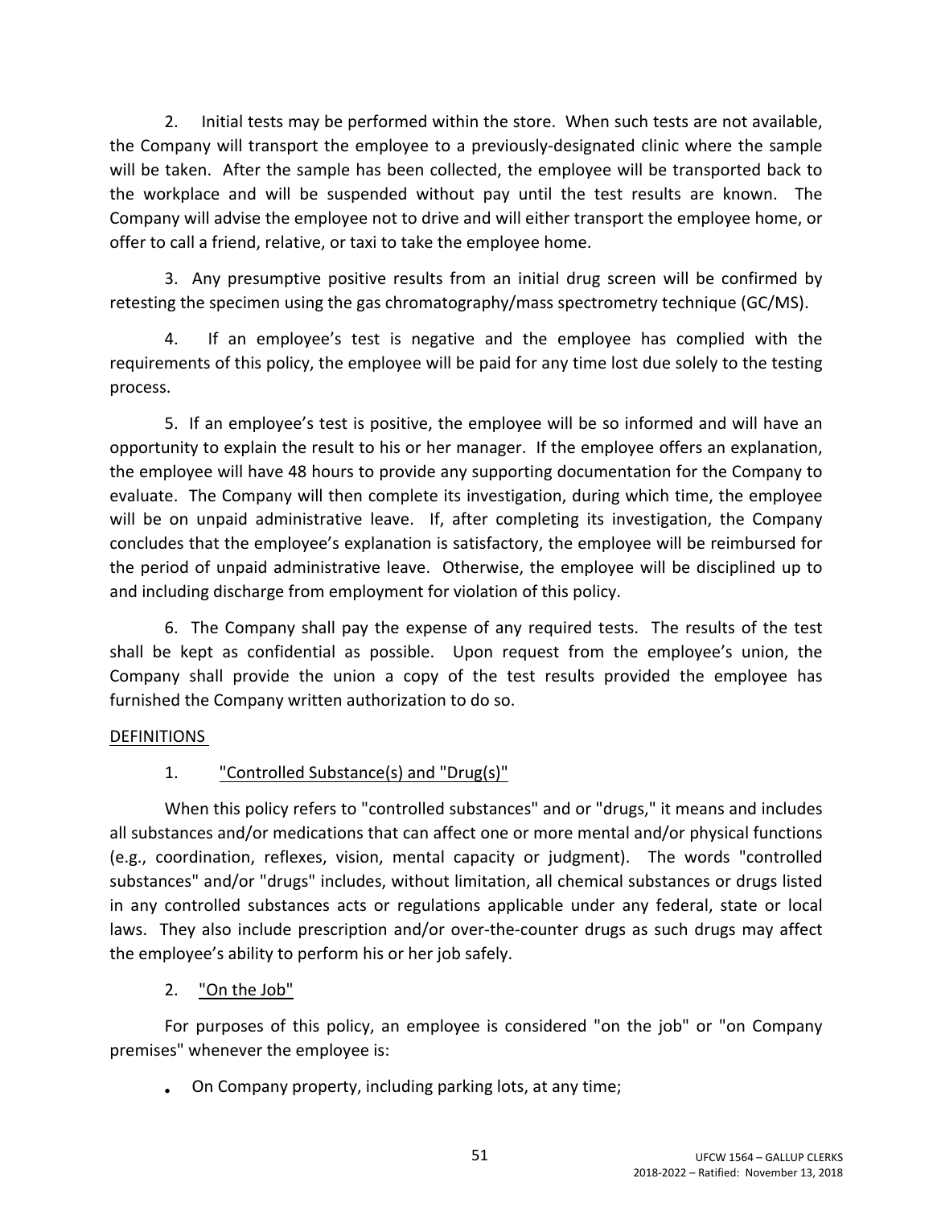2. Initial tests may be performed within the store. When such tests are not available, the Company will transport the employee to a previously-designated clinic where the sample will be taken. After the sample has been collected, the employee will be transported back to the workplace and will be suspended without pay until the test results are known. The Company will advise the employee not to drive and will either transport the employee home, or offer to call a friend, relative, or taxi to take the employee home.

3. Any presumptive positive results from an initial drug screen will be confirmed by retesting the specimen using the gas chromatography/mass spectrometry technique (GC/MS).

4. If an employee's test is negative and the employee has complied with the requirements of this policy, the employee will be paid for any time lost due solely to the testing process.

5. If an employee's test is positive, the employee will be so informed and will have an opportunity to explain the result to his or her manager. If the employee offers an explanation, the employee will have 48 hours to provide any supporting documentation for the Company to evaluate. The Company will then complete its investigation, during which time, the employee will be on unpaid administrative leave. If, after completing its investigation, the Company concludes that the employee's explanation is satisfactory, the employee will be reimbursed for the period of unpaid administrative leave. Otherwise, the employee will be disciplined up to and including discharge from employment for violation of this policy.

6. The Company shall pay the expense of any required tests. The results of the test shall be kept as confidential as possible. Upon request from the employee's union, the Company shall provide the union a copy of the test results provided the employee has furnished the Company written authorization to do so.

DEFINITIONS

1. "Controlled Substance(s) and "Drug(s)"

When this policy refers to "controlled substances" and or "drugs," it means and includes all substances and/or medications that can affect one or more mental and/or physical functions (e.g., coordination, reflexes, vision, mental capacity or judgment). The words "controlled substances" and/or "drugs" includes, without limitation, all chemical substances or drugs listed in any controlled substances acts or regulations applicable under any federal, state or local laws. They also include prescription and/or over-the-counter drugs as such drugs may affect the employee's ability to perform his or her job safely.

2. "On the Job"

For purposes of this policy, an employee is considered "on the job" or "on Company premises" whenever the employee is:

- On Company property, including parking lots, at any time;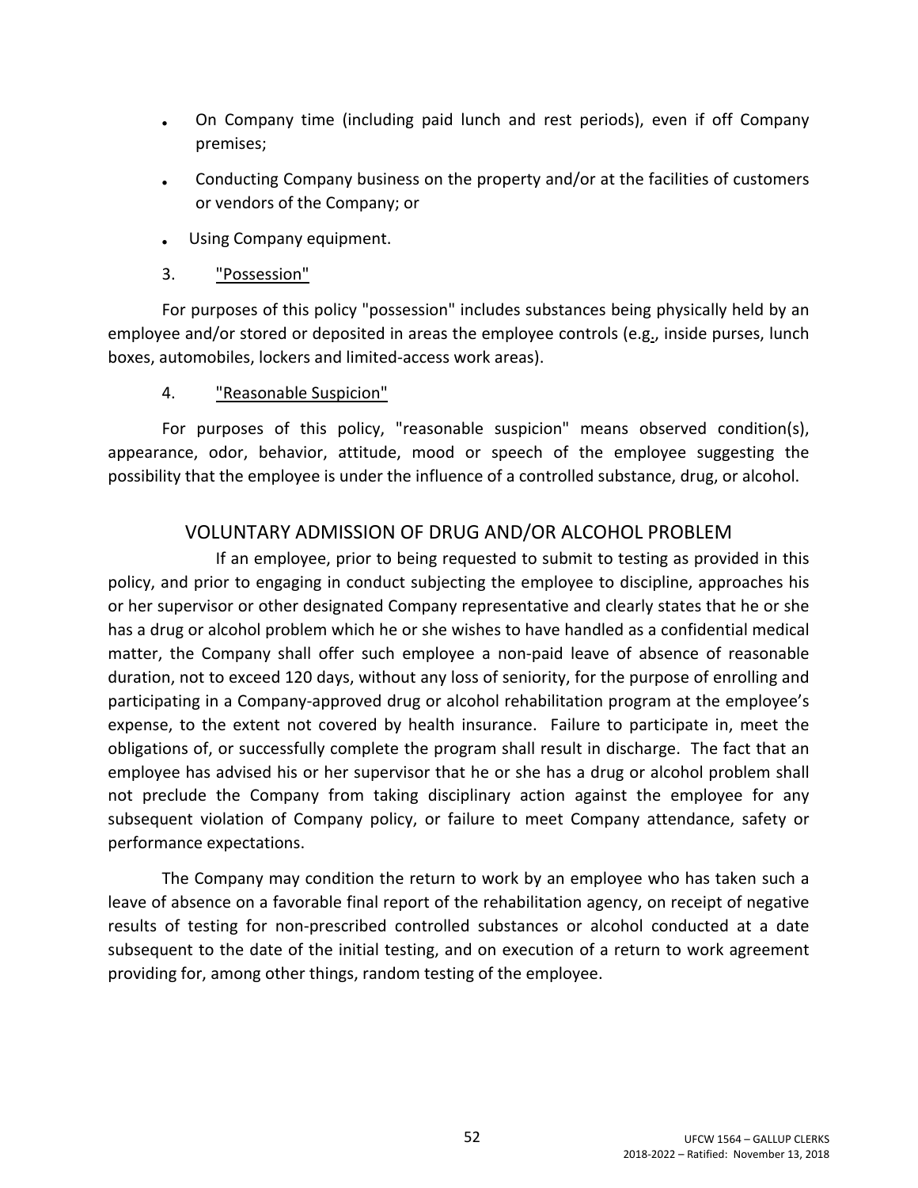- On Company time (including paid lunch and rest periods), even if off Company premises;
- Conducting Company business on the property and/or at the facilities of customers or vendors of the Company; or
- Using Company equipment.

3. "Possession"

For purposes of this policy "possession" includes substances being physically held by an employee and/or stored or deposited in areas the employee controls (e.g., inside purses, lunch boxes, automobiles, lockers and limited-access work areas).

4. "Reasonable Suspicion"

For purposes of this policy, "reasonable suspicion" means observed condition(s), appearance, odor, behavior, attitude, mood or speech of the employee suggesting the possibility that the employee is under the influence of a controlled substance, drug, or alcohol.

## VOLUNTARY ADMISSION OF DRUG AND/OR ALCOHOL PROBLEM

If an employee, prior to being requested to submit to testing as provided in this policy, and prior to engaging in conduct subjecting the employee to discipline, approaches his or her supervisor or other designated Company representative and clearly states that he or she has a drug or alcohol problem which he or she wishes to have handled as a confidential medical matter, the Company shall offer such employee a non-paid leave of absence of reasonable duration, not to exceed 120 days, without any loss of seniority, for the purpose of enrolling and participating in a Company-approved drug or alcohol rehabilitation program at the employee's expense, to the extent not covered by health insurance. Failure to participate in, meet the obligations of, or successfully complete the program shall result in discharge. The fact that an employee has advised his or her supervisor that he or she has a drug or alcohol problem shall not preclude the Company from taking disciplinary action against the employee for any subsequent violation of Company policy, or failure to meet Company attendance, safety or performance expectations.

The Company may condition the return to work by an employee who has taken such a leave of absence on a favorable final report of the rehabilitation agency, on receipt of negative results of testing for non-prescribed controlled substances or alcohol conducted at a date subsequent to the date of the initial testing, and on execution of a return to work agreement providing for, among other things, random testing of the employee.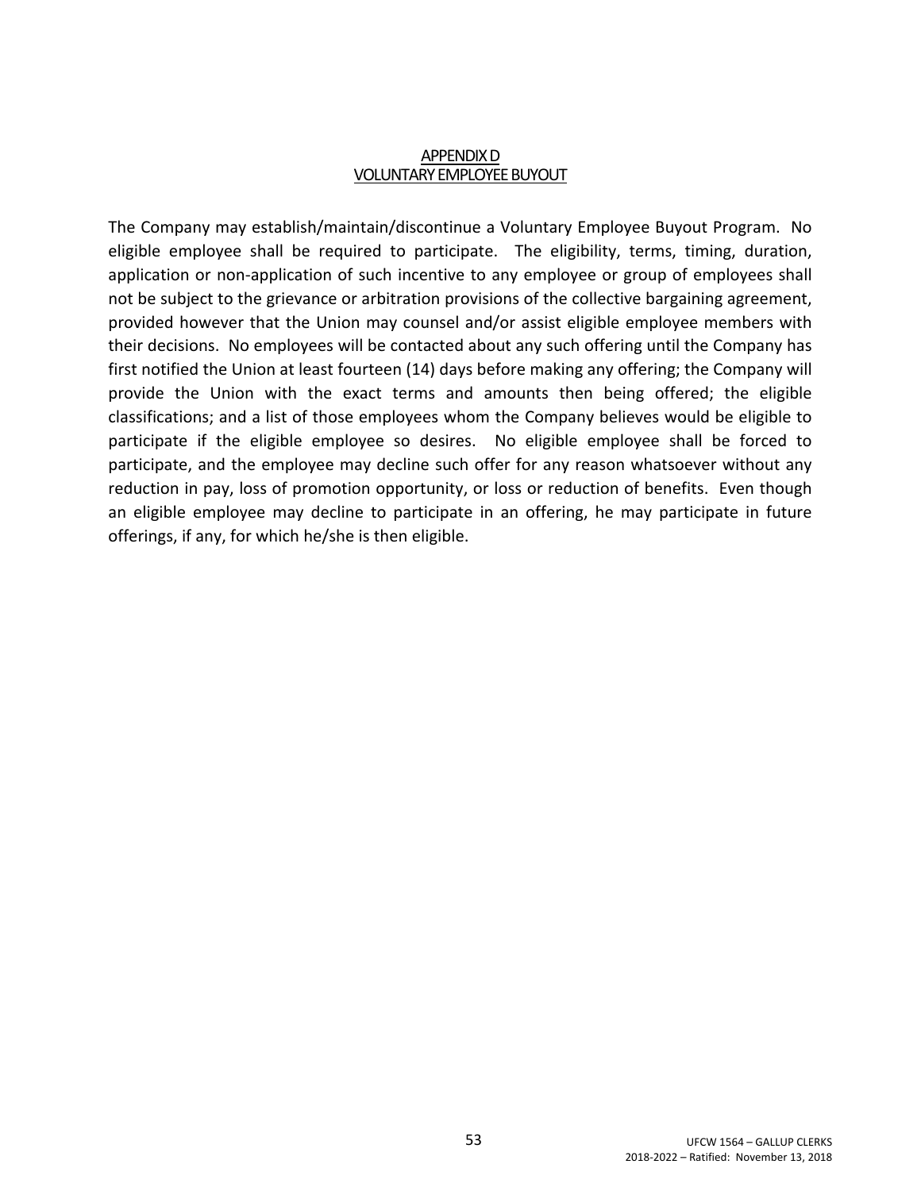## APPENDIX D
## VOLUNTARY EMPLOYEE BUYOUT

The Company may establish/maintain/discontinue a Voluntary Employee Buyout Program. No eligible employee shall be required to participate. The eligibility, terms, timing, duration, application or non-application of such incentive to any employee or group of employees shall not be subject to the grievance or arbitration provisions of the collective bargaining agreement, provided however that the Union may counsel and/or assist eligible employee members with their decisions. No employees will be contacted about any such offering until the Company has first notified the Union at least fourteen (14) days before making any offering; the Company will provide the Union with the exact terms and amounts then being offered; the eligible classifications; and a list of those employees whom the Company believes would be eligible to participate if the eligible employee so desires. No eligible employee shall be forced to participate, and the employee may decline such offer for any reason whatsoever without any reduction in pay, loss of promotion opportunity, or loss or reduction of benefits. Even though an eligible employee may decline to participate in an offering, he may participate in future offerings, if any, for which he/she is then eligible.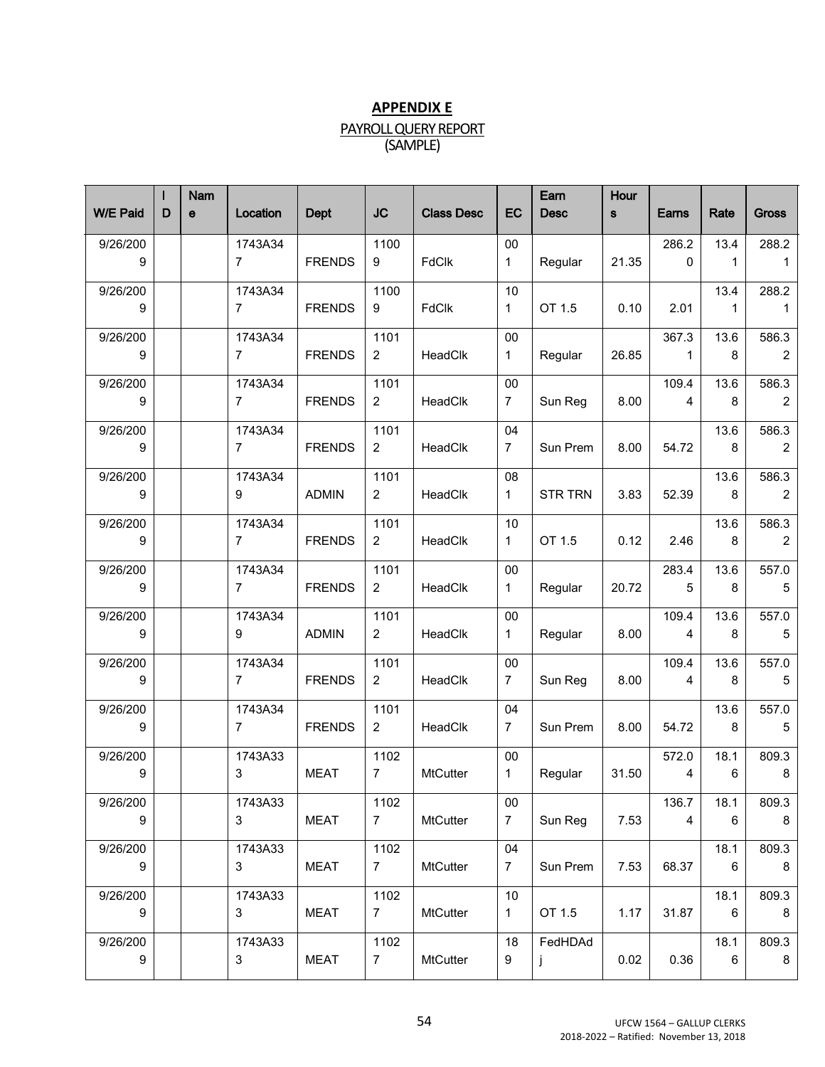## APPENDIX E

PAYROLL QUERY REPORT
(SAMPLE)

| W/E Paid | ID | Name | Location | Dept | JC | Class Desc | EC | Earn Desc | Hours | Earns | Rate | Gross |
|---|---|---|---|---|---|---|---|---|---|---|---|---|
| 9/26/2009 | | | 1743A347 | FRENDS | 11009 | FdClk | 001 | Regular | 21.35 | 286.20 | 13.41 | 288.21 |
| 9/26/2009 | | | 1743A347 | FRENDS | 11009 | FdClk | 101 | OT 1.5 | 0.10 | 2.01 | 13.41 | 288.21 |
| 9/26/2009 | | | 1743A347 | FRENDS | 11012 | HeadClk | 001 | Regular | 26.85 | 367.31 | 13.68 | 586.32 |
| 9/26/2009 | | | 1743A347 | FRENDS | 11012 | HeadClk | 007 | Sun Reg | 8.00 | 109.44 | 13.68 | 586.32 |
| 9/26/2009 | | | 1743A347 | FRENDS | 11012 | HeadClk | 047 | Sun Prem | 8.00 | 54.72 | 13.68 | 586.32 |
| 9/26/2009 | | | 1743A349 | ADMIN | 11012 | HeadClk | 081 | STR TRN | 3.83 | 52.39 | 13.68 | 586.32 |
| 9/26/2009 | | | 1743A347 | FRENDS | 11012 | HeadClk | 101 | OT 1.5 | 0.12 | 2.46 | 13.68 | 586.32 |
| 9/26/2009 | | | 1743A347 | FRENDS | 11012 | HeadClk | 001 | Regular | 20.72 | 283.45 | 13.68 | 557.05 |
| 9/26/2009 | | | 1743A349 | ADMIN | 11012 | HeadClk | 001 | Regular | 8.00 | 109.44 | 13.68 | 557.05 |
| 9/26/2009 | | | 1743A347 | FRENDS | 11012 | HeadClk | 007 | Sun Reg | 8.00 | 109.44 | 13.68 | 557.05 |
| 9/26/2009 | | | 1743A347 | FRENDS | 11012 | HeadClk | 047 | Sun Prem | 8.00 | 54.72 | 13.68 | 557.05 |
| 9/26/2009 | | | 1743A333 | MEAT | 11027 | MtCutter | 001 | Regular | 31.50 | 572.04 | 18.16 | 809.38 |
| 9/26/2009 | | | 1743A333 | MEAT | 11027 | MtCutter | 007 | Sun Reg | 7.53 | 136.74 | 18.16 | 809.38 |
| 9/26/2009 | | | 1743A333 | MEAT | 11027 | MtCutter | 047 | Sun Prem | 7.53 | 68.37 | 18.16 | 809.38 |
| 9/26/2009 | | | 1743A333 | MEAT | 11027 | MtCutter | 101 | OT 1.5 | 1.17 | 31.87 | 18.16 | 809.38 |
| 9/26/2009 | | | 1743A333 | MEAT | 11027 | MtCutter | 189 | FedHDAdj | 0.02 | 0.36 | 18.16 | 809.38 |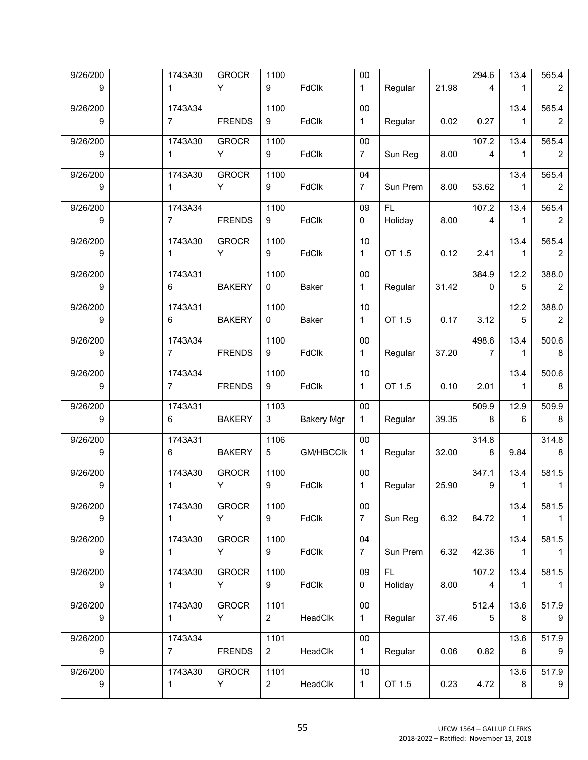| 9/26/2009 | | | 1743A301 | GROCRY | 11009 | FdClk | 001 | Regular | 21.98 | 294.64 | 13.41 | 565.42 |
|---|---|---|---|---|---|---|---|---|---|---|---|---|
| 9/26/2009 | | | 1743A347 | FRENDS | 11009 | FdClk | 001 | Regular | 0.02 | 0.27 | 13.41 | 565.42 |
| 9/26/2009 | | | 1743A301 | GROCRY | 11009 | FdClk | 007 | Sun Reg | 8.00 | 107.24 | 13.41 | 565.42 |
| 9/26/2009 | | | 1743A301 | GROCRY | 11009 | FdClk | 047 | Sun Prem | 8.00 | 53.62 | 13.41 | 565.42 |
| 9/26/2009 | | | 1743A347 | FRENDS | 11009 | FdClk | 090 | FL Holiday | 8.00 | 107.24 | 13.41 | 565.42 |
| 9/26/2009 | | | 1743A301 | GROCRY | 11009 | FdClk | 101 | OT 1.5 | 0.12 | 2.41 | 13.41 | 565.42 |
| 9/26/2009 | | | 1743A316 | BAKERY | 11000 | Baker | 001 | Regular | 31.42 | 384.90 | 12.25 | 388.02 |
| 9/26/2009 | | | 1743A316 | BAKERY | 11000 | Baker | 101 | OT 1.5 | 0.17 | 3.12 | 12.25 | 388.02 |
| 9/26/2009 | | | 1743A347 | FRENDS | 11009 | FdClk | 001 | Regular | 37.20 | 498.67 | 13.41 | 500.68 |
| 9/26/2009 | | | 1743A347 | FRENDS | 11009 | FdClk | 101 | OT 1.5 | 0.10 | 2.01 | 13.41 | 500.68 |
| 9/26/2009 | | | 1743A316 | BAKERY | 11033 | Bakery Mgr | 001 | Regular | 39.35 | 509.98 | 12.96 | 509.98 |
| 9/26/2009 | | | 1743A316 | BAKERY | 11065 | GM/HBCClk | 001 | Regular | 32.00 | 314.88 | 9.84 | 314.88 |
| 9/26/2009 | | | 1743A301 | GROCRY | 11009 | FdClk | 001 | Regular | 25.90 | 347.19 | 13.41 | 581.51 |
| 9/26/2009 | | | 1743A301 | GROCRY | 11009 | FdClk | 007 | Sun Reg | 6.32 | 84.72 | 13.41 | 581.51 |
| 9/26/2009 | | | 1743A301 | GROCRY | 11009 | FdClk | 047 | Sun Prem | 6.32 | 42.36 | 13.41 | 581.51 |
| 9/26/2009 | | | 1743A301 | GROCRY | 11009 | FdClk | 090 | FL Holiday | 8.00 | 107.24 | 13.41 | 581.51 |
| 9/26/2009 | | | 1743A301 | GROCRY | 11012 | HeadClk | 001 | Regular | 37.46 | 512.45 | 13.68 | 517.99 |
| 9/26/2009 | | | 1743A347 | FRENDS | 11012 | HeadClk | 001 | Regular | 0.06 | 0.82 | 13.68 | 517.99 |
| 9/26/2009 | | | 1743A301 | GROCRY | 11012 | HeadClk | 101 | OT 1.5 | 0.23 | 4.72 | 13.68 | 517.99 |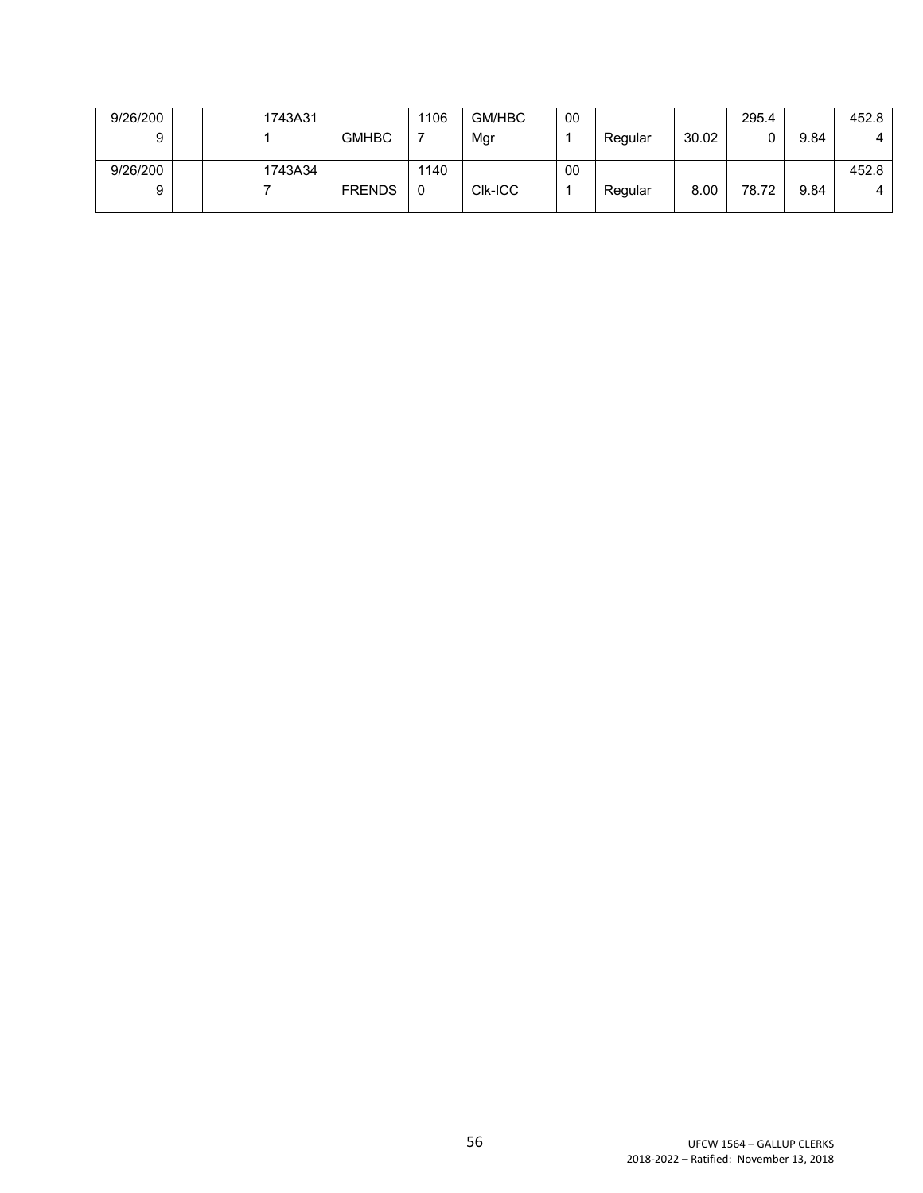| | | | | | | | | | | | | |
|---|---|---|---|---|---|---|---|---|---|---|---|---|
| 9/26/2009 | | | 1743A311 | GMHBC | 11067 | GM/HBC Mgr | 001 | Regular | 30.02 | 295.40 | 9.84 | 452.84 |
| 9/26/2009 | | | 1743A347 | FRENDS | 11400 | Clk-ICC | 001 | Regular | 8.00 | 78.72 | 9.84 | 452.84 |